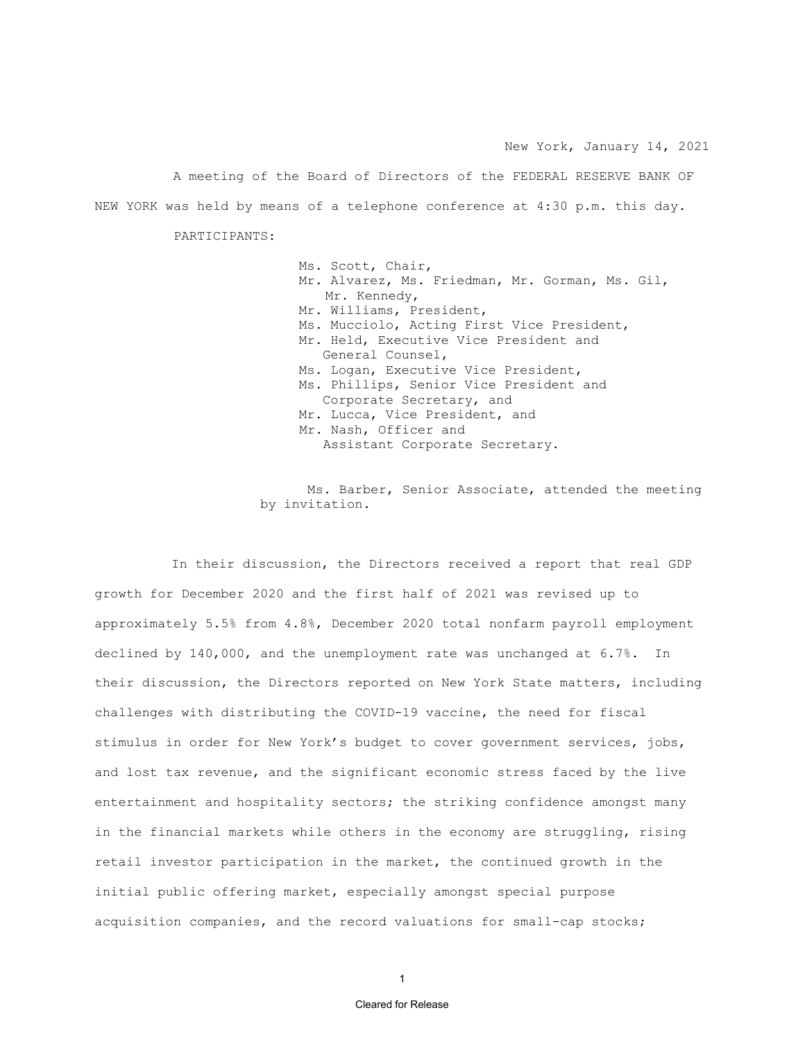New York, January 14, 2021

A meeting of the Board of Directors of the FEDERAL RESERVE BANK OF NEW YORK was held by means of a telephone conference at 4:30 p.m. this day.

PARTICIPANTS:

Ms. Scott, Chair,
Mr. Alvarez, Ms. Friedman, Mr. Gorman, Ms. Gil, Mr. Kennedy,
Mr. Williams, President,
Ms. Mucciolo, Acting First Vice President,
Mr. Held, Executive Vice President and General Counsel,
Ms. Logan, Executive Vice President,
Ms. Phillips, Senior Vice President and Corporate Secretary, and
Mr. Lucca, Vice President, and
Mr. Nash, Officer and Assistant Corporate Secretary.

Ms. Barber, Senior Associate, attended the meeting by invitation.

In their discussion, the Directors received a report that real GDP growth for December 2020 and the first half of 2021 was revised up to approximately 5.5% from 4.8%, December 2020 total nonfarm payroll employment declined by 140,000, and the unemployment rate was unchanged at 6.7%. In their discussion, the Directors reported on New York State matters, including challenges with distributing the COVID-19 vaccine, the need for fiscal stimulus in order for New York's budget to cover government services, jobs, and lost tax revenue, and the significant economic stress faced by the live entertainment and hospitality sectors; the striking confidence amongst many in the financial markets while others in the economy are struggling, rising retail investor participation in the market, the continued growth in the initial public offering market, especially amongst special purpose acquisition companies, and the record valuations for small-cap stocks;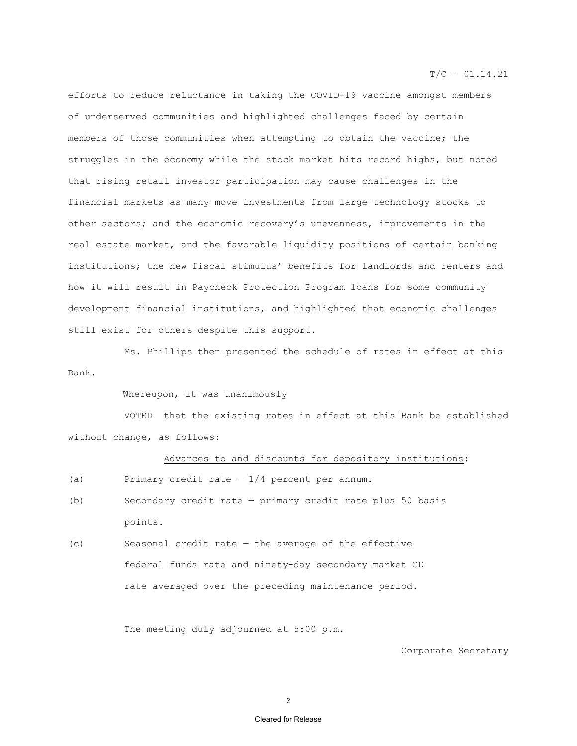efforts to reduce reluctance in taking the COVID-19 vaccine amongst members of underserved communities and highlighted challenges faced by certain members of those communities when attempting to obtain the vaccine; the struggles in the economy while the stock market hits record highs, but noted that rising retail investor participation may cause challenges in the financial markets as many move investments from large technology stocks to other sectors; and the economic recovery's unevenness, improvements in the real estate market, and the favorable liquidity positions of certain banking institutions; the new fiscal stimulus' benefits for landlords and renters and how it will result in Paycheck Protection Program loans for some community development financial institutions, and highlighted that economic challenges still exist for others despite this support.

Ms. Phillips then presented the schedule of rates in effect at this Bank.

Whereupon, it was unanimously

VOTED that the existing rates in effect at this Bank be established without change, as follows:

<u>Advances to and discounts for depository institutions</u>:

(a) Primary credit rate — 1/4 percent per annum.

(b) Secondary credit rate — primary credit rate plus 50 basis points.

(c) Seasonal credit rate — the average of the effective federal funds rate and ninety-day secondary market CD rate averaged over the preceding maintenance period.

The meeting duly adjourned at 5:00 p.m.

Corporate Secretary

Cleared for Release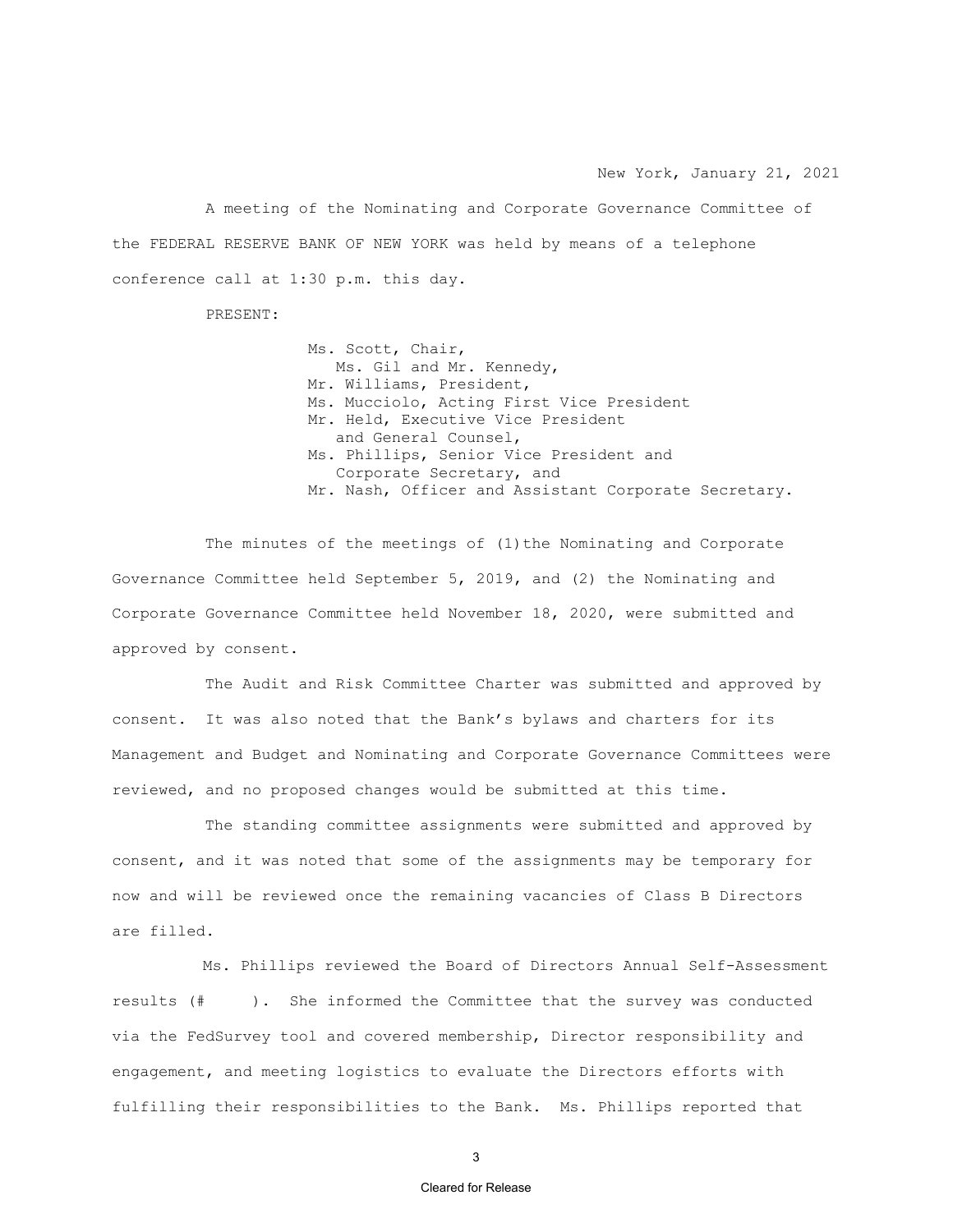New York, January 21, 2021

A meeting of the Nominating and Corporate Governance Committee of the FEDERAL RESERVE BANK OF NEW YORK was held by means of a telephone conference call at 1:30 p.m. this day.

PRESENT:

Ms. Scott, Chair,
Ms. Gil and Mr. Kennedy,
Mr. Williams, President,
Ms. Mucciolo, Acting First Vice President
Mr. Held, Executive Vice President and General Counsel,
Ms. Phillips, Senior Vice President and Corporate Secretary, and
Mr. Nash, Officer and Assistant Corporate Secretary.

The minutes of the meetings of (1)the Nominating and Corporate Governance Committee held September 5, 2019, and (2) the Nominating and Corporate Governance Committee held November 18, 2020, were submitted and approved by consent.

The Audit and Risk Committee Charter was submitted and approved by consent. It was also noted that the Bank's bylaws and charters for its Management and Budget and Nominating and Corporate Governance Committees were reviewed, and no proposed changes would be submitted at this time.

The standing committee assignments were submitted and approved by consent, and it was noted that some of the assignments may be temporary for now and will be reviewed once the remaining vacancies of Class B Directors are filled.

Ms. Phillips reviewed the Board of Directors Annual Self-Assessment results (#     ). She informed the Committee that the survey was conducted via the FedSurvey tool and covered membership, Director responsibility and engagement, and meeting logistics to evaluate the Directors efforts with fulfilling their responsibilities to the Bank. Ms. Phillips reported that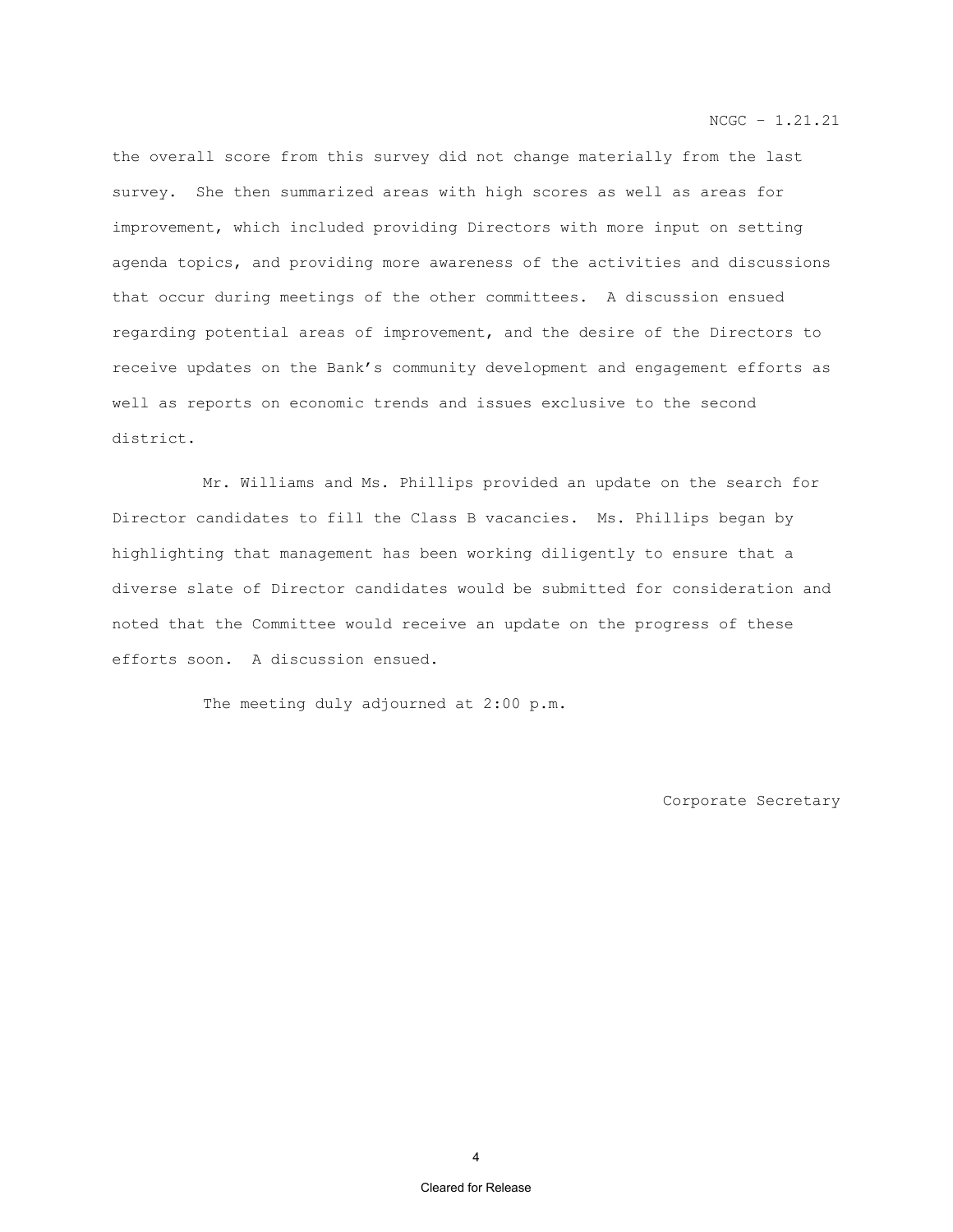the overall score from this survey did not change materially from the last survey. She then summarized areas with high scores as well as areas for improvement, which included providing Directors with more input on setting agenda topics, and providing more awareness of the activities and discussions that occur during meetings of the other committees. A discussion ensued regarding potential areas of improvement, and the desire of the Directors to receive updates on the Bank's community development and engagement efforts as well as reports on economic trends and issues exclusive to the second district.

Mr. Williams and Ms. Phillips provided an update on the search for Director candidates to fill the Class B vacancies. Ms. Phillips began by highlighting that management has been working diligently to ensure that a diverse slate of Director candidates would be submitted for consideration and noted that the Committee would receive an update on the progress of these efforts soon. A discussion ensued.

The meeting duly adjourned at 2:00 p.m.

Corporate Secretary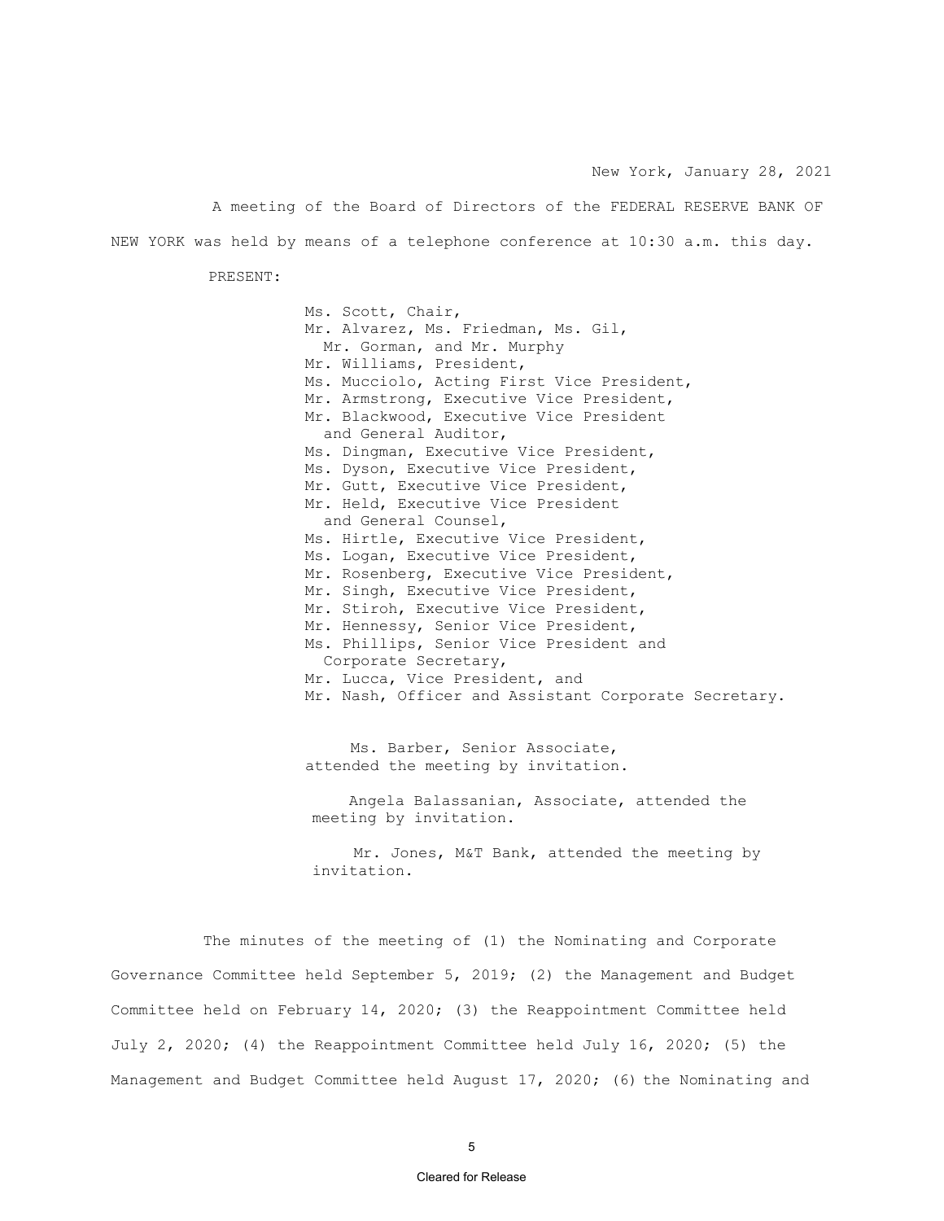New York, January 28, 2021

A meeting of the Board of Directors of the FEDERAL RESERVE BANK OF NEW YORK was held by means of a telephone conference at 10:30 a.m. this day.

PRESENT:

Ms. Scott, Chair,
Mr. Alvarez, Ms. Friedman, Ms. Gil,
Mr. Gorman, and Mr. Murphy
Mr. Williams, President,
Ms. Mucciolo, Acting First Vice President,
Mr. Armstrong, Executive Vice President,
Mr. Blackwood, Executive Vice President and General Auditor,
Ms. Dingman, Executive Vice President,
Ms. Dyson, Executive Vice President,
Mr. Gutt, Executive Vice President,
Mr. Held, Executive Vice President and General Counsel,
Ms. Hirtle, Executive Vice President,
Ms. Logan, Executive Vice President,
Mr. Rosenberg, Executive Vice President,
Mr. Singh, Executive Vice President,
Mr. Stiroh, Executive Vice President,
Mr. Hennessy, Senior Vice President,
Ms. Phillips, Senior Vice President and Corporate Secretary,
Mr. Lucca, Vice President, and
Mr. Nash, Officer and Assistant Corporate Secretary.

Ms. Barber, Senior Associate, attended the meeting by invitation.

Angela Balassanian, Associate, attended the meeting by invitation.

Mr. Jones, M&T Bank, attended the meeting by invitation.

The minutes of the meeting of (1) the Nominating and Corporate Governance Committee held September 5, 2019; (2) the Management and Budget Committee held on February 14, 2020; (3) the Reappointment Committee held July 2, 2020; (4) the Reappointment Committee held July 16, 2020; (5) the Management and Budget Committee held August 17, 2020; (6) the Nominating and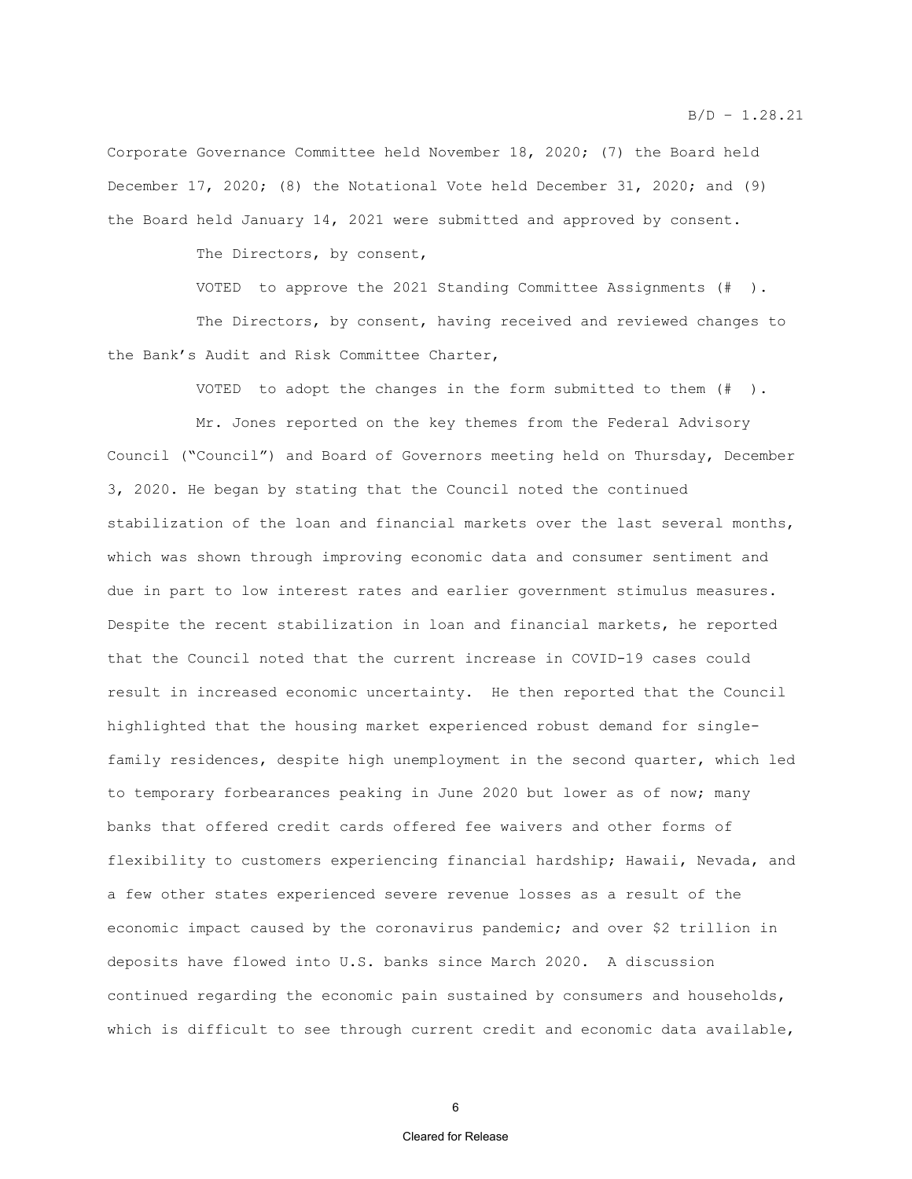Corporate Governance Committee held November 18, 2020; (7) the Board held December 17, 2020; (8) the Notational Vote held December 31, 2020; and (9) the Board held January 14, 2021 were submitted and approved by consent.

The Directors, by consent,

VOTED to approve the 2021 Standing Committee Assignments (# ).

The Directors, by consent, having received and reviewed changes to the Bank's Audit and Risk Committee Charter,

VOTED to adopt the changes in the form submitted to them (# ).

Mr. Jones reported on the key themes from the Federal Advisory Council ("Council") and Board of Governors meeting held on Thursday, December 3, 2020. He began by stating that the Council noted the continued stabilization of the loan and financial markets over the last several months, which was shown through improving economic data and consumer sentiment and due in part to low interest rates and earlier government stimulus measures. Despite the recent stabilization in loan and financial markets, he reported that the Council noted that the current increase in COVID-19 cases could result in increased economic uncertainty. He then reported that the Council highlighted that the housing market experienced robust demand for single-family residences, despite high unemployment in the second quarter, which led to temporary forbearances peaking in June 2020 but lower as of now; many banks that offered credit cards offered fee waivers and other forms of flexibility to customers experiencing financial hardship; Hawaii, Nevada, and a few other states experienced severe revenue losses as a result of the economic impact caused by the coronavirus pandemic; and over $2 trillion in deposits have flowed into U.S. banks since March 2020. A discussion continued regarding the economic pain sustained by consumers and households, which is difficult to see through current credit and economic data available,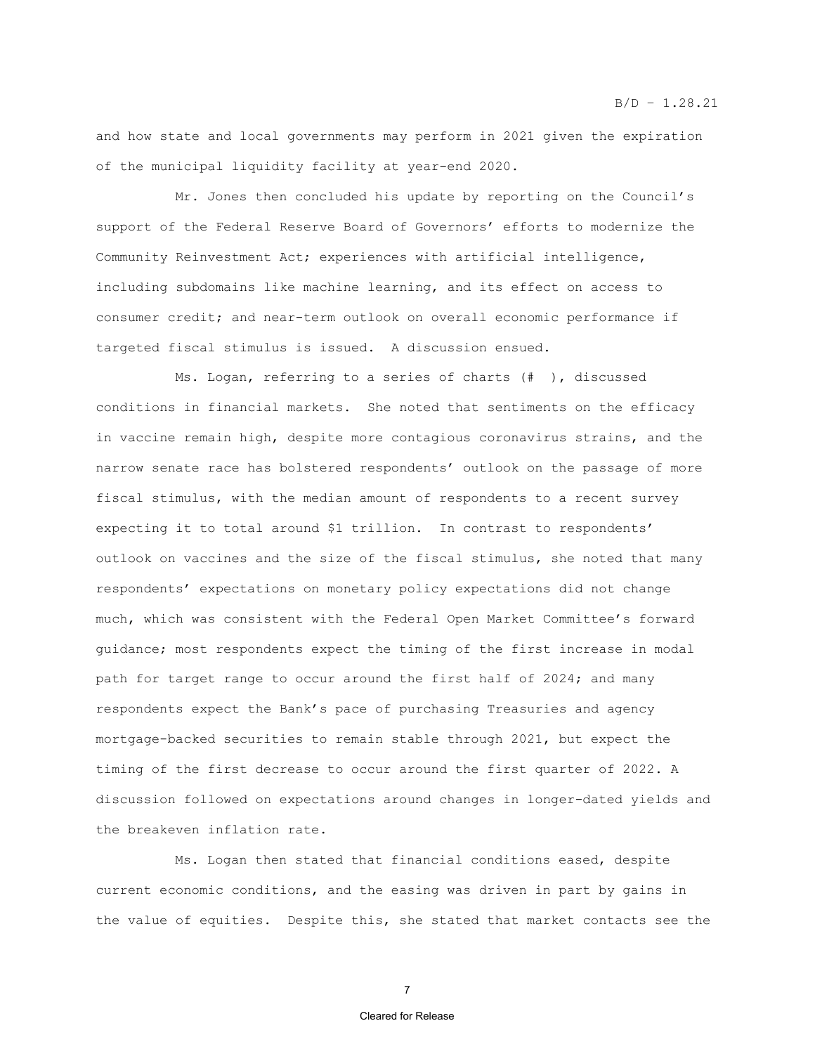and how state and local governments may perform in 2021 given the expiration of the municipal liquidity facility at year-end 2020.

Mr. Jones then concluded his update by reporting on the Council's support of the Federal Reserve Board of Governors' efforts to modernize the Community Reinvestment Act; experiences with artificial intelligence, including subdomains like machine learning, and its effect on access to consumer credit; and near-term outlook on overall economic performance if targeted fiscal stimulus is issued. A discussion ensued.

Ms. Logan, referring to a series of charts (# ), discussed conditions in financial markets. She noted that sentiments on the efficacy in vaccine remain high, despite more contagious coronavirus strains, and the narrow senate race has bolstered respondents' outlook on the passage of more fiscal stimulus, with the median amount of respondents to a recent survey expecting it to total around $1 trillion. In contrast to respondents' outlook on vaccines and the size of the fiscal stimulus, she noted that many respondents' expectations on monetary policy expectations did not change much, which was consistent with the Federal Open Market Committee's forward guidance; most respondents expect the timing of the first increase in modal path for target range to occur around the first half of 2024; and many respondents expect the Bank's pace of purchasing Treasuries and agency mortgage-backed securities to remain stable through 2021, but expect the timing of the first decrease to occur around the first quarter of 2022. A discussion followed on expectations around changes in longer-dated yields and the breakeven inflation rate.

Ms. Logan then stated that financial conditions eased, despite current economic conditions, and the easing was driven in part by gains in the value of equities. Despite this, she stated that market contacts see the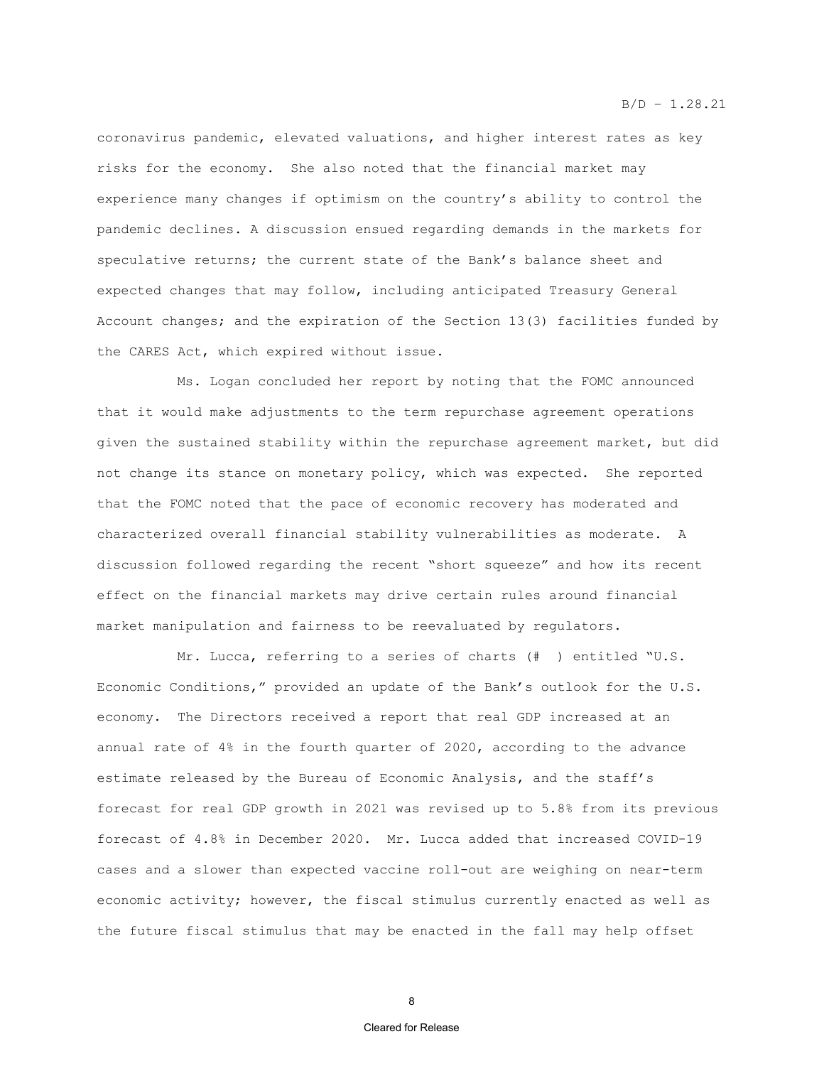coronavirus pandemic, elevated valuations, and higher interest rates as key risks for the economy. She also noted that the financial market may experience many changes if optimism on the country's ability to control the pandemic declines. A discussion ensued regarding demands in the markets for speculative returns; the current state of the Bank's balance sheet and expected changes that may follow, including anticipated Treasury General Account changes; and the expiration of the Section 13(3) facilities funded by the CARES Act, which expired without issue.

Ms. Logan concluded her report by noting that the FOMC announced that it would make adjustments to the term repurchase agreement operations given the sustained stability within the repurchase agreement market, but did not change its stance on monetary policy, which was expected. She reported that the FOMC noted that the pace of economic recovery has moderated and characterized overall financial stability vulnerabilities as moderate. A discussion followed regarding the recent "short squeeze" and how its recent effect on the financial markets may drive certain rules around financial market manipulation and fairness to be reevaluated by regulators.

Mr. Lucca, referring to a series of charts (# ) entitled "U.S. Economic Conditions," provided an update of the Bank's outlook for the U.S. economy. The Directors received a report that real GDP increased at an annual rate of 4% in the fourth quarter of 2020, according to the advance estimate released by the Bureau of Economic Analysis, and the staff's forecast for real GDP growth in 2021 was revised up to 5.8% from its previous forecast of 4.8% in December 2020. Mr. Lucca added that increased COVID-19 cases and a slower than expected vaccine roll-out are weighing on near-term economic activity; however, the fiscal stimulus currently enacted as well as the future fiscal stimulus that may be enacted in the fall may help offset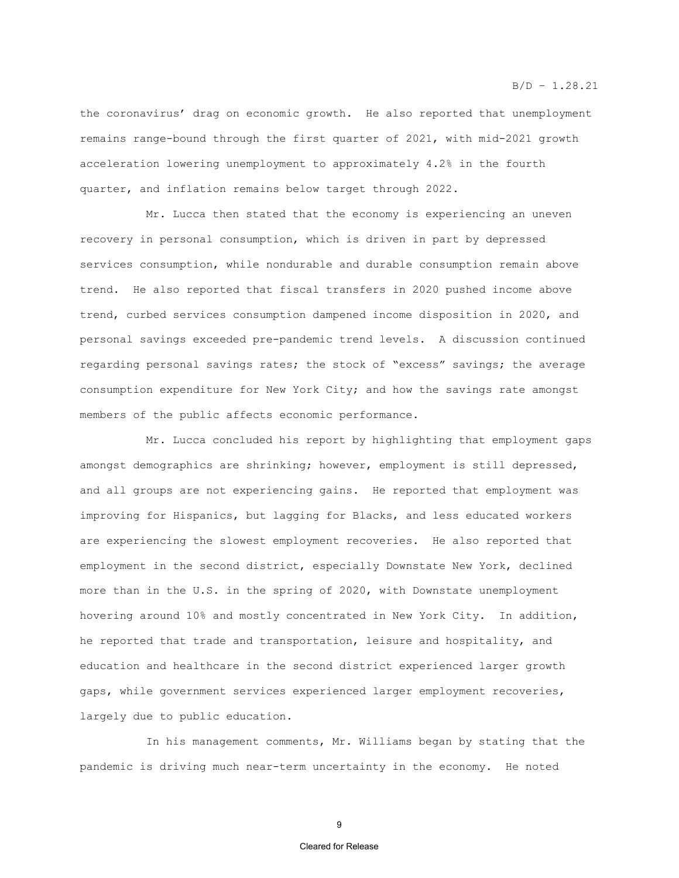the coronavirus' drag on economic growth. He also reported that unemployment remains range-bound through the first quarter of 2021, with mid-2021 growth acceleration lowering unemployment to approximately 4.2% in the fourth quarter, and inflation remains below target through 2022.

Mr. Lucca then stated that the economy is experiencing an uneven recovery in personal consumption, which is driven in part by depressed services consumption, while nondurable and durable consumption remain above trend. He also reported that fiscal transfers in 2020 pushed income above trend, curbed services consumption dampened income disposition in 2020, and personal savings exceeded pre-pandemic trend levels. A discussion continued regarding personal savings rates; the stock of "excess" savings; the average consumption expenditure for New York City; and how the savings rate amongst members of the public affects economic performance.

Mr. Lucca concluded his report by highlighting that employment gaps amongst demographics are shrinking; however, employment is still depressed, and all groups are not experiencing gains. He reported that employment was improving for Hispanics, but lagging for Blacks, and less educated workers are experiencing the slowest employment recoveries. He also reported that employment in the second district, especially Downstate New York, declined more than in the U.S. in the spring of 2020, with Downstate unemployment hovering around 10% and mostly concentrated in New York City. In addition, he reported that trade and transportation, leisure and hospitality, and education and healthcare in the second district experienced larger growth gaps, while government services experienced larger employment recoveries, largely due to public education.

In his management comments, Mr. Williams began by stating that the pandemic is driving much near-term uncertainty in the economy. He noted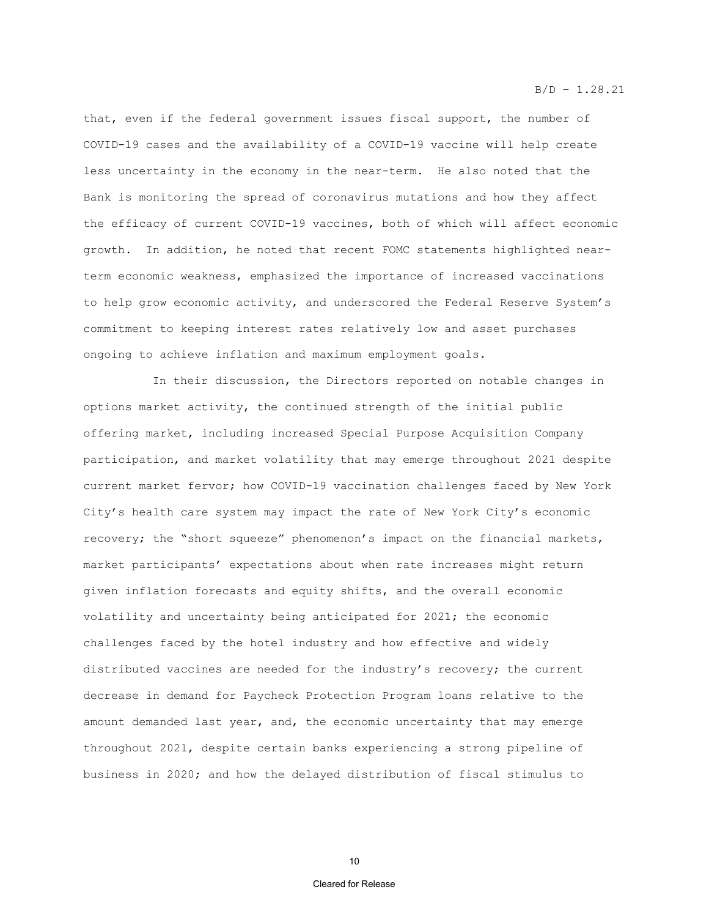that, even if the federal government issues fiscal support, the number of COVID-19 cases and the availability of a COVID-19 vaccine will help create less uncertainty in the economy in the near-term. He also noted that the Bank is monitoring the spread of coronavirus mutations and how they affect the efficacy of current COVID-19 vaccines, both of which will affect economic growth. In addition, he noted that recent FOMC statements highlighted near-term economic weakness, emphasized the importance of increased vaccinations to help grow economic activity, and underscored the Federal Reserve System's commitment to keeping interest rates relatively low and asset purchases ongoing to achieve inflation and maximum employment goals.

In their discussion, the Directors reported on notable changes in options market activity, the continued strength of the initial public offering market, including increased Special Purpose Acquisition Company participation, and market volatility that may emerge throughout 2021 despite current market fervor; how COVID-19 vaccination challenges faced by New York City's health care system may impact the rate of New York City's economic recovery; the "short squeeze" phenomenon's impact on the financial markets, market participants' expectations about when rate increases might return given inflation forecasts and equity shifts, and the overall economic volatility and uncertainty being anticipated for 2021; the economic challenges faced by the hotel industry and how effective and widely distributed vaccines are needed for the industry's recovery; the current decrease in demand for Paycheck Protection Program loans relative to the amount demanded last year, and, the economic uncertainty that may emerge throughout 2021, despite certain banks experiencing a strong pipeline of business in 2020; and how the delayed distribution of fiscal stimulus to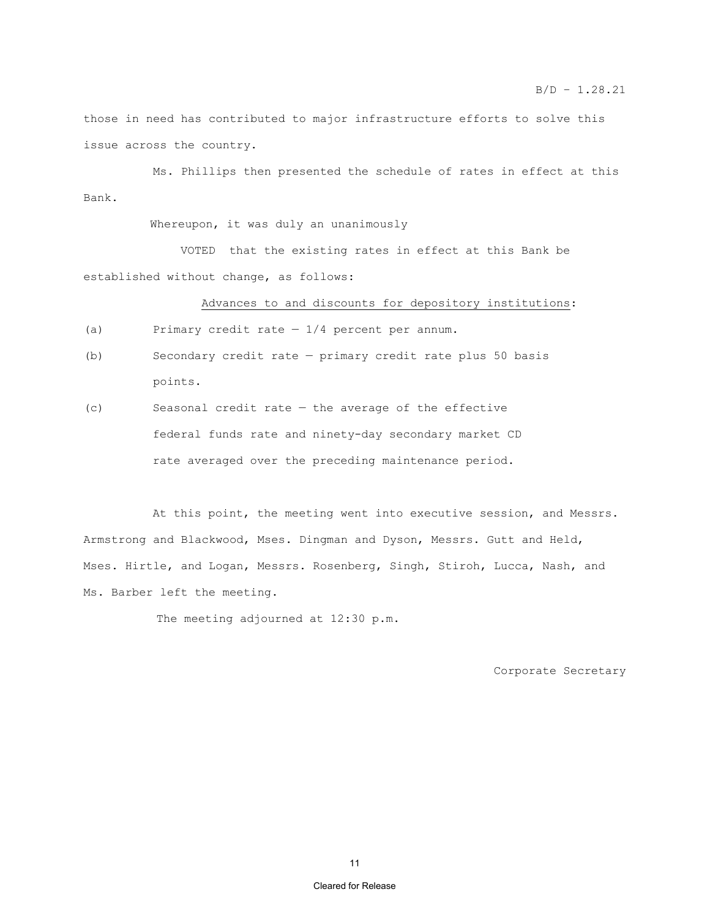those in need has contributed to major infrastructure efforts to solve this issue across the country.

Ms. Phillips then presented the schedule of rates in effect at this Bank.

Whereupon, it was duly an unanimously

VOTED that the existing rates in effect at this Bank be established without change, as follows:

<u>Advances to and discounts for depository institutions</u>:

(a) Primary credit rate — 1/4 percent per annum.

(b) Secondary credit rate — primary credit rate plus 50 basis points.

(c) Seasonal credit rate — the average of the effective federal funds rate and ninety-day secondary market CD rate averaged over the preceding maintenance period.

At this point, the meeting went into executive session, and Messrs. Armstrong and Blackwood, Mses. Dingman and Dyson, Messrs. Gutt and Held, Mses. Hirtle, and Logan, Messrs. Rosenberg, Singh, Stiroh, Lucca, Nash, and Ms. Barber left the meeting.

The meeting adjourned at 12:30 p.m.

Corporate Secretary

Cleared for Release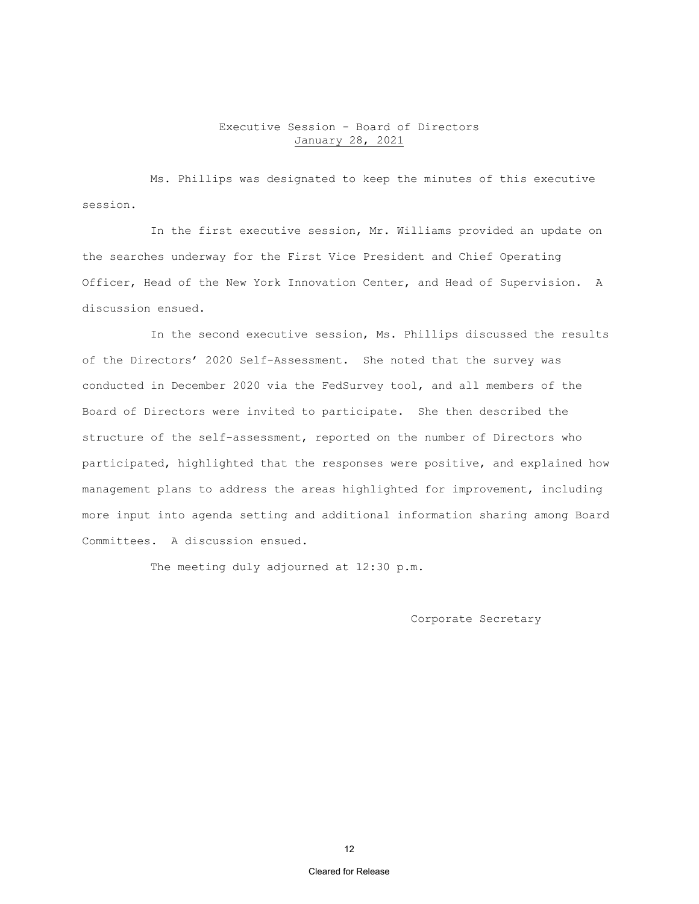Executive Session - Board of Directors
January 28, 2021

Ms. Phillips was designated to keep the minutes of this executive session.

In the first executive session, Mr. Williams provided an update on the searches underway for the First Vice President and Chief Operating Officer, Head of the New York Innovation Center, and Head of Supervision. A discussion ensued.

In the second executive session, Ms. Phillips discussed the results of the Directors' 2020 Self-Assessment. She noted that the survey was conducted in December 2020 via the FedSurvey tool, and all members of the Board of Directors were invited to participate. She then described the structure of the self-assessment, reported on the number of Directors who participated, highlighted that the responses were positive, and explained how management plans to address the areas highlighted for improvement, including more input into agenda setting and additional information sharing among Board Committees. A discussion ensued.

The meeting duly adjourned at 12:30 p.m.

Corporate Secretary

Cleared for Release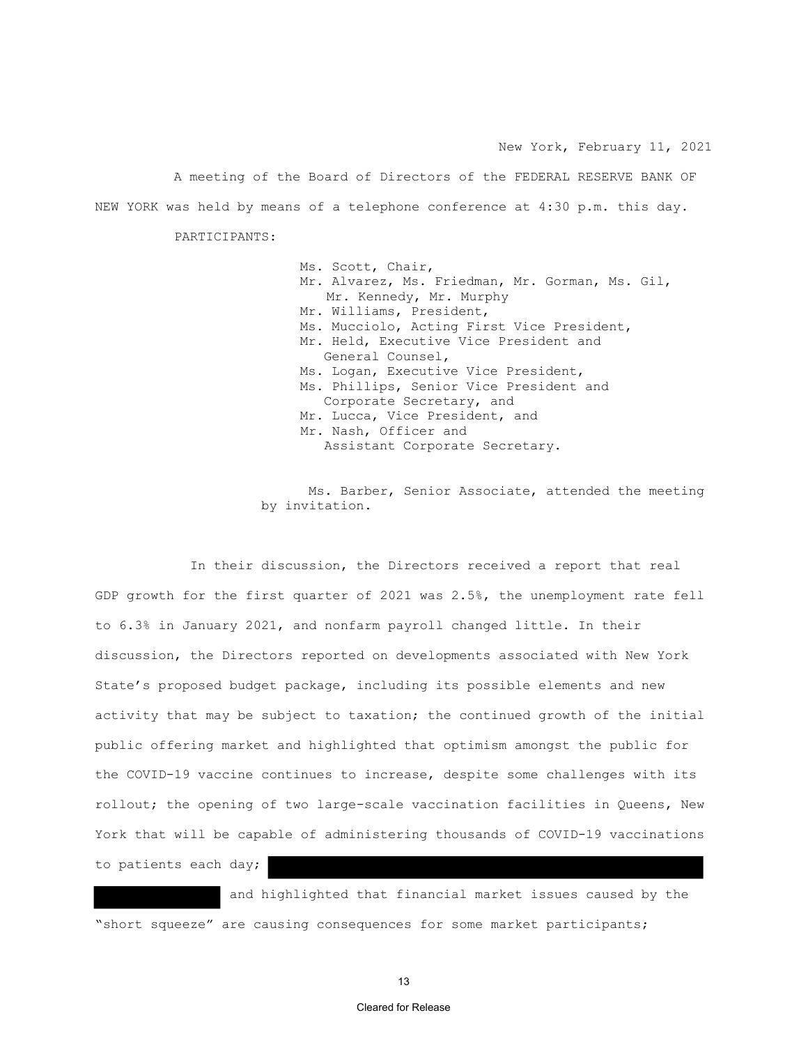New York, February 11, 2021

A meeting of the Board of Directors of the FEDERAL RESERVE BANK OF NEW YORK was held by means of a telephone conference at 4:30 p.m. this day.

PARTICIPANTS:

Ms. Scott, Chair,
Mr. Alvarez, Ms. Friedman, Mr. Gorman, Ms. Gil, Mr. Kennedy, Mr. Murphy
Mr. Williams, President,
Ms. Mucciolo, Acting First Vice President,
Mr. Held, Executive Vice President and General Counsel,
Ms. Logan, Executive Vice President,
Ms. Phillips, Senior Vice President and Corporate Secretary, and
Mr. Lucca, Vice President, and
Mr. Nash, Officer and Assistant Corporate Secretary.

Ms. Barber, Senior Associate, attended the meeting by invitation.

In their discussion, the Directors received a report that real GDP growth for the first quarter of 2021 was 2.5%, the unemployment rate fell to 6.3% in January 2021, and nonfarm payroll changed little. In their discussion, the Directors reported on developments associated with New York State's proposed budget package, including its possible elements and new activity that may be subject to taxation; the continued growth of the initial public offering market and highlighted that optimism amongst the public for the COVID-19 vaccine continues to increase, despite some challenges with its rollout; the opening of two large-scale vaccination facilities in Queens, New York that will be capable of administering thousands of COVID-19 vaccinations to patients each day; [REDACTED] and highlighted that financial market issues caused by the "short squeeze" are causing consequences for some market participants;

Cleared for Release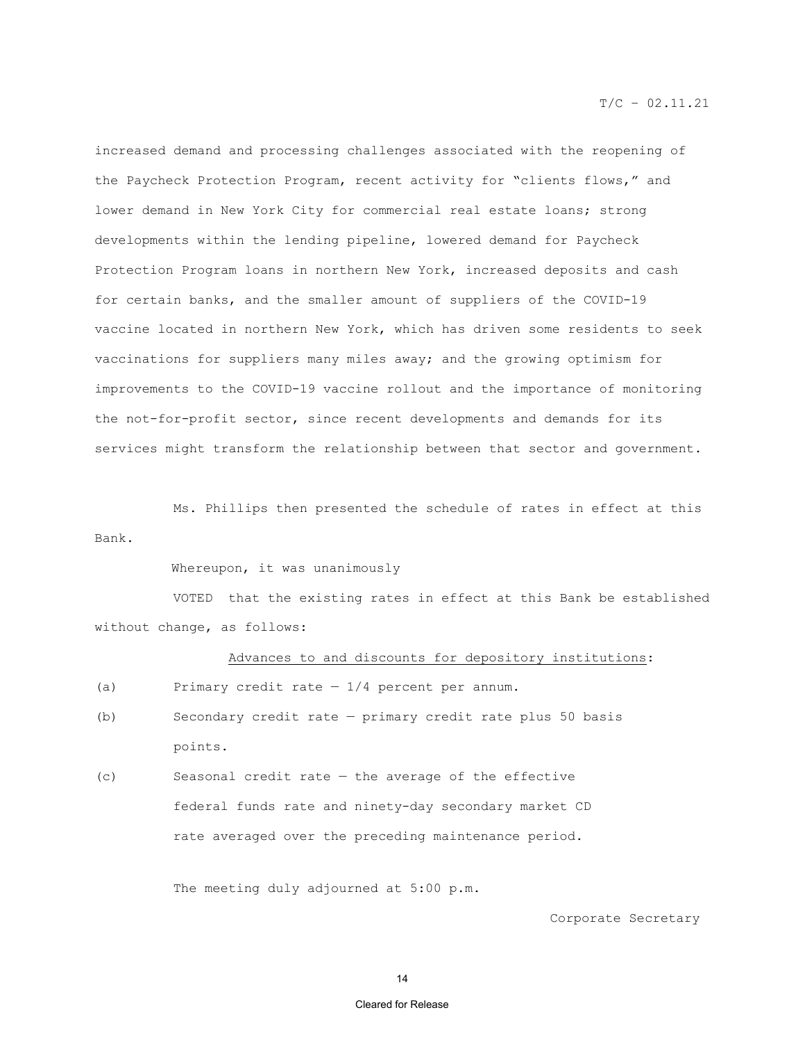increased demand and processing challenges associated with the reopening of the Paycheck Protection Program, recent activity for "clients flows," and lower demand in New York City for commercial real estate loans; strong developments within the lending pipeline, lowered demand for Paycheck Protection Program loans in northern New York, increased deposits and cash for certain banks, and the smaller amount of suppliers of the COVID-19 vaccine located in northern New York, which has driven some residents to seek vaccinations for suppliers many miles away; and the growing optimism for improvements to the COVID-19 vaccine rollout and the importance of monitoring the not-for-profit sector, since recent developments and demands for its services might transform the relationship between that sector and government.

Ms. Phillips then presented the schedule of rates in effect at this Bank.

Whereupon, it was unanimously

VOTED that the existing rates in effect at this Bank be established without change, as follows:

Advances to and discounts for depository institutions:

(a) Primary credit rate — 1/4 percent per annum.

(b) Secondary credit rate — primary credit rate plus 50 basis points.

(c) Seasonal credit rate — the average of the effective federal funds rate and ninety-day secondary market CD rate averaged over the preceding maintenance period.

The meeting duly adjourned at 5:00 p.m.

Corporate Secretary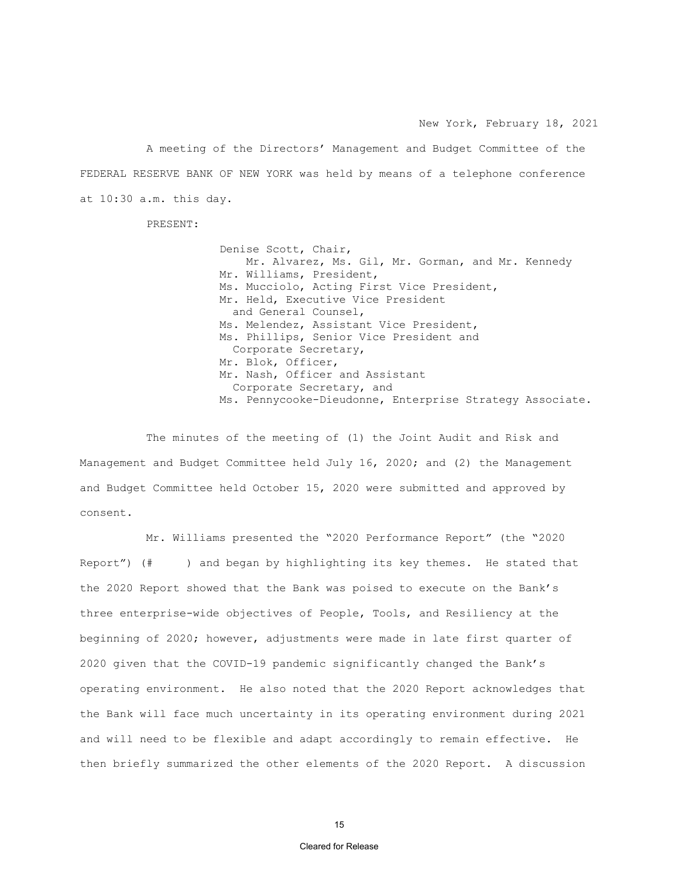New York, February 18, 2021

A meeting of the Directors' Management and Budget Committee of the FEDERAL RESERVE BANK OF NEW YORK was held by means of a telephone conference at 10:30 a.m. this day.

PRESENT:

Denise Scott, Chair,
Mr. Alvarez, Ms. Gil, Mr. Gorman, and Mr. Kennedy
Mr. Williams, President,
Ms. Mucciolo, Acting First Vice President,
Mr. Held, Executive Vice President and General Counsel,
Ms. Melendez, Assistant Vice President,
Ms. Phillips, Senior Vice President and Corporate Secretary,
Mr. Blok, Officer,
Mr. Nash, Officer and Assistant Corporate Secretary, and
Ms. Pennycooke-Dieudonne, Enterprise Strategy Associate.

The minutes of the meeting of (1) the Joint Audit and Risk and Management and Budget Committee held July 16, 2020; and (2) the Management and Budget Committee held October 15, 2020 were submitted and approved by consent.

Mr. Williams presented the "2020 Performance Report" (the "2020 Report") (# ) and began by highlighting its key themes. He stated that the 2020 Report showed that the Bank was poised to execute on the Bank's three enterprise-wide objectives of People, Tools, and Resiliency at the beginning of 2020; however, adjustments were made in late first quarter of 2020 given that the COVID-19 pandemic significantly changed the Bank's operating environment. He also noted that the 2020 Report acknowledges that the Bank will face much uncertainty in its operating environment during 2021 and will need to be flexible and adapt accordingly to remain effective. He then briefly summarized the other elements of the 2020 Report. A discussion

Cleared for Release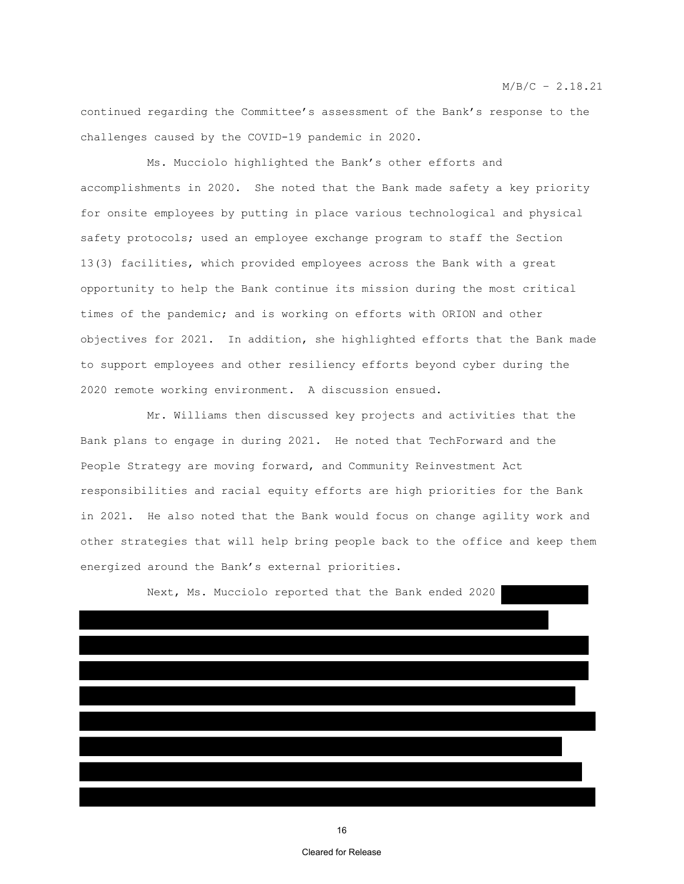continued regarding the Committee's assessment of the Bank's response to the challenges caused by the COVID-19 pandemic in 2020.

Ms. Mucciolo highlighted the Bank's other efforts and accomplishments in 2020. She noted that the Bank made safety a key priority for onsite employees by putting in place various technological and physical safety protocols; used an employee exchange program to staff the Section 13(3) facilities, which provided employees across the Bank with a great opportunity to help the Bank continue its mission during the most critical times of the pandemic; and is working on efforts with ORION and other objectives for 2021. In addition, she highlighted efforts that the Bank made to support employees and other resiliency efforts beyond cyber during the 2020 remote working environment. A discussion ensued.

Mr. Williams then discussed key projects and activities that the Bank plans to engage in during 2021. He noted that TechForward and the People Strategy are moving forward, and Community Reinvestment Act responsibilities and racial equity efforts are high priorities for the Bank in 2021. He also noted that the Bank would focus on change agility work and other strategies that will help bring people back to the office and keep them energized around the Bank's external priorities.

Next, Ms. Mucciolo reported that the Bank ended 2020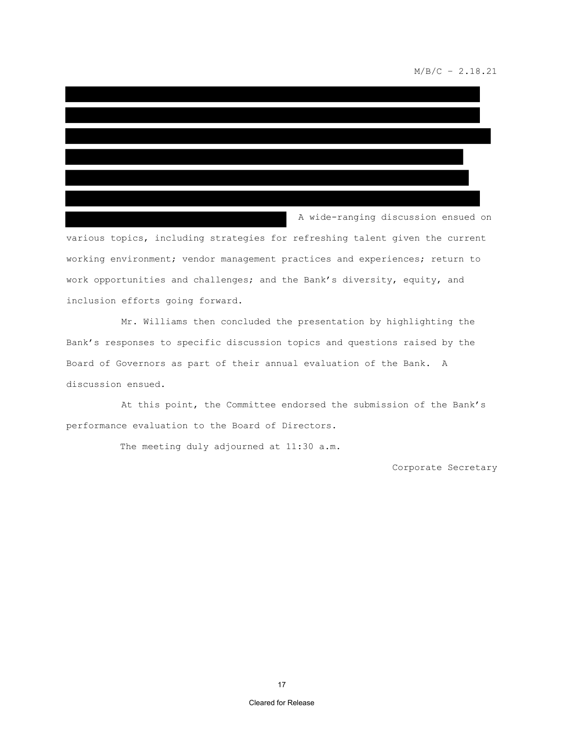A wide-ranging discussion ensued on various topics, including strategies for refreshing talent given the current working environment; vendor management practices and experiences; return to work opportunities and challenges; and the Bank's diversity, equity, and inclusion efforts going forward.

Mr. Williams then concluded the presentation by highlighting the Bank's responses to specific discussion topics and questions raised by the Board of Governors as part of their annual evaluation of the Bank. A discussion ensued.

At this point, the Committee endorsed the submission of the Bank's performance evaluation to the Board of Directors.

The meeting duly adjourned at 11:30 a.m.

Corporate Secretary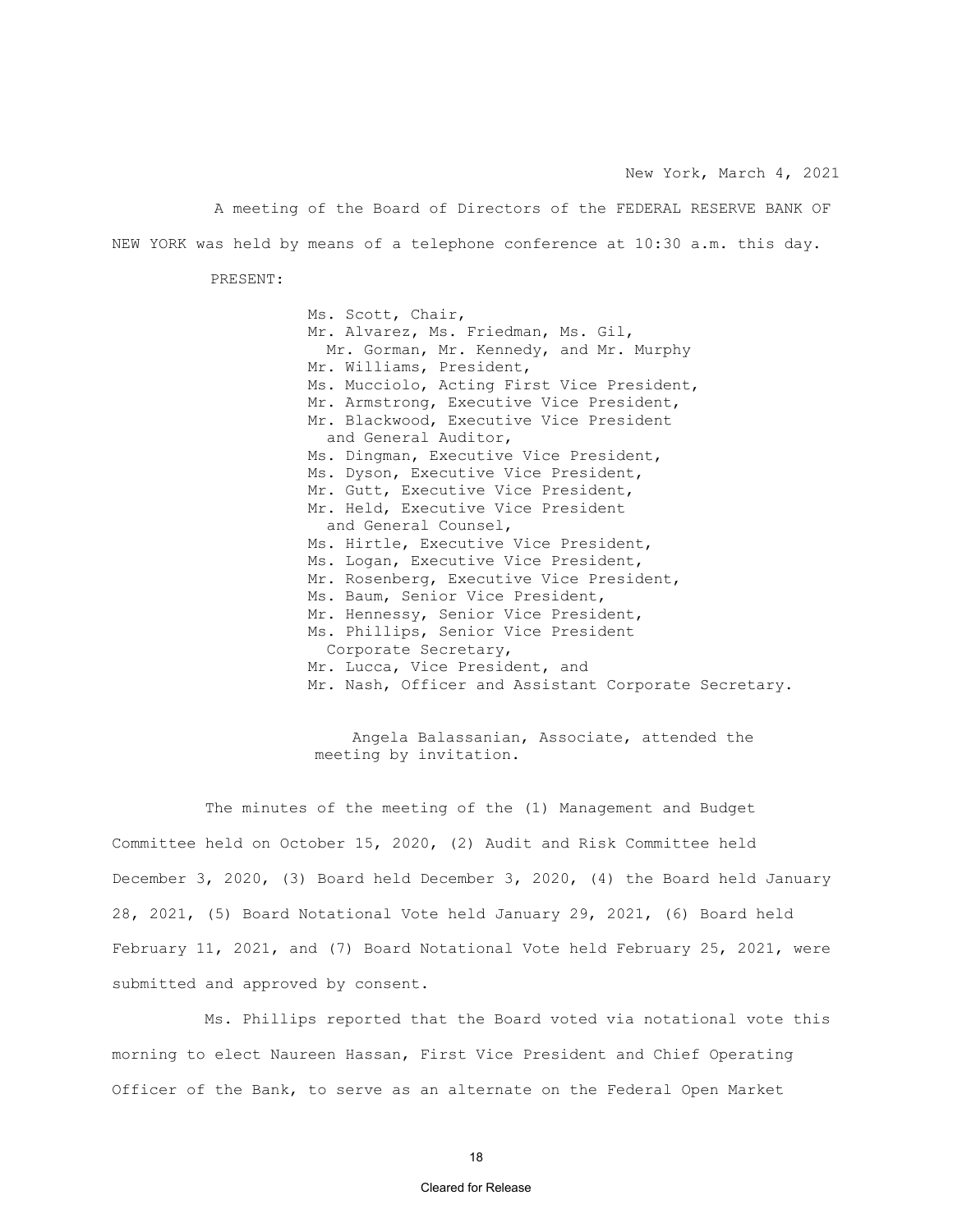New York, March 4, 2021

A meeting of the Board of Directors of the FEDERAL RESERVE BANK OF NEW YORK was held by means of a telephone conference at 10:30 a.m. this day.

PRESENT:

Ms. Scott, Chair,
Mr. Alvarez, Ms. Friedman, Ms. Gil,
Mr. Gorman, Mr. Kennedy, and Mr. Murphy
Mr. Williams, President,
Ms. Mucciolo, Acting First Vice President,
Mr. Armstrong, Executive Vice President,
Mr. Blackwood, Executive Vice President and General Auditor,
Ms. Dingman, Executive Vice President,
Ms. Dyson, Executive Vice President,
Mr. Gutt, Executive Vice President,
Mr. Held, Executive Vice President and General Counsel,
Ms. Hirtle, Executive Vice President,
Ms. Logan, Executive Vice President,
Mr. Rosenberg, Executive Vice President,
Ms. Baum, Senior Vice President,
Mr. Hennessy, Senior Vice President,
Ms. Phillips, Senior Vice President Corporate Secretary,
Mr. Lucca, Vice President, and
Mr. Nash, Officer and Assistant Corporate Secretary.

Angela Balassanian, Associate, attended the meeting by invitation.

The minutes of the meeting of the (1) Management and Budget Committee held on October 15, 2020, (2) Audit and Risk Committee held December 3, 2020, (3) Board held December 3, 2020, (4) the Board held January 28, 2021, (5) Board Notational Vote held January 29, 2021, (6) Board held February 11, 2021, and (7) Board Notational Vote held February 25, 2021, were submitted and approved by consent.

Ms. Phillips reported that the Board voted via notational vote this morning to elect Naureen Hassan, First Vice President and Chief Operating Officer of the Bank, to serve as an alternate on the Federal Open Market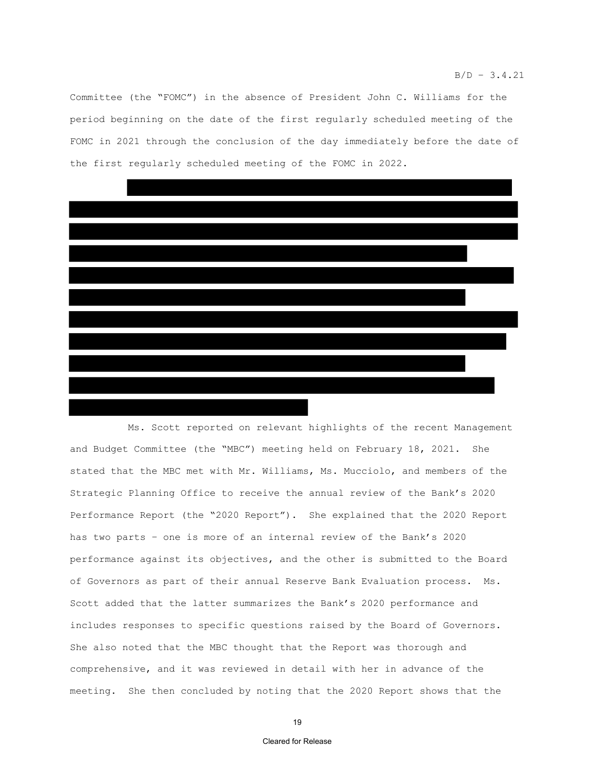Committee (the "FOMC") in the absence of President John C. Williams for the period beginning on the date of the first regularly scheduled meeting of the FOMC in 2021 through the conclusion of the day immediately before the date of the first regularly scheduled meeting of the FOMC in 2022.

Ms. Scott reported on relevant highlights of the recent Management and Budget Committee (the "MBC") meeting held on February 18, 2021. She stated that the MBC met with Mr. Williams, Ms. Mucciolo, and members of the Strategic Planning Office to receive the annual review of the Bank's 2020 Performance Report (the "2020 Report"). She explained that the 2020 Report has two parts – one is more of an internal review of the Bank's 2020 performance against its objectives, and the other is submitted to the Board of Governors as part of their annual Reserve Bank Evaluation process. Ms. Scott added that the latter summarizes the Bank's 2020 performance and includes responses to specific questions raised by the Board of Governors. She also noted that the MBC thought that the Report was thorough and comprehensive, and it was reviewed in detail with her in advance of the meeting. She then concluded by noting that the 2020 Report shows that the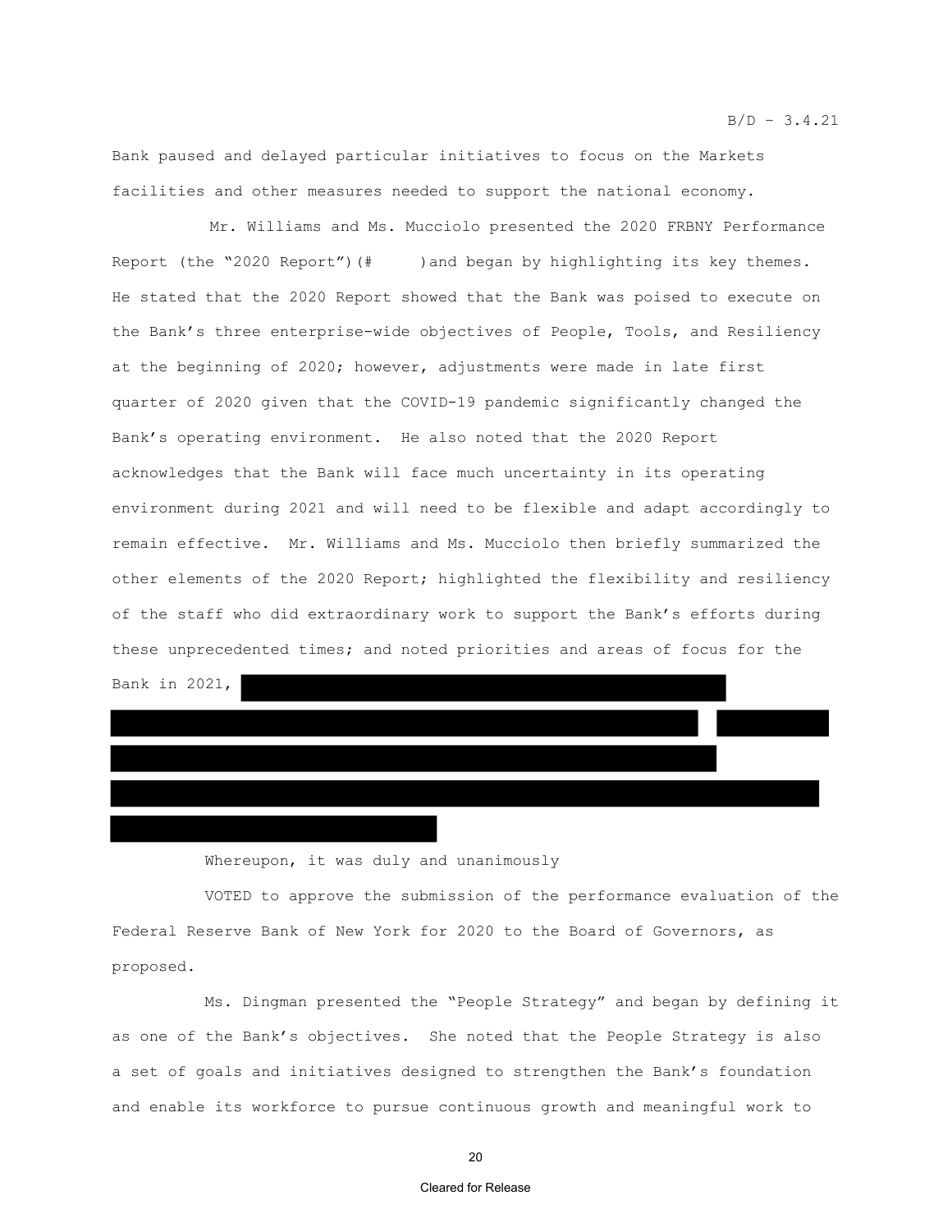Bank paused and delayed particular initiatives to focus on the Markets facilities and other measures needed to support the national economy.

Mr. Williams and Ms. Mucciolo presented the 2020 FRBNY Performance Report (the "2020 Report")(#     )and began by highlighting its key themes. He stated that the 2020 Report showed that the Bank was poised to execute on the Bank's three enterprise-wide objectives of People, Tools, and Resiliency at the beginning of 2020; however, adjustments were made in late first quarter of 2020 given that the COVID-19 pandemic significantly changed the Bank's operating environment. He also noted that the 2020 Report acknowledges that the Bank will face much uncertainty in its operating environment during 2021 and will need to be flexible and adapt accordingly to remain effective. Mr. Williams and Ms. Mucciolo then briefly summarized the other elements of the 2020 Report; highlighted the flexibility and resiliency of the staff who did extraordinary work to support the Bank's efforts during these unprecedented times; and noted priorities and areas of focus for the Bank in 2021,

Whereupon, it was duly and unanimously

VOTED to approve the submission of the performance evaluation of the Federal Reserve Bank of New York for 2020 to the Board of Governors, as proposed.

Ms. Dingman presented the "People Strategy" and began by defining it as one of the Bank's objectives. She noted that the People Strategy is also a set of goals and initiatives designed to strengthen the Bank's foundation and enable its workforce to pursue continuous growth and meaningful work to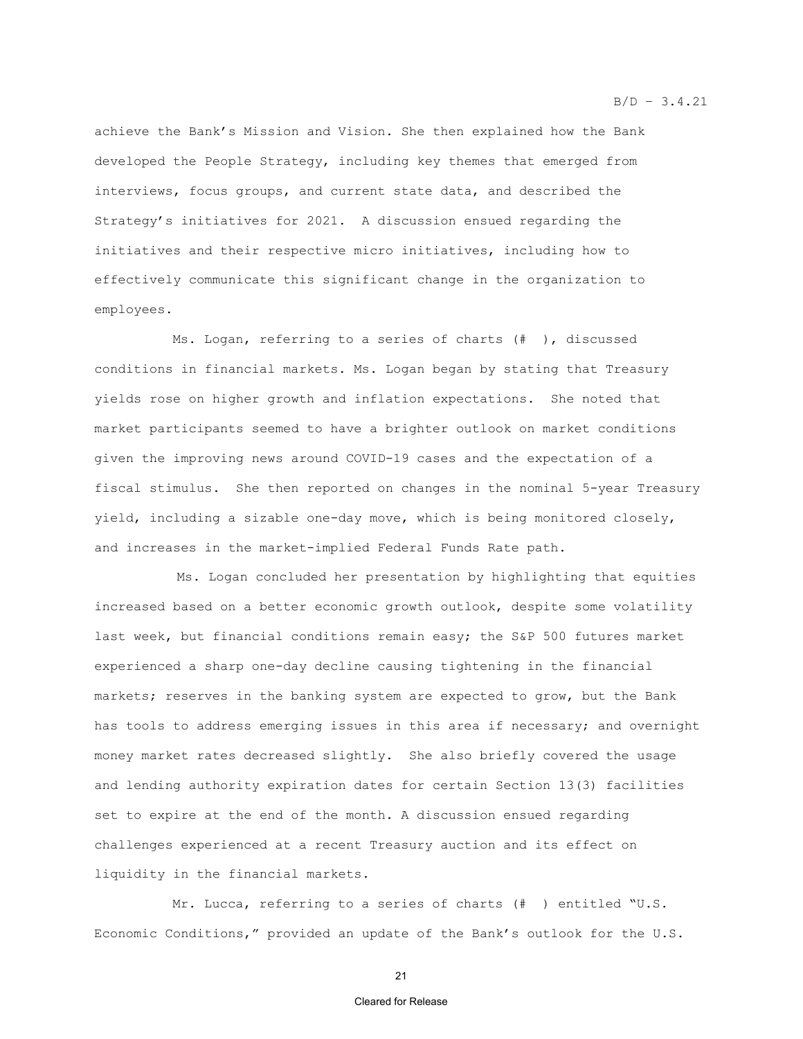achieve the Bank's Mission and Vision. She then explained how the Bank developed the People Strategy, including key themes that emerged from interviews, focus groups, and current state data, and described the Strategy's initiatives for 2021. A discussion ensued regarding the initiatives and their respective micro initiatives, including how to effectively communicate this significant change in the organization to employees.

Ms. Logan, referring to a series of charts (# ), discussed conditions in financial markets. Ms. Logan began by stating that Treasury yields rose on higher growth and inflation expectations. She noted that market participants seemed to have a brighter outlook on market conditions given the improving news around COVID-19 cases and the expectation of a fiscal stimulus. She then reported on changes in the nominal 5-year Treasury yield, including a sizable one-day move, which is being monitored closely, and increases in the market-implied Federal Funds Rate path.

Ms. Logan concluded her presentation by highlighting that equities increased based on a better economic growth outlook, despite some volatility last week, but financial conditions remain easy; the S&P 500 futures market experienced a sharp one-day decline causing tightening in the financial markets; reserves in the banking system are expected to grow, but the Bank has tools to address emerging issues in this area if necessary; and overnight money market rates decreased slightly. She also briefly covered the usage and lending authority expiration dates for certain Section 13(3) facilities set to expire at the end of the month. A discussion ensued regarding challenges experienced at a recent Treasury auction and its effect on liquidity in the financial markets.

Mr. Lucca, referring to a series of charts (# ) entitled "U.S. Economic Conditions," provided an update of the Bank's outlook for the U.S.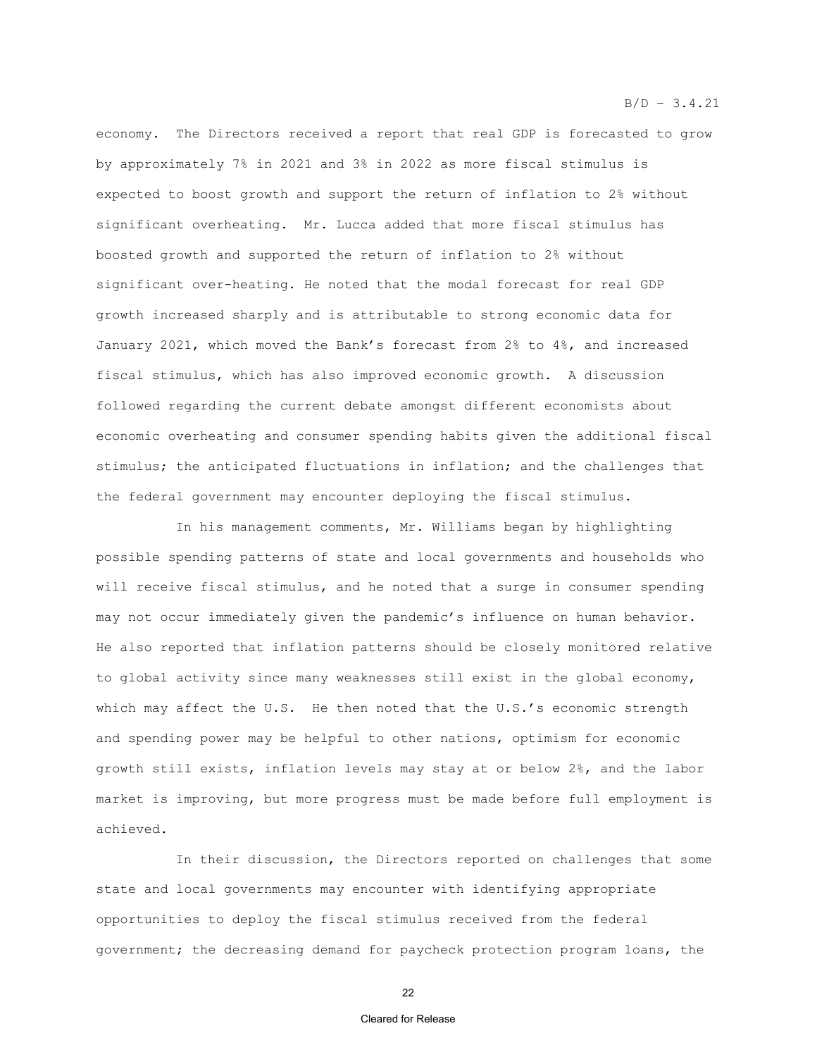economy. The Directors received a report that real GDP is forecasted to grow by approximately 7% in 2021 and 3% in 2022 as more fiscal stimulus is expected to boost growth and support the return of inflation to 2% without significant overheating. Mr. Lucca added that more fiscal stimulus has boosted growth and supported the return of inflation to 2% without significant over-heating. He noted that the modal forecast for real GDP growth increased sharply and is attributable to strong economic data for January 2021, which moved the Bank's forecast from 2% to 4%, and increased fiscal stimulus, which has also improved economic growth. A discussion followed regarding the current debate amongst different economists about economic overheating and consumer spending habits given the additional fiscal stimulus; the anticipated fluctuations in inflation; and the challenges that the federal government may encounter deploying the fiscal stimulus.

In his management comments, Mr. Williams began by highlighting possible spending patterns of state and local governments and households who will receive fiscal stimulus, and he noted that a surge in consumer spending may not occur immediately given the pandemic's influence on human behavior. He also reported that inflation patterns should be closely monitored relative to global activity since many weaknesses still exist in the global economy, which may affect the U.S. He then noted that the U.S.'s economic strength and spending power may be helpful to other nations, optimism for economic growth still exists, inflation levels may stay at or below 2%, and the labor market is improving, but more progress must be made before full employment is achieved.

In their discussion, the Directors reported on challenges that some state and local governments may encounter with identifying appropriate opportunities to deploy the fiscal stimulus received from the federal government; the decreasing demand for paycheck protection program loans, the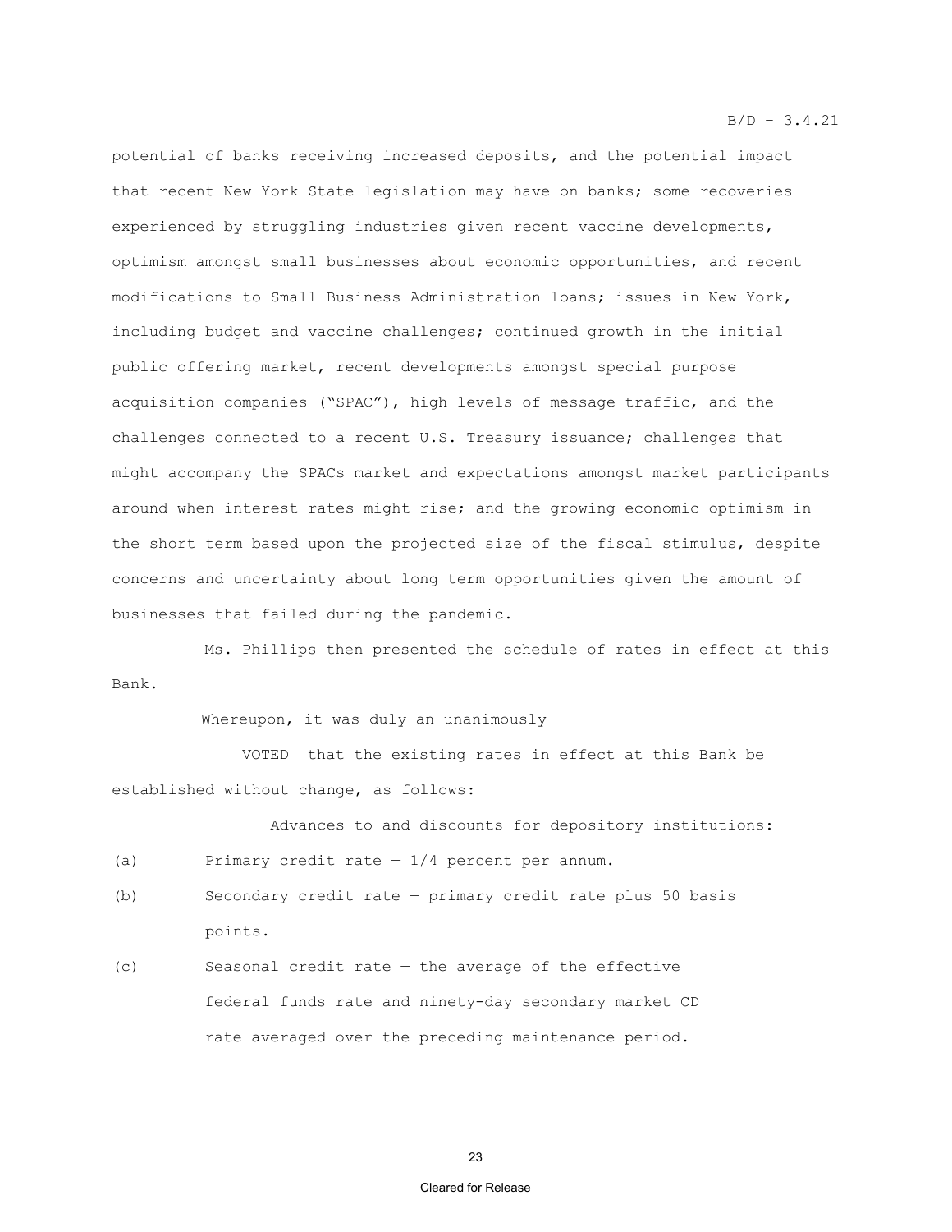potential of banks receiving increased deposits, and the potential impact that recent New York State legislation may have on banks; some recoveries experienced by struggling industries given recent vaccine developments, optimism amongst small businesses about economic opportunities, and recent modifications to Small Business Administration loans; issues in New York, including budget and vaccine challenges; continued growth in the initial public offering market, recent developments amongst special purpose acquisition companies ("SPAC"), high levels of message traffic, and the challenges connected to a recent U.S. Treasury issuance; challenges that might accompany the SPACs market and expectations amongst market participants around when interest rates might rise; and the growing economic optimism in the short term based upon the projected size of the fiscal stimulus, despite concerns and uncertainty about long term opportunities given the amount of businesses that failed during the pandemic.

Ms. Phillips then presented the schedule of rates in effect at this Bank.

Whereupon, it was duly an unanimously

VOTED that the existing rates in effect at this Bank be established without change, as follows:

Advances to and discounts for depository institutions:

(a) Primary credit rate — 1/4 percent per annum.

(b) Secondary credit rate — primary credit rate plus 50 basis points.

(c) Seasonal credit rate — the average of the effective federal funds rate and ninety-day secondary market CD rate averaged over the preceding maintenance period.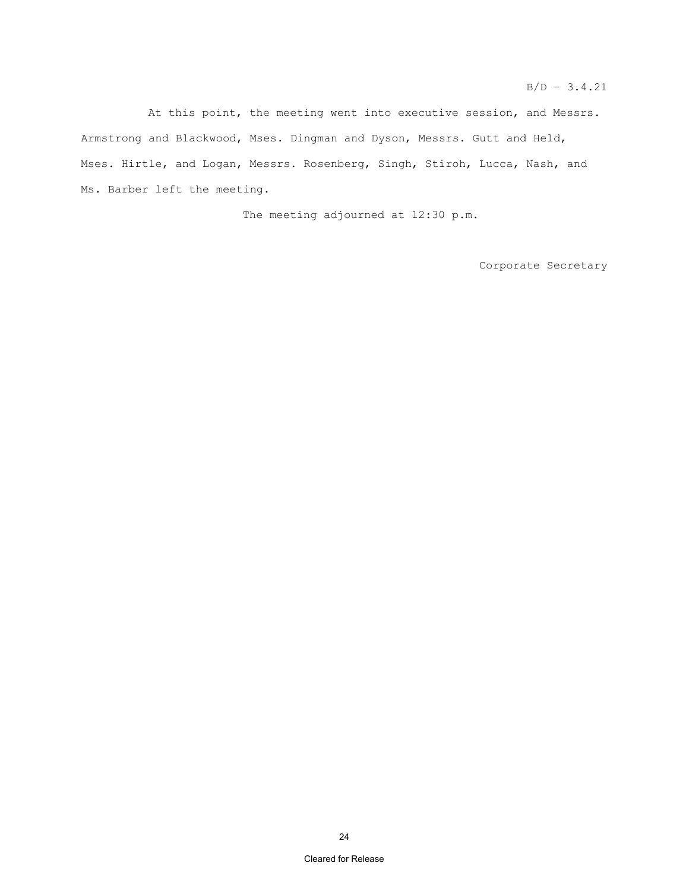At this point, the meeting went into executive session, and Messrs. Armstrong and Blackwood, Mses. Dingman and Dyson, Messrs. Gutt and Held, Mses. Hirtle, and Logan, Messrs. Rosenberg, Singh, Stiroh, Lucca, Nash, and Ms. Barber left the meeting.

The meeting adjourned at 12:30 p.m.

Corporate Secretary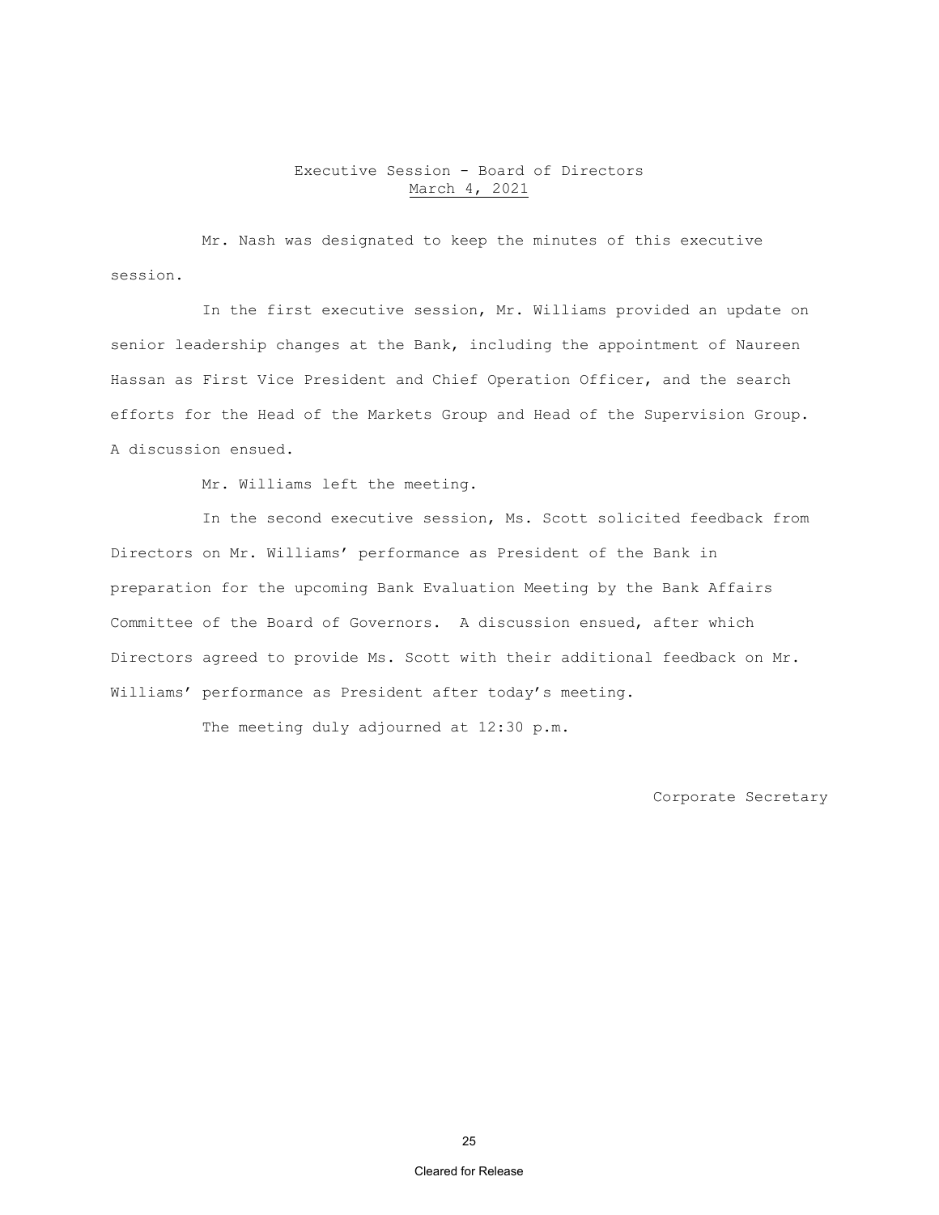Executive Session - Board of Directors
March 4, 2021

Mr. Nash was designated to keep the minutes of this executive session.

In the first executive session, Mr. Williams provided an update on senior leadership changes at the Bank, including the appointment of Naureen Hassan as First Vice President and Chief Operation Officer, and the search efforts for the Head of the Markets Group and Head of the Supervision Group. A discussion ensued.

Mr. Williams left the meeting.

In the second executive session, Ms. Scott solicited feedback from Directors on Mr. Williams' performance as President of the Bank in preparation for the upcoming Bank Evaluation Meeting by the Bank Affairs Committee of the Board of Governors. A discussion ensued, after which Directors agreed to provide Ms. Scott with their additional feedback on Mr. Williams' performance as President after today's meeting.

The meeting duly adjourned at 12:30 p.m.

Corporate Secretary

Cleared for Release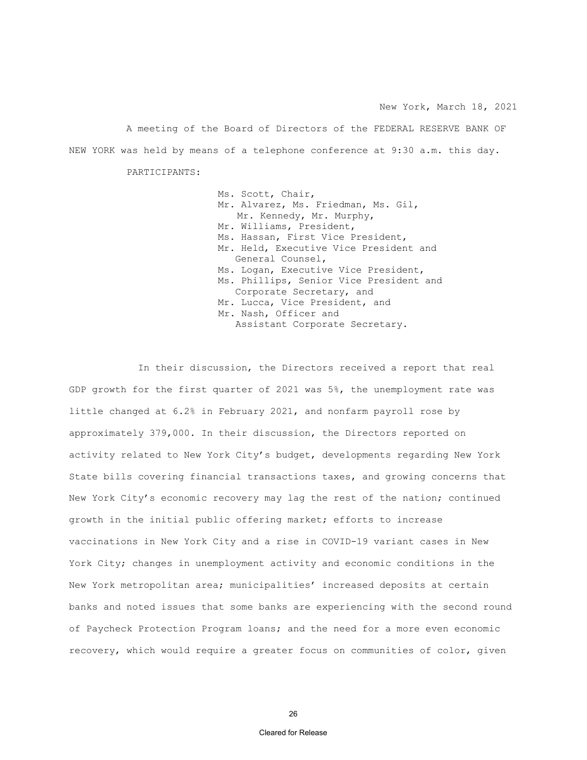New York, March 18, 2021

A meeting of the Board of Directors of the FEDERAL RESERVE BANK OF NEW YORK was held by means of a telephone conference at 9:30 a.m. this day.

PARTICIPANTS:

Ms. Scott, Chair,
Mr. Alvarez, Ms. Friedman, Ms. Gil,
Mr. Kennedy, Mr. Murphy,
Mr. Williams, President,
Ms. Hassan, First Vice President,
Mr. Held, Executive Vice President and
General Counsel,
Ms. Logan, Executive Vice President,
Ms. Phillips, Senior Vice President and
Corporate Secretary, and
Mr. Lucca, Vice President, and
Mr. Nash, Officer and
Assistant Corporate Secretary.

In their discussion, the Directors received a report that real GDP growth for the first quarter of 2021 was 5%, the unemployment rate was little changed at 6.2% in February 2021, and nonfarm payroll rose by approximately 379,000. In their discussion, the Directors reported on activity related to New York City's budget, developments regarding New York State bills covering financial transactions taxes, and growing concerns that New York City's economic recovery may lag the rest of the nation; continued growth in the initial public offering market; efforts to increase vaccinations in New York City and a rise in COVID-19 variant cases in New York City; changes in unemployment activity and economic conditions in the New York metropolitan area; municipalities' increased deposits at certain banks and noted issues that some banks are experiencing with the second round of Paycheck Protection Program loans; and the need for a more even economic recovery, which would require a greater focus on communities of color, given

Cleared for Release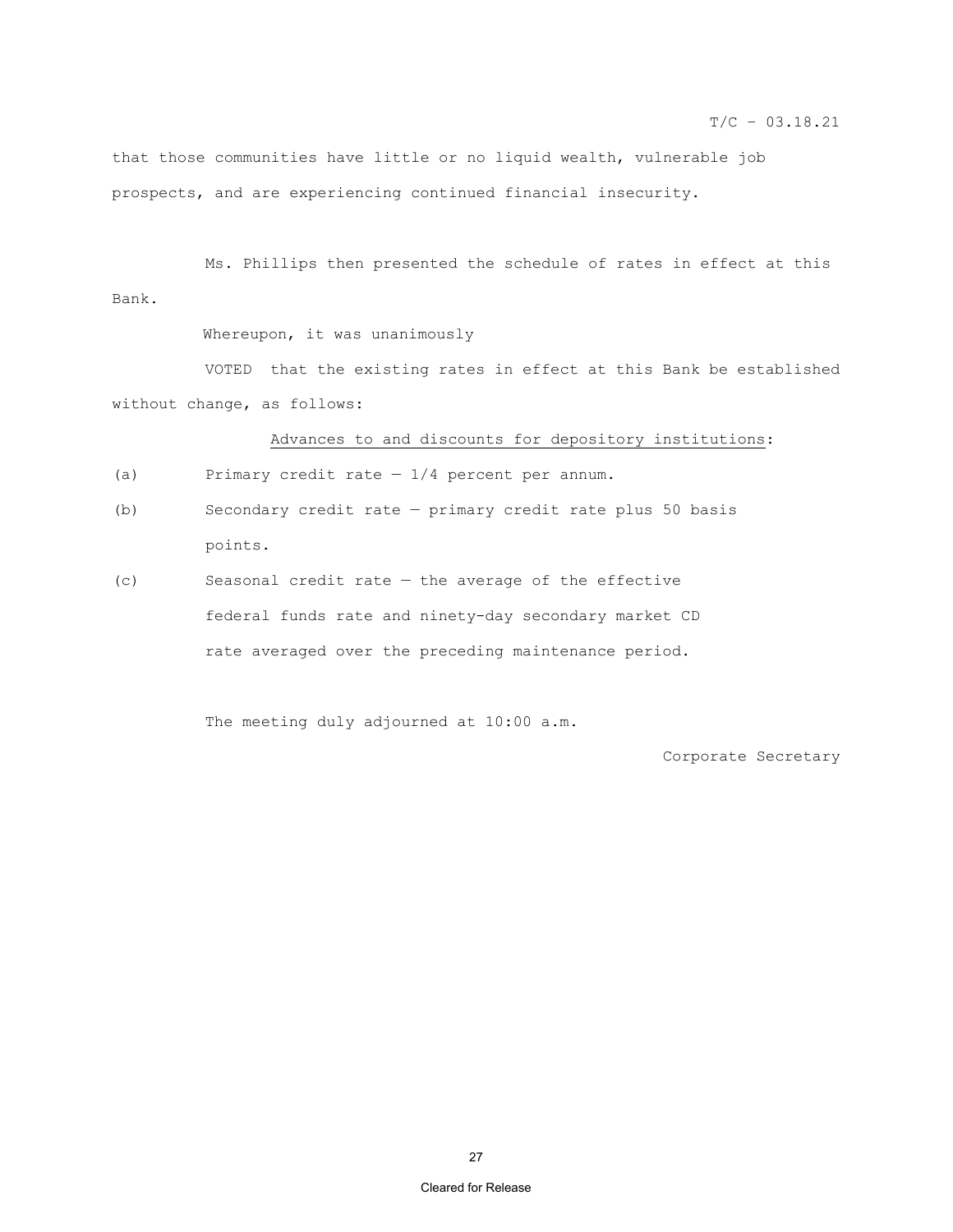that those communities have little or no liquid wealth, vulnerable job prospects, and are experiencing continued financial insecurity.

Ms. Phillips then presented the schedule of rates in effect at this Bank.

Whereupon, it was unanimously

VOTED that the existing rates in effect at this Bank be established without change, as follows:

Advances to and discounts for depository institutions:

(a) Primary credit rate — 1/4 percent per annum.

(b) Secondary credit rate — primary credit rate plus 50 basis points.

(c) Seasonal credit rate — the average of the effective federal funds rate and ninety-day secondary market CD rate averaged over the preceding maintenance period.

The meeting duly adjourned at 10:00 a.m.

Corporate Secretary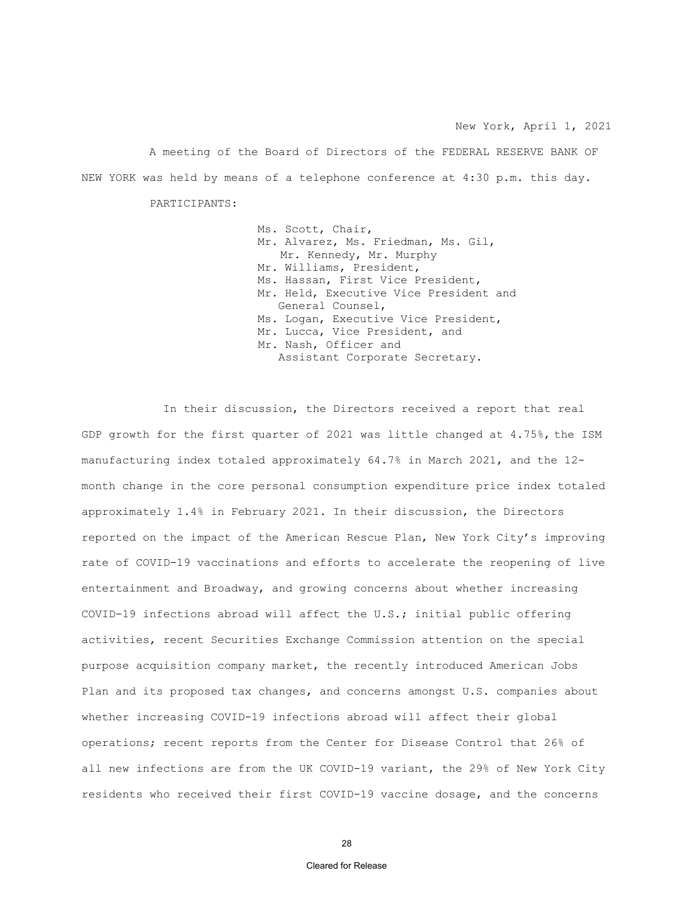New York, April 1, 2021

A meeting of the Board of Directors of the FEDERAL RESERVE BANK OF NEW YORK was held by means of a telephone conference at 4:30 p.m. this day.

PARTICIPANTS:

Ms. Scott, Chair,
Mr. Alvarez, Ms. Friedman, Ms. Gil, Mr. Kennedy, Mr. Murphy
Mr. Williams, President,
Ms. Hassan, First Vice President,
Mr. Held, Executive Vice President and General Counsel,
Ms. Logan, Executive Vice President,
Mr. Lucca, Vice President, and
Mr. Nash, Officer and Assistant Corporate Secretary.

In their discussion, the Directors received a report that real GDP growth for the first quarter of 2021 was little changed at 4.75%, the ISM manufacturing index totaled approximately 64.7% in March 2021, and the 12-month change in the core personal consumption expenditure price index totaled approximately 1.4% in February 2021. In their discussion, the Directors reported on the impact of the American Rescue Plan, New York City's improving rate of COVID-19 vaccinations and efforts to accelerate the reopening of live entertainment and Broadway, and growing concerns about whether increasing COVID-19 infections abroad will affect the U.S.; initial public offering activities, recent Securities Exchange Commission attention on the special purpose acquisition company market, the recently introduced American Jobs Plan and its proposed tax changes, and concerns amongst U.S. companies about whether increasing COVID-19 infections abroad will affect their global operations; recent reports from the Center for Disease Control that 26% of all new infections are from the UK COVID-19 variant, the 29% of New York City residents who received their first COVID-19 vaccine dosage, and the concerns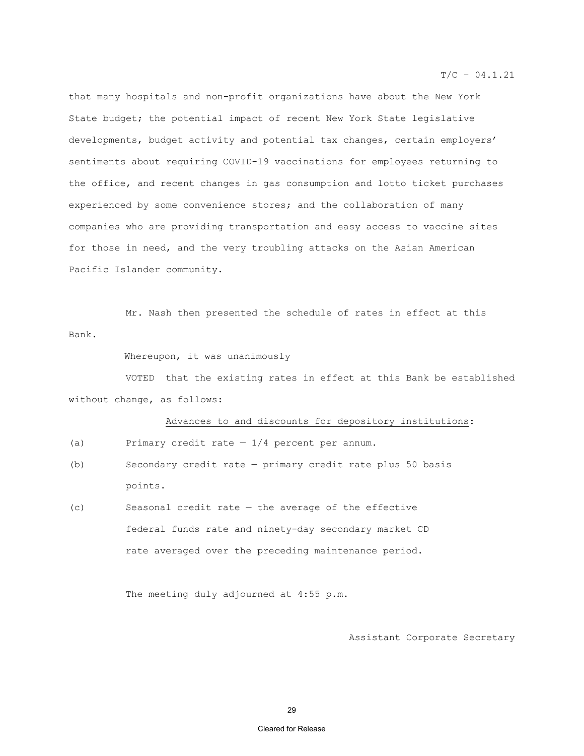that many hospitals and non-profit organizations have about the New York State budget; the potential impact of recent New York State legislative developments, budget activity and potential tax changes, certain employers' sentiments about requiring COVID-19 vaccinations for employees returning to the office, and recent changes in gas consumption and lotto ticket purchases experienced by some convenience stores; and the collaboration of many companies who are providing transportation and easy access to vaccine sites for those in need, and the very troubling attacks on the Asian American Pacific Islander community.

Mr. Nash then presented the schedule of rates in effect at this Bank.

Whereupon, it was unanimously

VOTED that the existing rates in effect at this Bank be established without change, as follows:

<u>Advances to and discounts for depository institutions</u>:

(a) Primary credit rate — 1/4 percent per annum.

(b) Secondary credit rate — primary credit rate plus 50 basis points.

(c) Seasonal credit rate — the average of the effective federal funds rate and ninety-day secondary market CD rate averaged over the preceding maintenance period.

The meeting duly adjourned at 4:55 p.m.

Assistant Corporate Secretary

Cleared for Release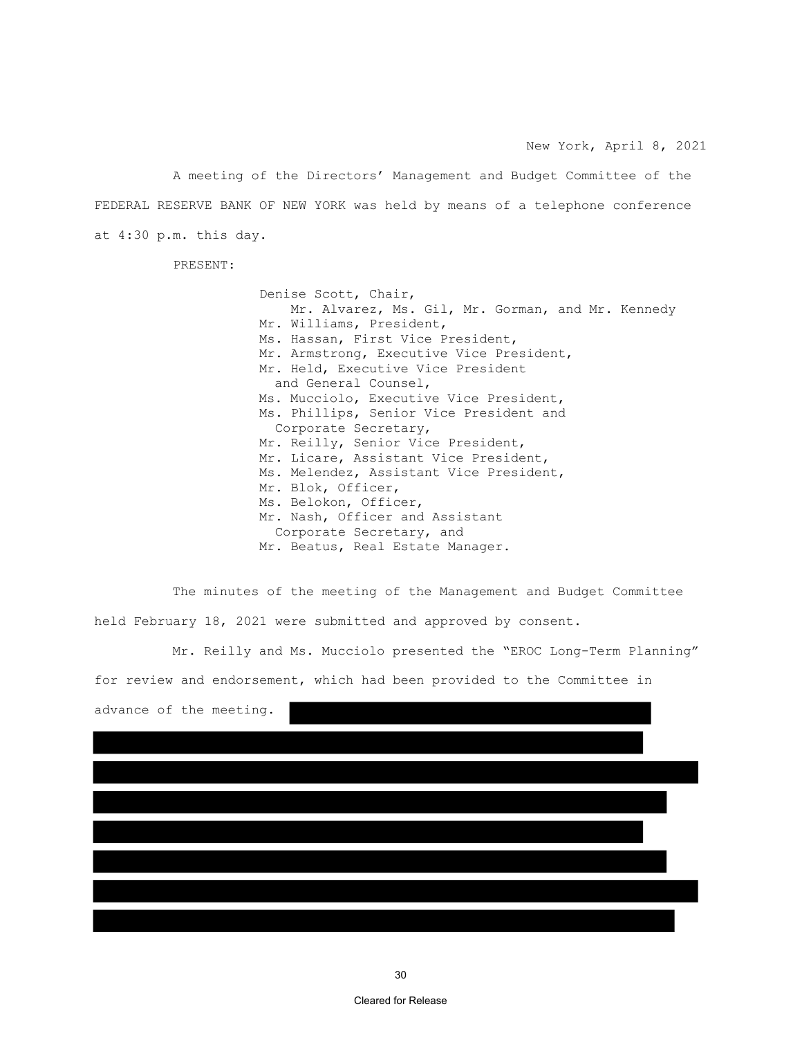New York, April 8, 2021

A meeting of the Directors' Management and Budget Committee of the FEDERAL RESERVE BANK OF NEW YORK was held by means of a telephone conference at 4:30 p.m. this day.

PRESENT:

Denise Scott, Chair,
Mr. Alvarez, Ms. Gil, Mr. Gorman, and Mr. Kennedy
Mr. Williams, President,
Ms. Hassan, First Vice President,
Mr. Armstrong, Executive Vice President,
Mr. Held, Executive Vice President and General Counsel,
Ms. Mucciolo, Executive Vice President,
Ms. Phillips, Senior Vice President and Corporate Secretary,
Mr. Reilly, Senior Vice President,
Mr. Licare, Assistant Vice President,
Ms. Melendez, Assistant Vice President,
Mr. Blok, Officer,
Ms. Belokon, Officer,
Mr. Nash, Officer and Assistant Corporate Secretary, and
Mr. Beatus, Real Estate Manager.

The minutes of the meeting of the Management and Budget Committee held February 18, 2021 were submitted and approved by consent.

Mr. Reilly and Ms. Mucciolo presented the "EROC Long-Term Planning" for review and endorsement, which had been provided to the Committee in advance of the meeting.

Cleared for Release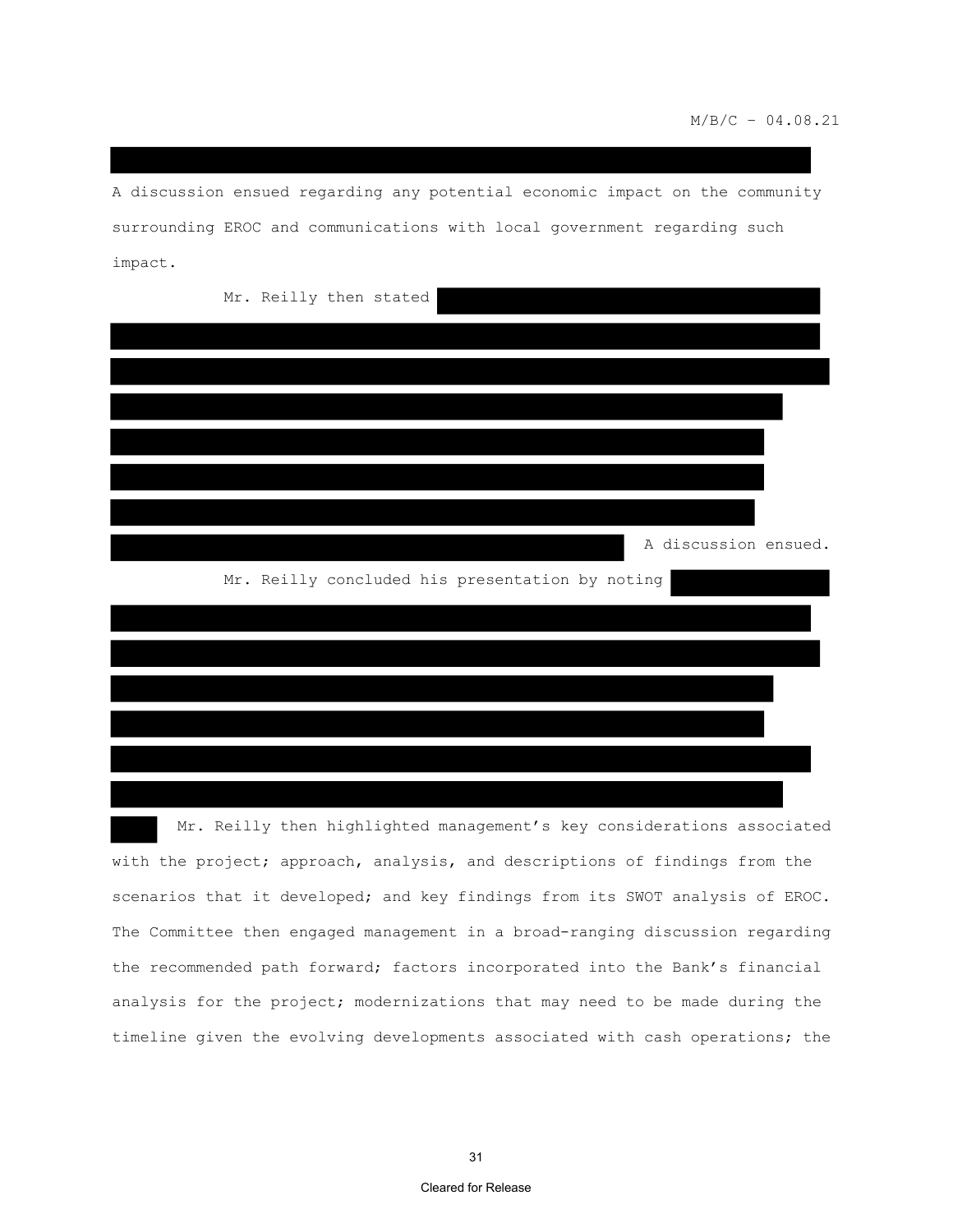A discussion ensued regarding any potential economic impact on the community surrounding EROC and communications with local government regarding such impact.

Mr. Reilly then stated A discussion ensued.

Mr. Reilly concluded his presentation by noting

Mr. Reilly then highlighted management's key considerations associated with the project; approach, analysis, and descriptions of findings from the scenarios that it developed; and key findings from its SWOT analysis of EROC. The Committee then engaged management in a broad-ranging discussion regarding the recommended path forward; factors incorporated into the Bank's financial analysis for the project; modernizations that may need to be made during the timeline given the evolving developments associated with cash operations; the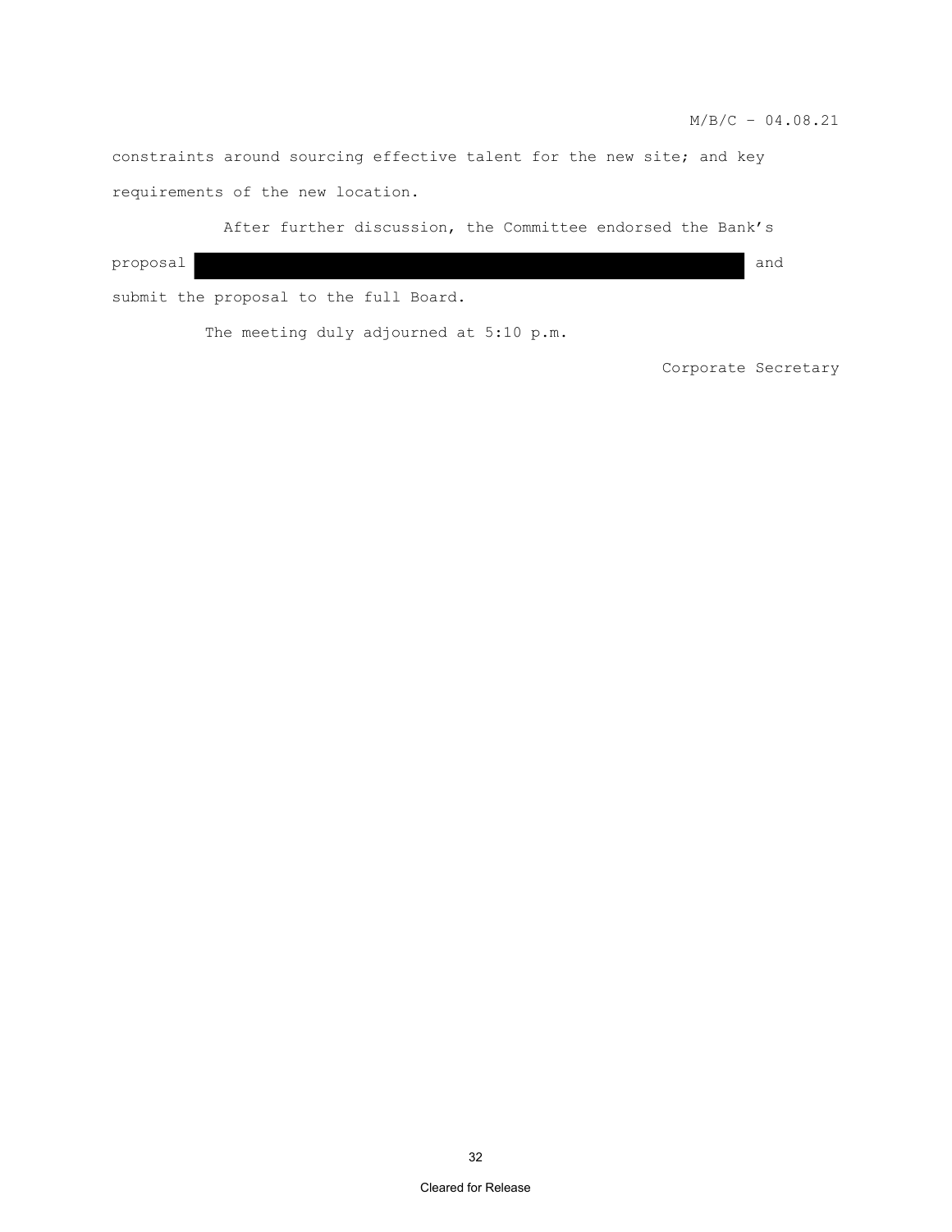constraints around sourcing effective talent for the new site; and key requirements of the new location.

After further discussion, the Committee endorsed the Bank's proposal [REDACTED] and submit the proposal to the full Board.

The meeting duly adjourned at 5:10 p.m.

Corporate Secretary

Cleared for Release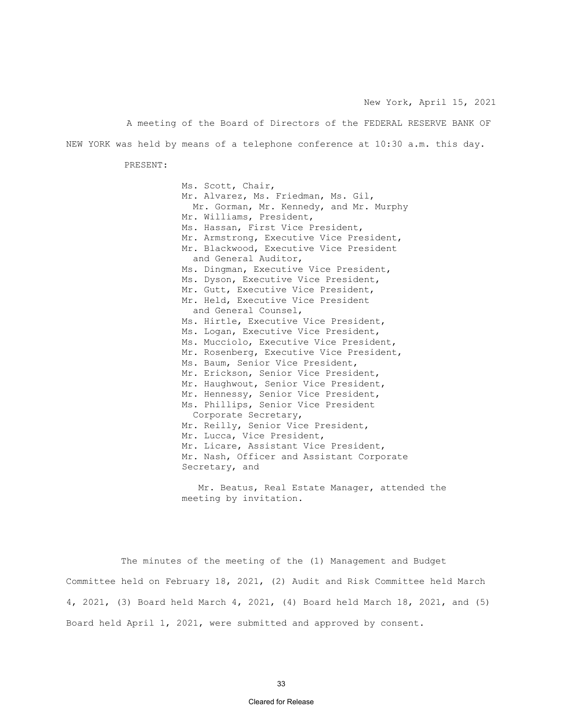New York, April 15, 2021

A meeting of the Board of Directors of the FEDERAL RESERVE BANK OF NEW YORK was held by means of a telephone conference at 10:30 a.m. this day.

PRESENT:

Ms. Scott, Chair,
Mr. Alvarez, Ms. Friedman, Ms. Gil,
Mr. Gorman, Mr. Kennedy, and Mr. Murphy
Mr. Williams, President,
Ms. Hassan, First Vice President,
Mr. Armstrong, Executive Vice President,
Mr. Blackwood, Executive Vice President and General Auditor,
Ms. Dingman, Executive Vice President,
Ms. Dyson, Executive Vice President,
Mr. Gutt, Executive Vice President,
Mr. Held, Executive Vice President and General Counsel,
Ms. Hirtle, Executive Vice President,
Ms. Logan, Executive Vice President,
Ms. Mucciolo, Executive Vice President,
Mr. Rosenberg, Executive Vice President,
Ms. Baum, Senior Vice President,
Mr. Erickson, Senior Vice President,
Mr. Haughwout, Senior Vice President,
Mr. Hennessy, Senior Vice President,
Ms. Phillips, Senior Vice President Corporate Secretary,
Mr. Reilly, Senior Vice President,
Mr. Lucca, Vice President,
Mr. Licare, Assistant Vice President,
Mr. Nash, Officer and Assistant Corporate Secretary, and

Mr. Beatus, Real Estate Manager, attended the meeting by invitation.

The minutes of the meeting of the (1) Management and Budget Committee held on February 18, 2021, (2) Audit and Risk Committee held March 4, 2021, (3) Board held March 4, 2021, (4) Board held March 18, 2021, and (5) Board held April 1, 2021, were submitted and approved by consent.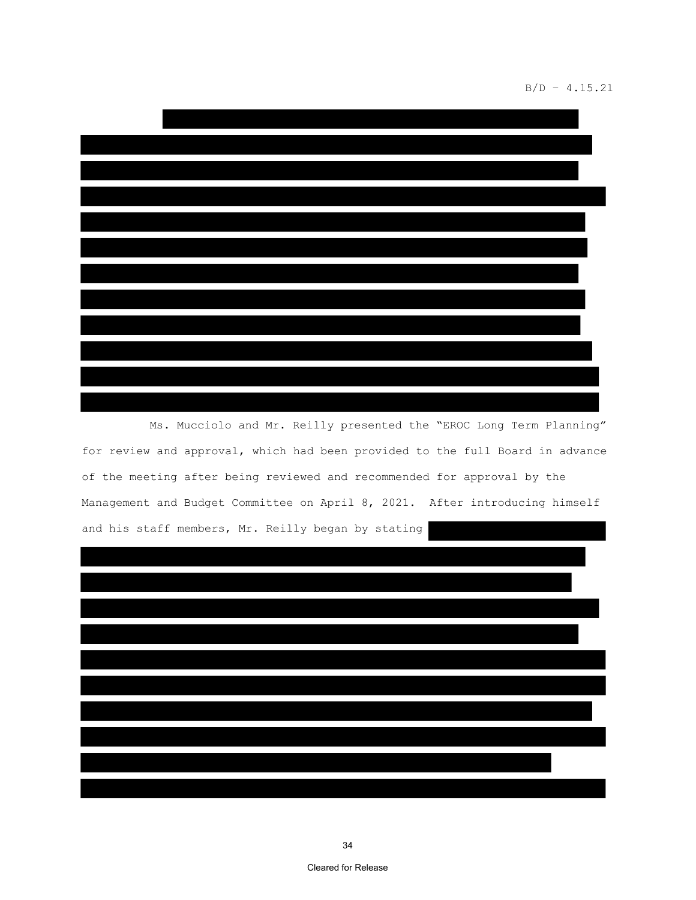Ms. Mucciolo and Mr. Reilly presented the "EROC Long Term Planning" for review and approval, which had been provided to the full Board in advance of the meeting after being reviewed and recommended for approval by the Management and Budget Committee on April 8, 2021. After introducing himself and his staff members, Mr. Reilly began by stating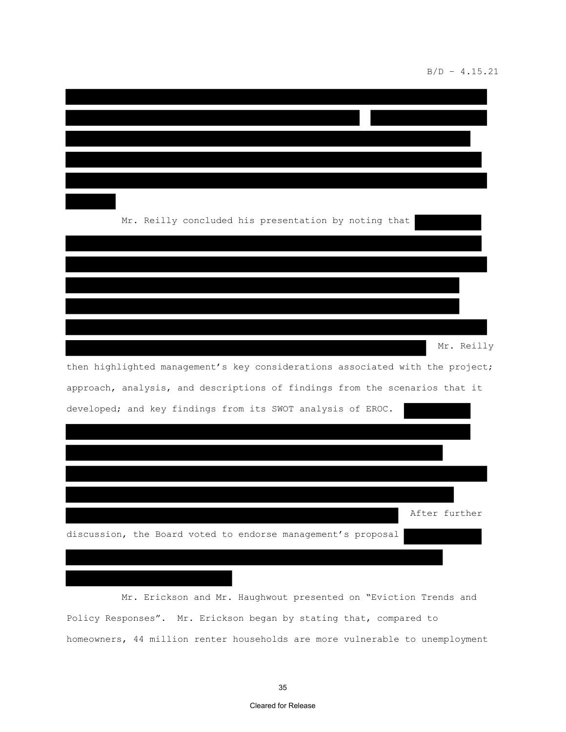Mr. Reilly concluded his presentation by noting that

Mr. Reilly then highlighted management's key considerations associated with the project; approach, analysis, and descriptions of findings from the scenarios that it developed; and key findings from its SWOT analysis of EROC.

After further discussion, the Board voted to endorse management's proposal

Mr. Erickson and Mr. Haughwout presented on "Eviction Trends and Policy Responses". Mr. Erickson began by stating that, compared to homeowners, 44 million renter households are more vulnerable to unemployment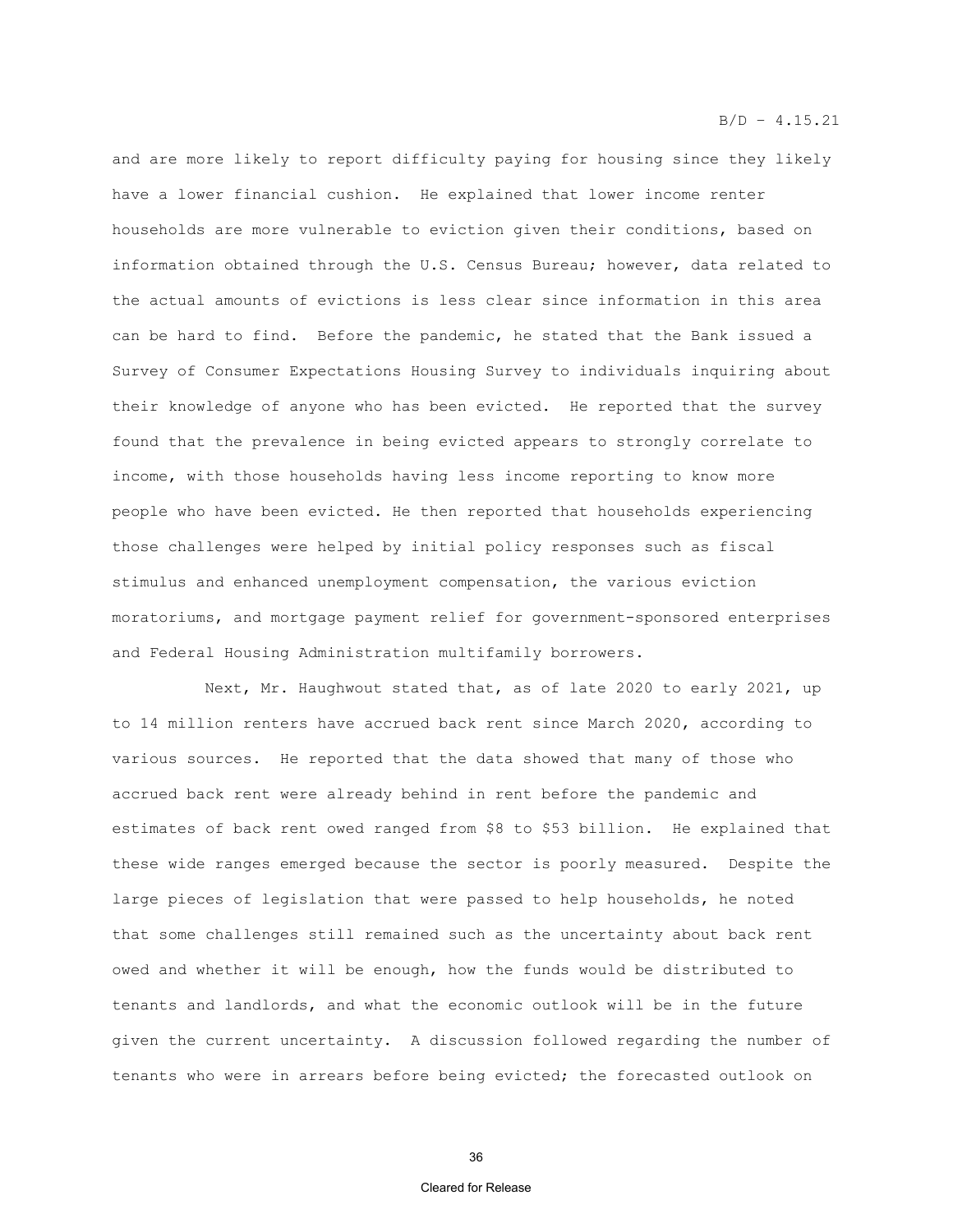and are more likely to report difficulty paying for housing since they likely have a lower financial cushion. He explained that lower income renter households are more vulnerable to eviction given their conditions, based on information obtained through the U.S. Census Bureau; however, data related to the actual amounts of evictions is less clear since information in this area can be hard to find. Before the pandemic, he stated that the Bank issued a Survey of Consumer Expectations Housing Survey to individuals inquiring about their knowledge of anyone who has been evicted. He reported that the survey found that the prevalence in being evicted appears to strongly correlate to income, with those households having less income reporting to know more people who have been evicted. He then reported that households experiencing those challenges were helped by initial policy responses such as fiscal stimulus and enhanced unemployment compensation, the various eviction moratoriums, and mortgage payment relief for government-sponsored enterprises and Federal Housing Administration multifamily borrowers.

Next, Mr. Haughwout stated that, as of late 2020 to early 2021, up to 14 million renters have accrued back rent since March 2020, according to various sources. He reported that the data showed that many of those who accrued back rent were already behind in rent before the pandemic and estimates of back rent owed ranged from $8 to $53 billion. He explained that these wide ranges emerged because the sector is poorly measured. Despite the large pieces of legislation that were passed to help households, he noted that some challenges still remained such as the uncertainty about back rent owed and whether it will be enough, how the funds would be distributed to tenants and landlords, and what the economic outlook will be in the future given the current uncertainty. A discussion followed regarding the number of tenants who were in arrears before being evicted; the forecasted outlook on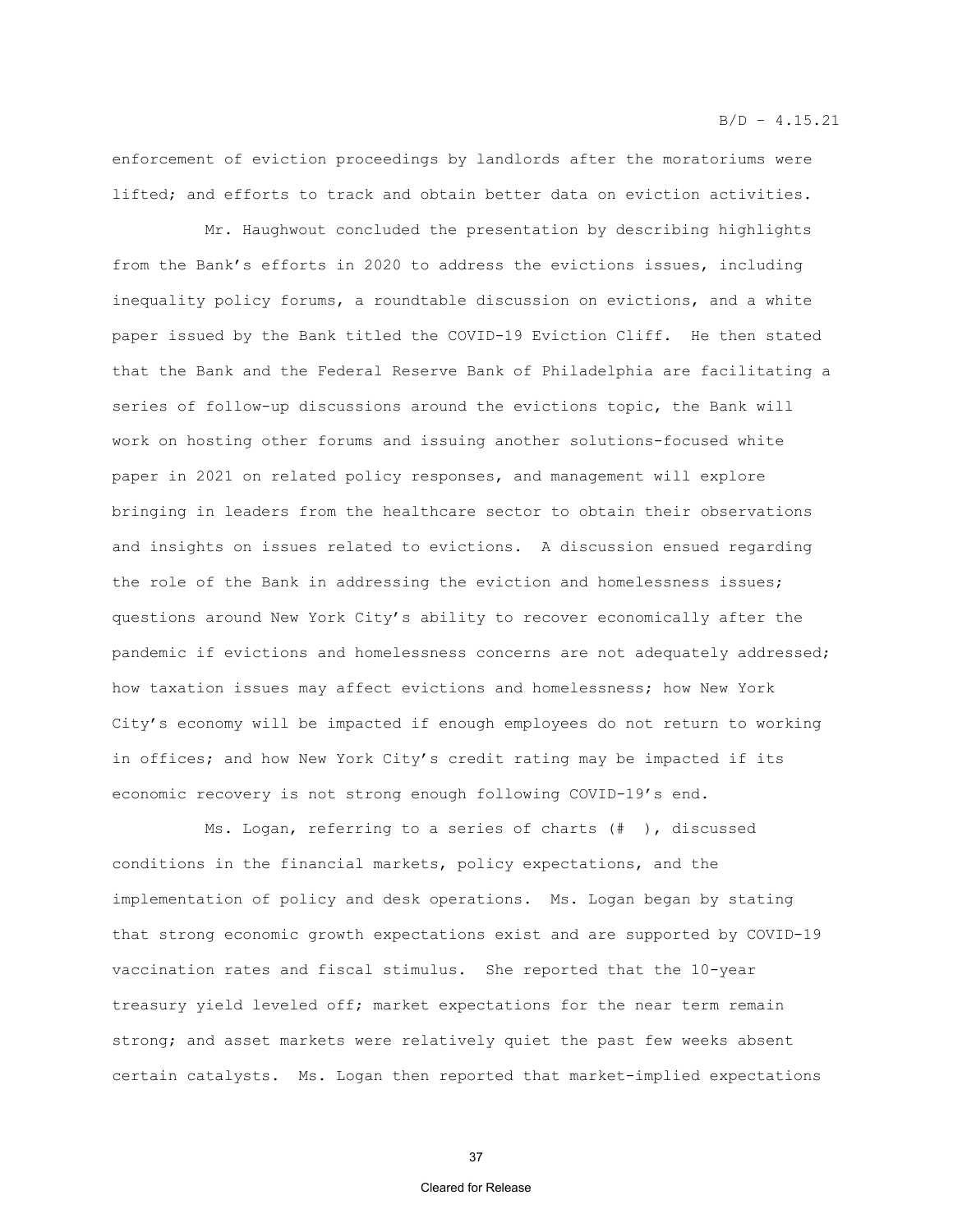enforcement of eviction proceedings by landlords after the moratoriums were lifted; and efforts to track and obtain better data on eviction activities.

Mr. Haughwout concluded the presentation by describing highlights from the Bank's efforts in 2020 to address the evictions issues, including inequality policy forums, a roundtable discussion on evictions, and a white paper issued by the Bank titled the COVID-19 Eviction Cliff. He then stated that the Bank and the Federal Reserve Bank of Philadelphia are facilitating a series of follow-up discussions around the evictions topic, the Bank will work on hosting other forums and issuing another solutions-focused white paper in 2021 on related policy responses, and management will explore bringing in leaders from the healthcare sector to obtain their observations and insights on issues related to evictions. A discussion ensued regarding the role of the Bank in addressing the eviction and homelessness issues; questions around New York City's ability to recover economically after the pandemic if evictions and homelessness concerns are not adequately addressed; how taxation issues may affect evictions and homelessness; how New York City's economy will be impacted if enough employees do not return to working in offices; and how New York City's credit rating may be impacted if its economic recovery is not strong enough following COVID-19's end.

Ms. Logan, referring to a series of charts (# ), discussed conditions in the financial markets, policy expectations, and the implementation of policy and desk operations. Ms. Logan began by stating that strong economic growth expectations exist and are supported by COVID-19 vaccination rates and fiscal stimulus. She reported that the 10-year treasury yield leveled off; market expectations for the near term remain strong; and asset markets were relatively quiet the past few weeks absent certain catalysts. Ms. Logan then reported that market-implied expectations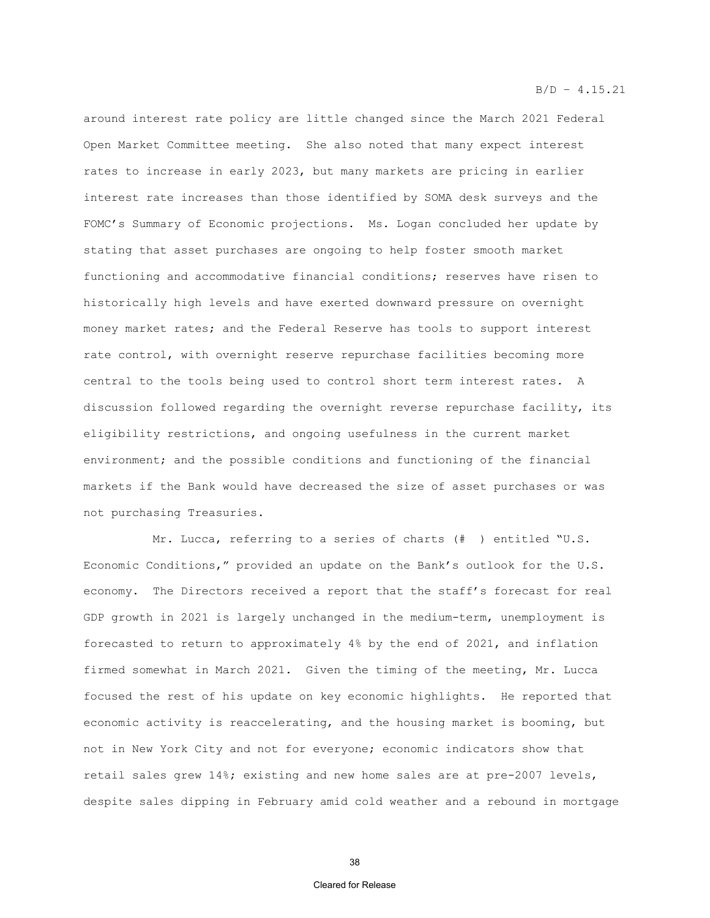around interest rate policy are little changed since the March 2021 Federal Open Market Committee meeting. She also noted that many expect interest rates to increase in early 2023, but many markets are pricing in earlier interest rate increases than those identified by SOMA desk surveys and the FOMC's Summary of Economic projections. Ms. Logan concluded her update by stating that asset purchases are ongoing to help foster smooth market functioning and accommodative financial conditions; reserves have risen to historically high levels and have exerted downward pressure on overnight money market rates; and the Federal Reserve has tools to support interest rate control, with overnight reserve repurchase facilities becoming more central to the tools being used to control short term interest rates. A discussion followed regarding the overnight reverse repurchase facility, its eligibility restrictions, and ongoing usefulness in the current market environment; and the possible conditions and functioning of the financial markets if the Bank would have decreased the size of asset purchases or was not purchasing Treasuries.

Mr. Lucca, referring to a series of charts (# ) entitled "U.S. Economic Conditions," provided an update on the Bank's outlook for the U.S. economy. The Directors received a report that the staff's forecast for real GDP growth in 2021 is largely unchanged in the medium-term, unemployment is forecasted to return to approximately 4% by the end of 2021, and inflation firmed somewhat in March 2021. Given the timing of the meeting, Mr. Lucca focused the rest of his update on key economic highlights. He reported that economic activity is reaccelerating, and the housing market is booming, but not in New York City and not for everyone; economic indicators show that retail sales grew 14%; existing and new home sales are at pre-2007 levels, despite sales dipping in February amid cold weather and a rebound in mortgage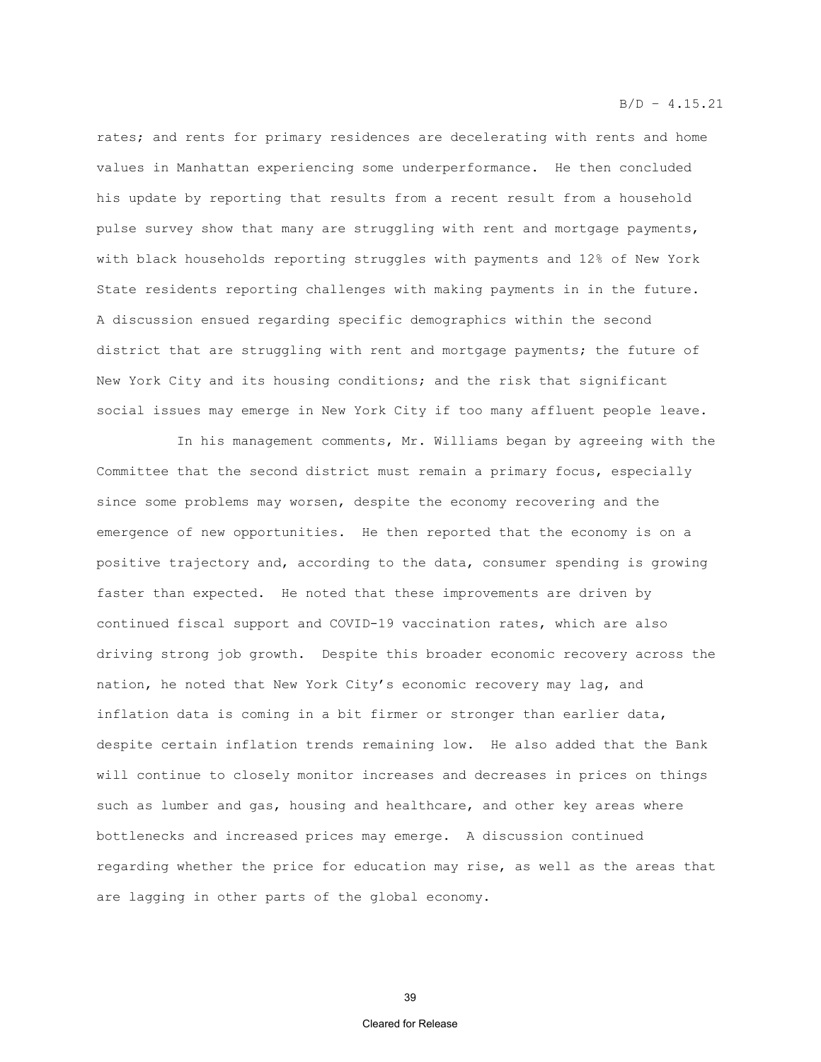rates; and rents for primary residences are decelerating with rents and home values in Manhattan experiencing some underperformance. He then concluded his update by reporting that results from a recent result from a household pulse survey show that many are struggling with rent and mortgage payments, with black households reporting struggles with payments and 12% of New York State residents reporting challenges with making payments in in the future. A discussion ensued regarding specific demographics within the second district that are struggling with rent and mortgage payments; the future of New York City and its housing conditions; and the risk that significant social issues may emerge in New York City if too many affluent people leave.

In his management comments, Mr. Williams began by agreeing with the Committee that the second district must remain a primary focus, especially since some problems may worsen, despite the economy recovering and the emergence of new opportunities. He then reported that the economy is on a positive trajectory and, according to the data, consumer spending is growing faster than expected. He noted that these improvements are driven by continued fiscal support and COVID-19 vaccination rates, which are also driving strong job growth. Despite this broader economic recovery across the nation, he noted that New York City's economic recovery may lag, and inflation data is coming in a bit firmer or stronger than earlier data, despite certain inflation trends remaining low. He also added that the Bank will continue to closely monitor increases and decreases in prices on things such as lumber and gas, housing and healthcare, and other key areas where bottlenecks and increased prices may emerge. A discussion continued regarding whether the price for education may rise, as well as the areas that are lagging in other parts of the global economy.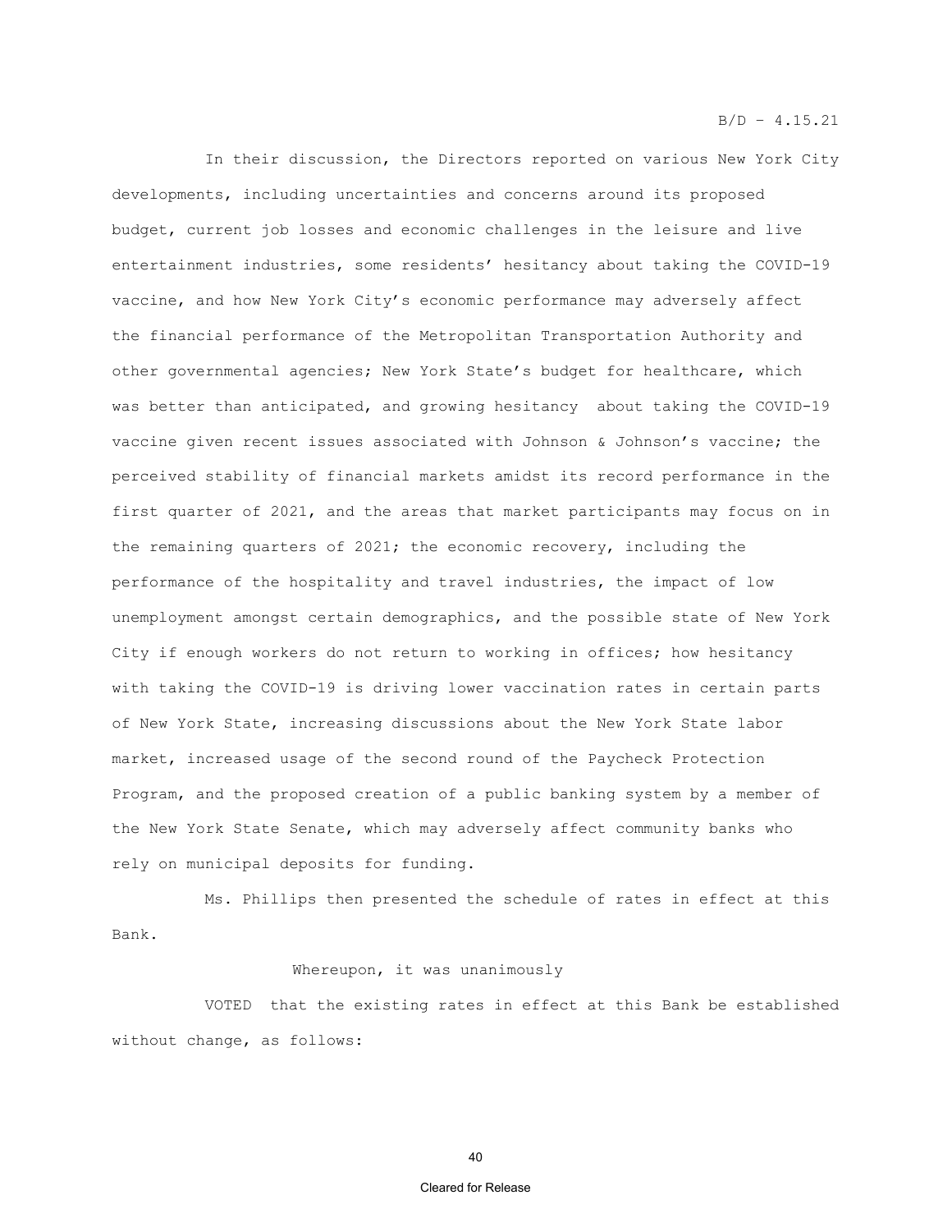In their discussion, the Directors reported on various New York City developments, including uncertainties and concerns around its proposed budget, current job losses and economic challenges in the leisure and live entertainment industries, some residents' hesitancy about taking the COVID-19 vaccine, and how New York City's economic performance may adversely affect the financial performance of the Metropolitan Transportation Authority and other governmental agencies; New York State's budget for healthcare, which was better than anticipated, and growing hesitancy about taking the COVID-19 vaccine given recent issues associated with Johnson & Johnson's vaccine; the perceived stability of financial markets amidst its record performance in the first quarter of 2021, and the areas that market participants may focus on in the remaining quarters of 2021; the economic recovery, including the performance of the hospitality and travel industries, the impact of low unemployment amongst certain demographics, and the possible state of New York City if enough workers do not return to working in offices; how hesitancy with taking the COVID-19 is driving lower vaccination rates in certain parts of New York State, increasing discussions about the New York State labor market, increased usage of the second round of the Paycheck Protection Program, and the proposed creation of a public banking system by a member of the New York State Senate, which may adversely affect community banks who rely on municipal deposits for funding.

Ms. Phillips then presented the schedule of rates in effect at this Bank.

Whereupon, it was unanimously

VOTED that the existing rates in effect at this Bank be established without change, as follows: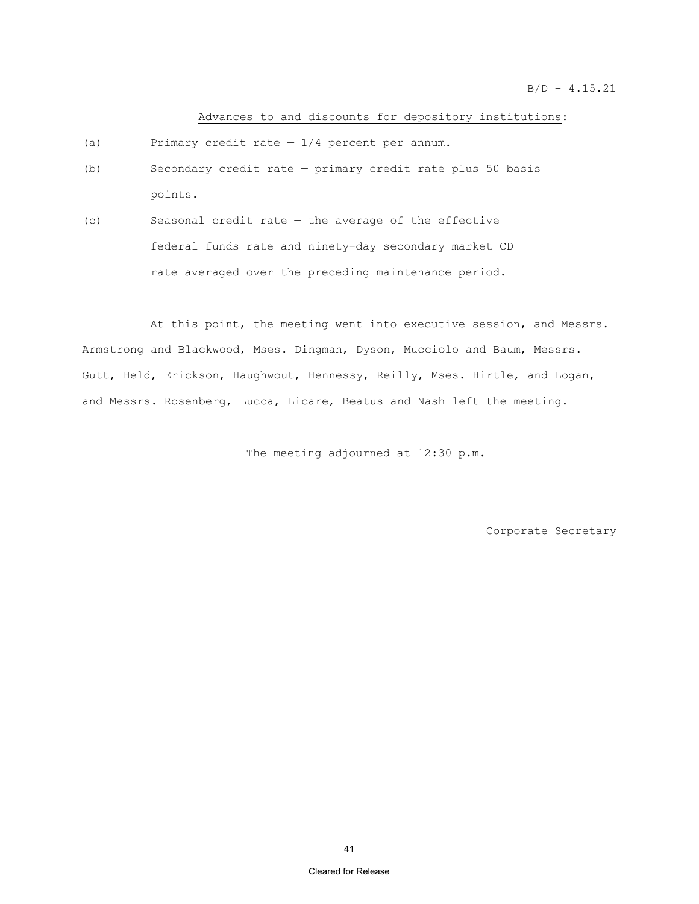B/D – 4.15.21

<u>Advances to and discounts for depository institutions</u>:

(a) Primary credit rate — 1/4 percent per annum.

(b) Secondary credit rate — primary credit rate plus 50 basis points.

(c) Seasonal credit rate — the average of the effective federal funds rate and ninety-day secondary market CD rate averaged over the preceding maintenance period.

At this point, the meeting went into executive session, and Messrs. Armstrong and Blackwood, Mses. Dingman, Dyson, Mucciolo and Baum, Messrs. Gutt, Held, Erickson, Haughwout, Hennessy, Reilly, Mses. Hirtle, and Logan, and Messrs. Rosenberg, Lucca, Licare, Beatus and Nash left the meeting.

The meeting adjourned at 12:30 p.m.

Corporate Secretary

Cleared for Release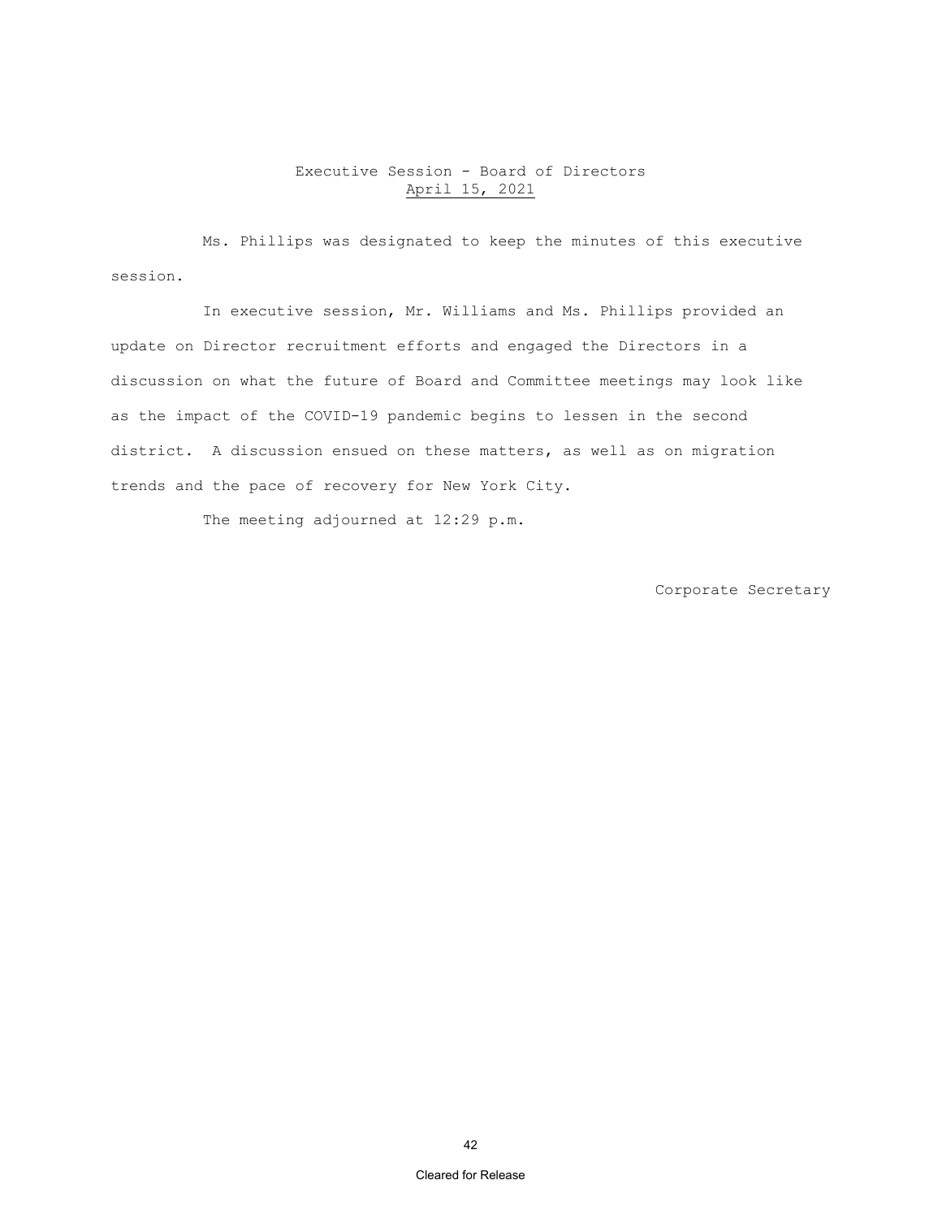Executive Session - Board of Directors
April 15, 2021

Ms. Phillips was designated to keep the minutes of this executive session.

In executive session, Mr. Williams and Ms. Phillips provided an update on Director recruitment efforts and engaged the Directors in a discussion on what the future of Board and Committee meetings may look like as the impact of the COVID-19 pandemic begins to lessen in the second district. A discussion ensued on these matters, as well as on migration trends and the pace of recovery for New York City.

The meeting adjourned at 12:29 p.m.

Corporate Secretary

Cleared for Release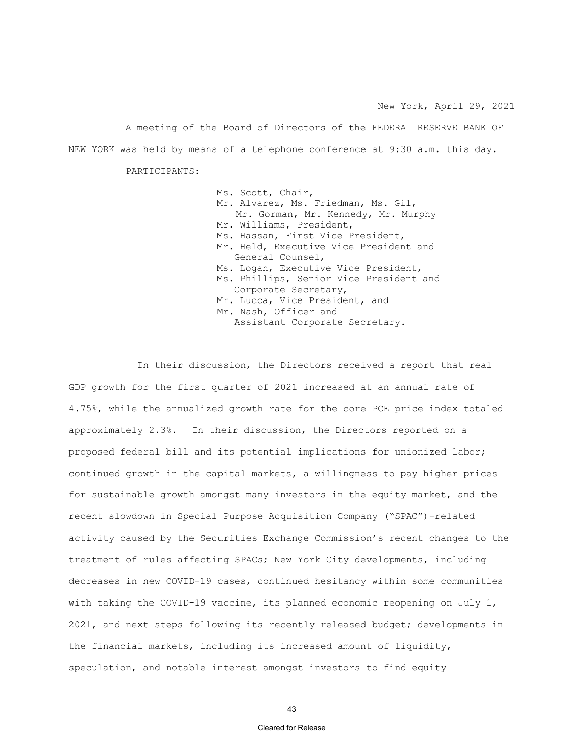New York, April 29, 2021

A meeting of the Board of Directors of the FEDERAL RESERVE BANK OF NEW YORK was held by means of a telephone conference at 9:30 a.m. this day.

PARTICIPANTS:

Ms. Scott, Chair,
Mr. Alvarez, Ms. Friedman, Ms. Gil,
Mr. Gorman, Mr. Kennedy, Mr. Murphy
Mr. Williams, President,
Ms. Hassan, First Vice President,
Mr. Held, Executive Vice President and
General Counsel,
Ms. Logan, Executive Vice President,
Ms. Phillips, Senior Vice President and
Corporate Secretary,
Mr. Lucca, Vice President, and
Mr. Nash, Officer and
Assistant Corporate Secretary.

In their discussion, the Directors received a report that real GDP growth for the first quarter of 2021 increased at an annual rate of 4.75%, while the annualized growth rate for the core PCE price index totaled approximately 2.3%. In their discussion, the Directors reported on a proposed federal bill and its potential implications for unionized labor; continued growth in the capital markets, a willingness to pay higher prices for sustainable growth amongst many investors in the equity market, and the recent slowdown in Special Purpose Acquisition Company ("SPAC")-related activity caused by the Securities Exchange Commission's recent changes to the treatment of rules affecting SPACs; New York City developments, including decreases in new COVID-19 cases, continued hesitancy within some communities with taking the COVID-19 vaccine, its planned economic reopening on July 1, 2021, and next steps following its recently released budget; developments in the financial markets, including its increased amount of liquidity, speculation, and notable interest amongst investors to find equity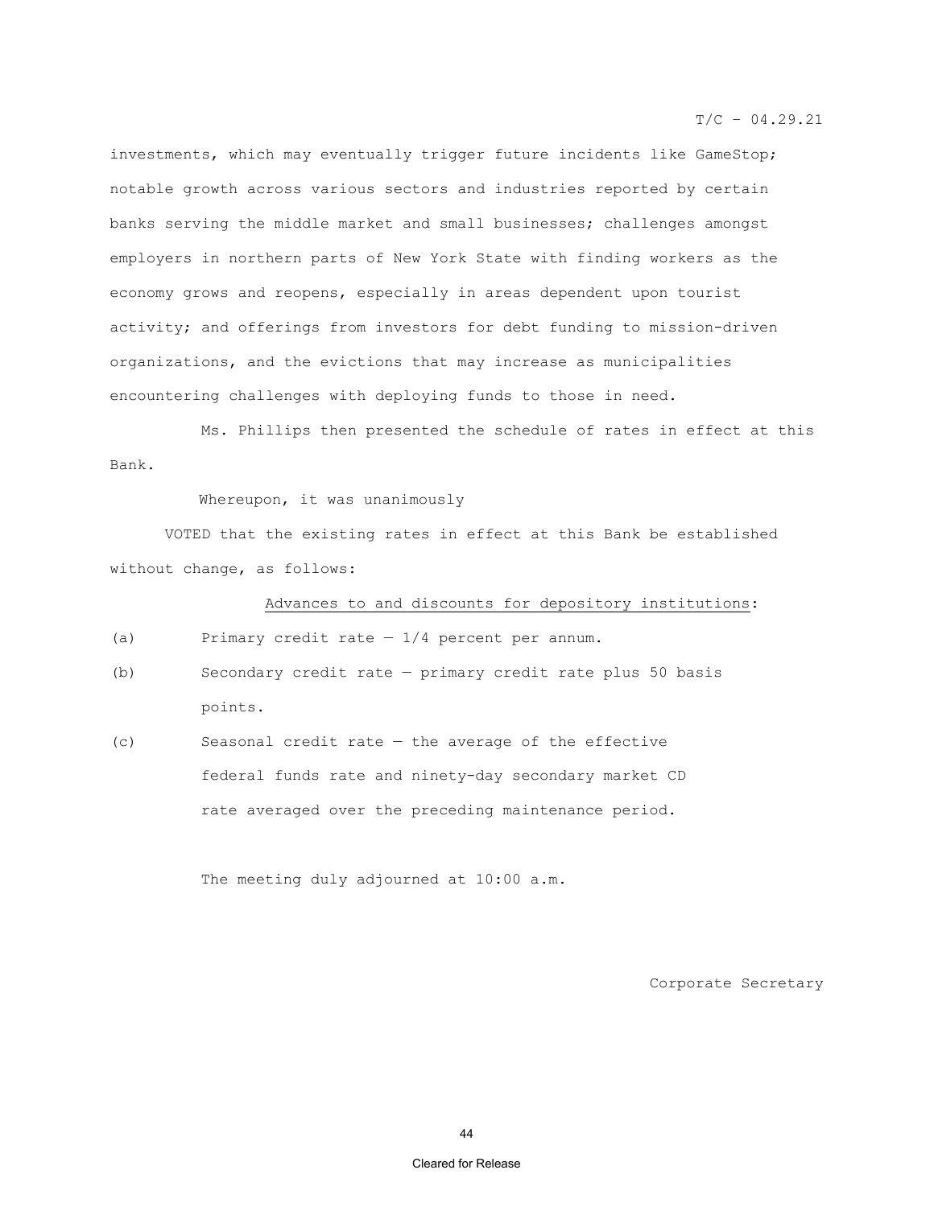investments, which may eventually trigger future incidents like GameStop; notable growth across various sectors and industries reported by certain banks serving the middle market and small businesses; challenges amongst employers in northern parts of New York State with finding workers as the economy grows and reopens, especially in areas dependent upon tourist activity; and offerings from investors for debt funding to mission-driven organizations, and the evictions that may increase as municipalities encountering challenges with deploying funds to those in need.

Ms. Phillips then presented the schedule of rates in effect at this Bank.

Whereupon, it was unanimously

VOTED that the existing rates in effect at this Bank be established without change, as follows:

<u>Advances to and discounts for depository institutions</u>:

(a) Primary credit rate — 1/4 percent per annum.

(b) Secondary credit rate — primary credit rate plus 50 basis points.

(c) Seasonal credit rate — the average of the effective federal funds rate and ninety-day secondary market CD rate averaged over the preceding maintenance period.

The meeting duly adjourned at 10:00 a.m.

Corporate Secretary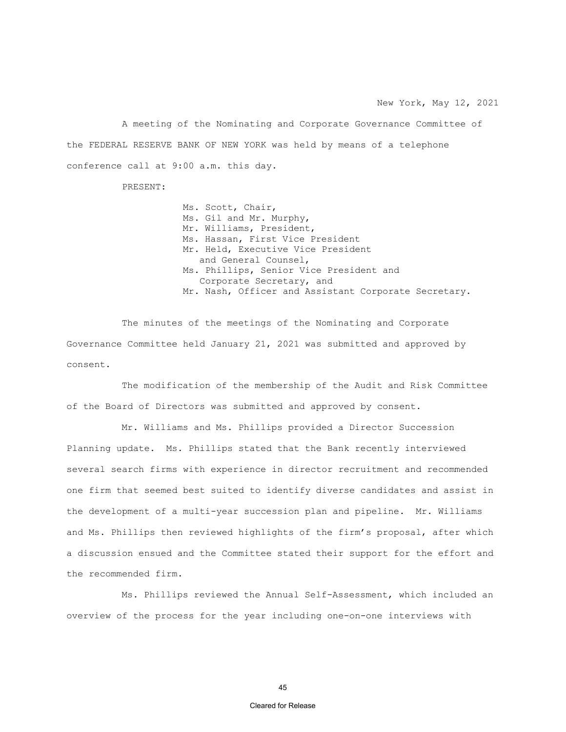New York, May 12, 2021

A meeting of the Nominating and Corporate Governance Committee of the FEDERAL RESERVE BANK OF NEW YORK was held by means of a telephone conference call at 9:00 a.m. this day.

PRESENT:

Ms. Scott, Chair,
Ms. Gil and Mr. Murphy,
Mr. Williams, President,
Ms. Hassan, First Vice President
Mr. Held, Executive Vice President and General Counsel,
Ms. Phillips, Senior Vice President and Corporate Secretary, and
Mr. Nash, Officer and Assistant Corporate Secretary.

The minutes of the meetings of the Nominating and Corporate Governance Committee held January 21, 2021 was submitted and approved by consent.

The modification of the membership of the Audit and Risk Committee of the Board of Directors was submitted and approved by consent.

Mr. Williams and Ms. Phillips provided a Director Succession Planning update. Ms. Phillips stated that the Bank recently interviewed several search firms with experience in director recruitment and recommended one firm that seemed best suited to identify diverse candidates and assist in the development of a multi-year succession plan and pipeline. Mr. Williams and Ms. Phillips then reviewed highlights of the firm's proposal, after which a discussion ensued and the Committee stated their support for the effort and the recommended firm.

Ms. Phillips reviewed the Annual Self-Assessment, which included an overview of the process for the year including one-on-one interviews with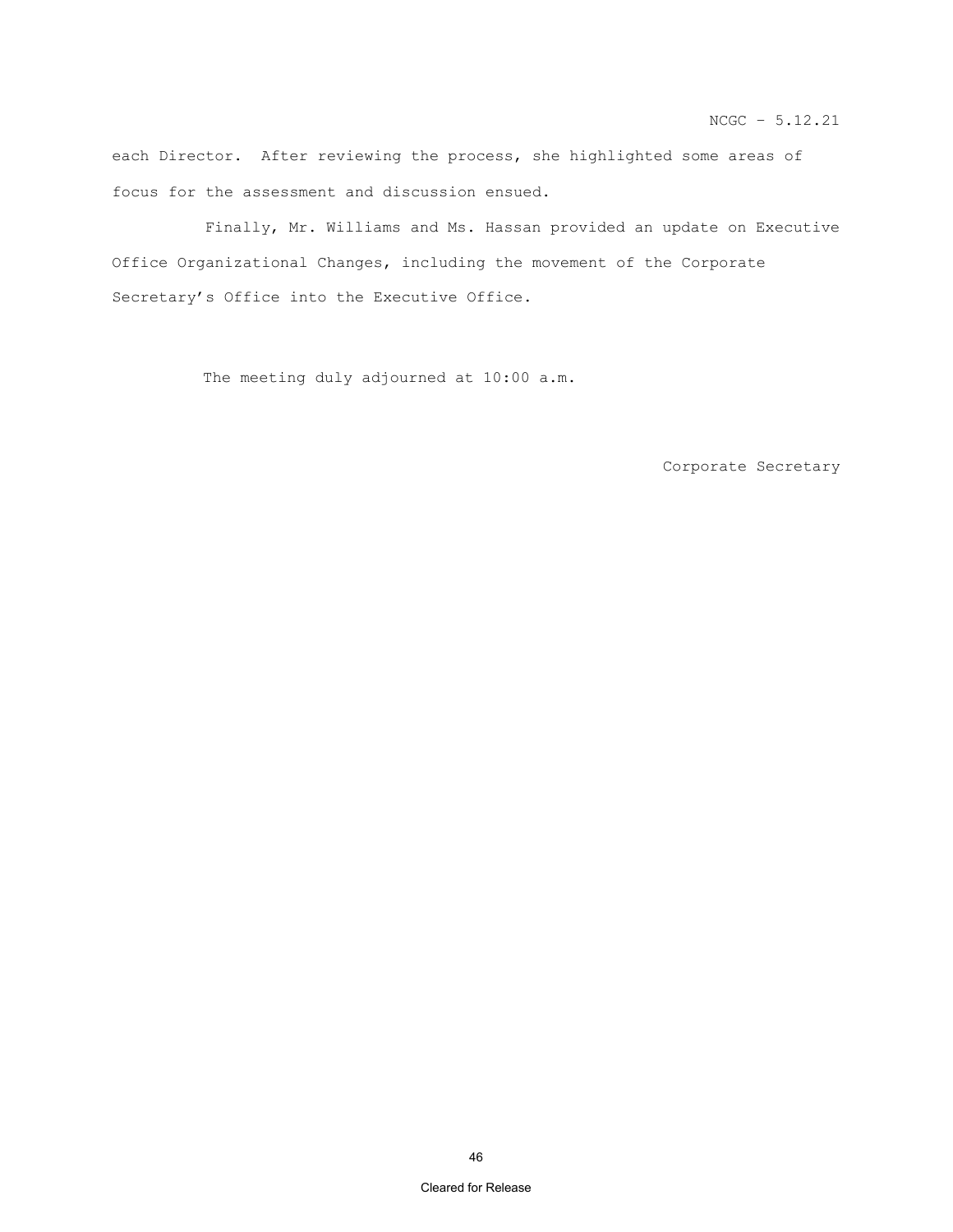each Director. After reviewing the process, she highlighted some areas of focus for the assessment and discussion ensued.

Finally, Mr. Williams and Ms. Hassan provided an update on Executive Office Organizational Changes, including the movement of the Corporate Secretary's Office into the Executive Office.

The meeting duly adjourned at 10:00 a.m.

Corporate Secretary

Cleared for Release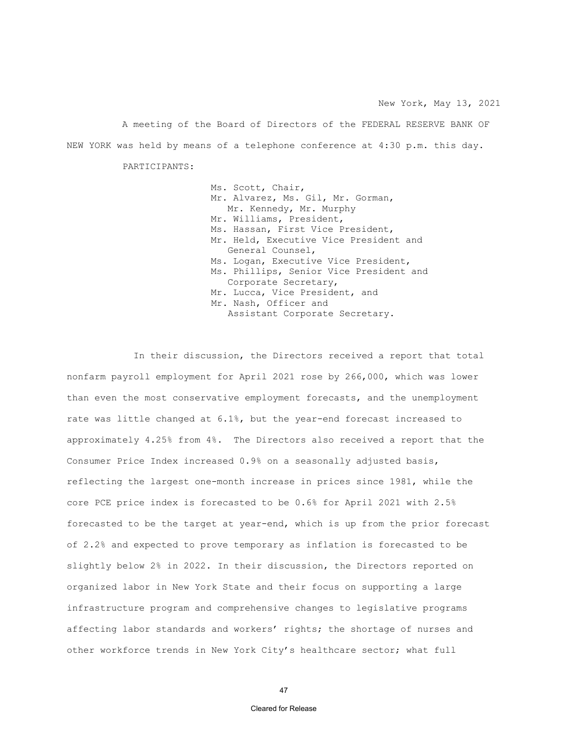New York, May 13, 2021

A meeting of the Board of Directors of the FEDERAL RESERVE BANK OF NEW YORK was held by means of a telephone conference at 4:30 p.m. this day.

PARTICIPANTS:

Ms. Scott, Chair,
Mr. Alvarez, Ms. Gil, Mr. Gorman,
Mr. Kennedy, Mr. Murphy
Mr. Williams, President,
Ms. Hassan, First Vice President,
Mr. Held, Executive Vice President and
General Counsel,
Ms. Logan, Executive Vice President,
Ms. Phillips, Senior Vice President and
Corporate Secretary,
Mr. Lucca, Vice President, and
Mr. Nash, Officer and
Assistant Corporate Secretary.

In their discussion, the Directors received a report that total nonfarm payroll employment for April 2021 rose by 266,000, which was lower than even the most conservative employment forecasts, and the unemployment rate was little changed at 6.1%, but the year-end forecast increased to approximately 4.25% from 4%. The Directors also received a report that the Consumer Price Index increased 0.9% on a seasonally adjusted basis, reflecting the largest one-month increase in prices since 1981, while the core PCE price index is forecasted to be 0.6% for April 2021 with 2.5% forecasted to be the target at year-end, which is up from the prior forecast of 2.2% and expected to prove temporary as inflation is forecasted to be slightly below 2% in 2022. In their discussion, the Directors reported on organized labor in New York State and their focus on supporting a large infrastructure program and comprehensive changes to legislative programs affecting labor standards and workers' rights; the shortage of nurses and other workforce trends in New York City's healthcare sector; what full

Cleared for Release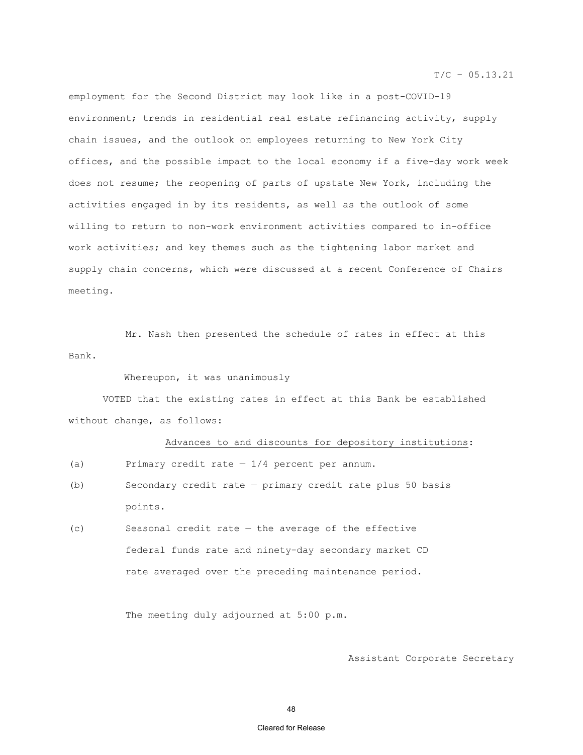employment for the Second District may look like in a post-COVID-19 environment; trends in residential real estate refinancing activity, supply chain issues, and the outlook on employees returning to New York City offices, and the possible impact to the local economy if a five-day work week does not resume; the reopening of parts of upstate New York, including the activities engaged in by its residents, as well as the outlook of some willing to return to non-work environment activities compared to in-office work activities; and key themes such as the tightening labor market and supply chain concerns, which were discussed at a recent Conference of Chairs meeting.

Mr. Nash then presented the schedule of rates in effect at this Bank.

Whereupon, it was unanimously

VOTED that the existing rates in effect at this Bank be established without change, as follows:

Advances to and discounts for depository institutions:

(a) Primary credit rate — 1/4 percent per annum.

(b) Secondary credit rate — primary credit rate plus 50 basis points.

(c) Seasonal credit rate — the average of the effective federal funds rate and ninety-day secondary market CD rate averaged over the preceding maintenance period.

The meeting duly adjourned at 5:00 p.m.

Assistant Corporate Secretary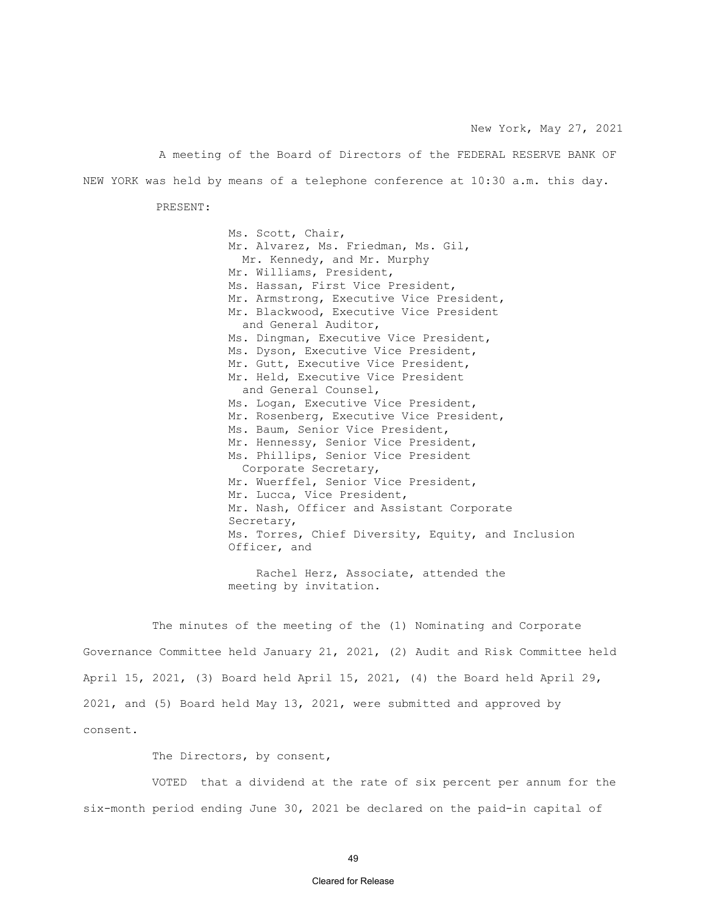New York, May 27, 2021

A meeting of the Board of Directors of the FEDERAL RESERVE BANK OF NEW YORK was held by means of a telephone conference at 10:30 a.m. this day.

PRESENT:

Ms. Scott, Chair,
Mr. Alvarez, Ms. Friedman, Ms. Gil, Mr. Kennedy, and Mr. Murphy
Mr. Williams, President,
Ms. Hassan, First Vice President,
Mr. Armstrong, Executive Vice President,
Mr. Blackwood, Executive Vice President and General Auditor,
Ms. Dingman, Executive Vice President,
Ms. Dyson, Executive Vice President,
Mr. Gutt, Executive Vice President,
Mr. Held, Executive Vice President and General Counsel,
Ms. Logan, Executive Vice President,
Mr. Rosenberg, Executive Vice President,
Ms. Baum, Senior Vice President,
Mr. Hennessy, Senior Vice President,
Ms. Phillips, Senior Vice President Corporate Secretary,
Mr. Wuerffel, Senior Vice President,
Mr. Lucca, Vice President,
Mr. Nash, Officer and Assistant Corporate Secretary,
Ms. Torres, Chief Diversity, Equity, and Inclusion Officer, and

Rachel Herz, Associate, attended the meeting by invitation.

The minutes of the meeting of the (1) Nominating and Corporate Governance Committee held January 21, 2021, (2) Audit and Risk Committee held April 15, 2021, (3) Board held April 15, 2021, (4) the Board held April 29, 2021, and (5) Board held May 13, 2021, were submitted and approved by consent.

The Directors, by consent,

VOTED that a dividend at the rate of six percent per annum for the six-month period ending June 30, 2021 be declared on the paid-in capital of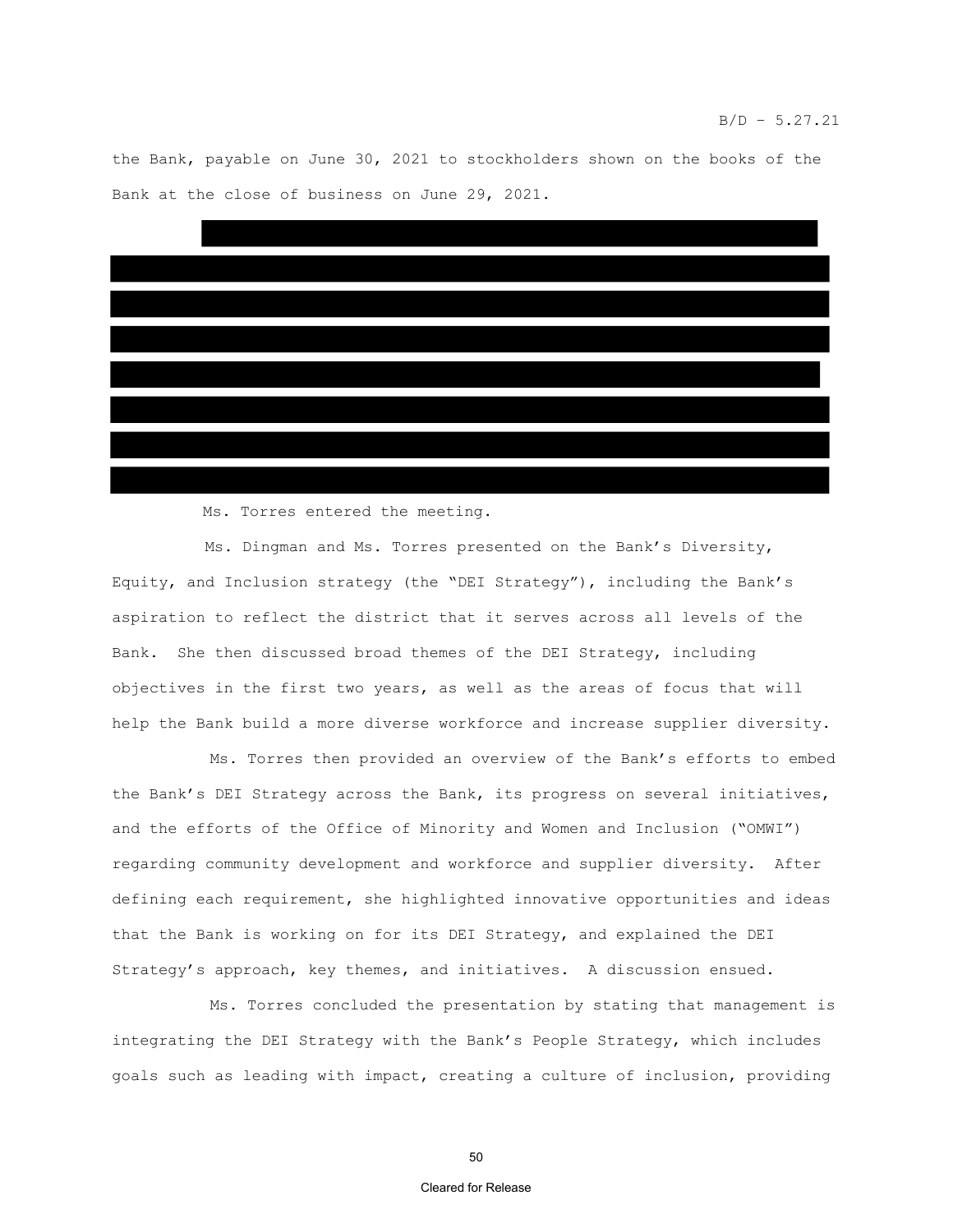the Bank, payable on June 30, 2021 to stockholders shown on the books of the Bank at the close of business on June 29, 2021.

Ms. Torres entered the meeting.

Ms. Dingman and Ms. Torres presented on the Bank's Diversity, Equity, and Inclusion strategy (the "DEI Strategy"), including the Bank's aspiration to reflect the district that it serves across all levels of the Bank. She then discussed broad themes of the DEI Strategy, including objectives in the first two years, as well as the areas of focus that will help the Bank build a more diverse workforce and increase supplier diversity.

Ms. Torres then provided an overview of the Bank's efforts to embed the Bank's DEI Strategy across the Bank, its progress on several initiatives, and the efforts of the Office of Minority and Women and Inclusion ("OMWI") regarding community development and workforce and supplier diversity. After defining each requirement, she highlighted innovative opportunities and ideas that the Bank is working on for its DEI Strategy, and explained the DEI Strategy's approach, key themes, and initiatives. A discussion ensued.

Ms. Torres concluded the presentation by stating that management is integrating the DEI Strategy with the Bank's People Strategy, which includes goals such as leading with impact, creating a culture of inclusion, providing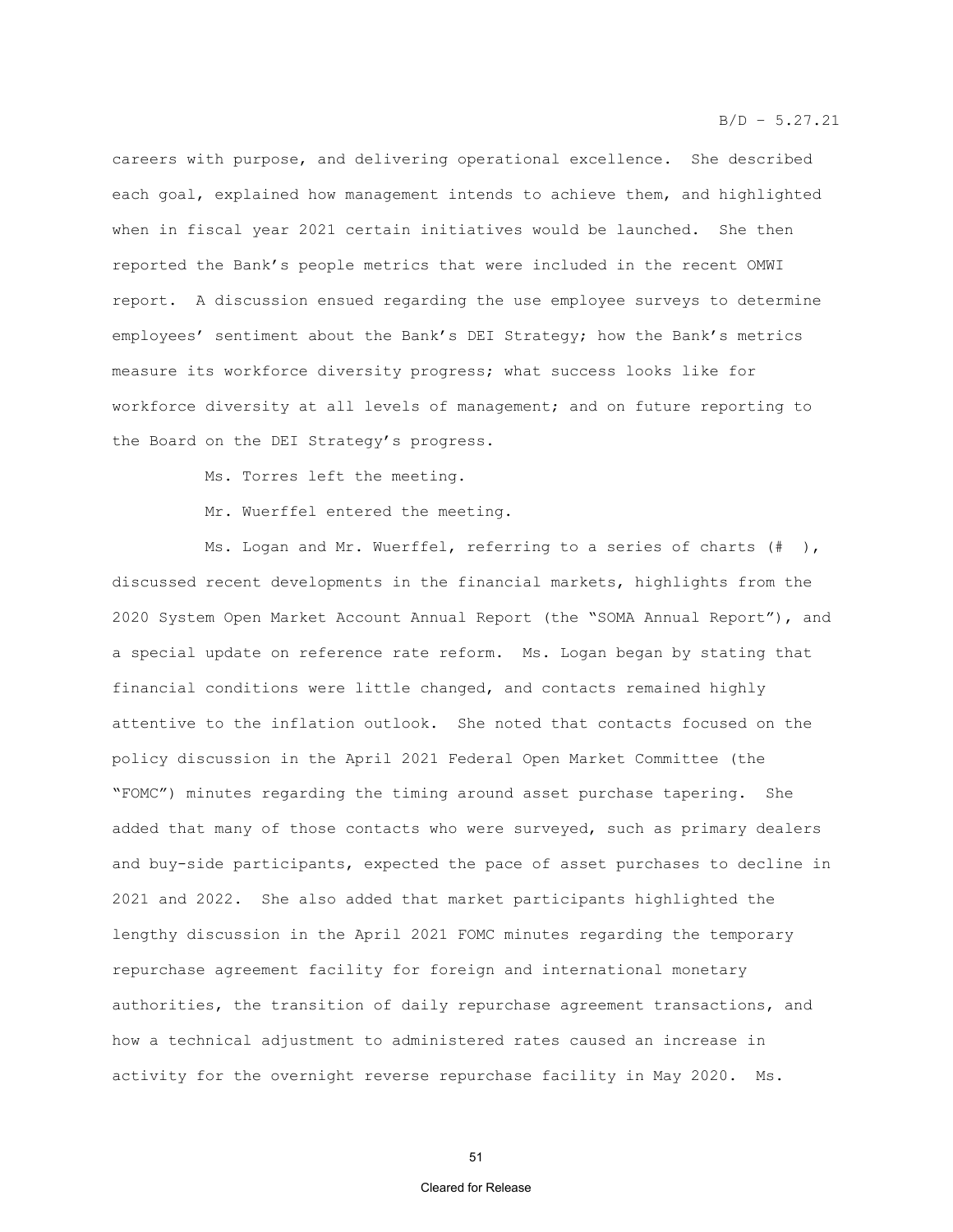careers with purpose, and delivering operational excellence. She described each goal, explained how management intends to achieve them, and highlighted when in fiscal year 2021 certain initiatives would be launched. She then reported the Bank's people metrics that were included in the recent OMWI report. A discussion ensued regarding the use employee surveys to determine employees' sentiment about the Bank's DEI Strategy; how the Bank's metrics measure its workforce diversity progress; what success looks like for workforce diversity at all levels of management; and on future reporting to the Board on the DEI Strategy's progress.

Ms. Torres left the meeting.

Mr. Wuerffel entered the meeting.

Ms. Logan and Mr. Wuerffel, referring to a series of charts (# ), discussed recent developments in the financial markets, highlights from the 2020 System Open Market Account Annual Report (the "SOMA Annual Report"), and a special update on reference rate reform. Ms. Logan began by stating that financial conditions were little changed, and contacts remained highly attentive to the inflation outlook. She noted that contacts focused on the policy discussion in the April 2021 Federal Open Market Committee (the "FOMC") minutes regarding the timing around asset purchase tapering. She added that many of those contacts who were surveyed, such as primary dealers and buy-side participants, expected the pace of asset purchases to decline in 2021 and 2022. She also added that market participants highlighted the lengthy discussion in the April 2021 FOMC minutes regarding the temporary repurchase agreement facility for foreign and international monetary authorities, the transition of daily repurchase agreement transactions, and how a technical adjustment to administered rates caused an increase in activity for the overnight reverse repurchase facility in May 2020. Ms.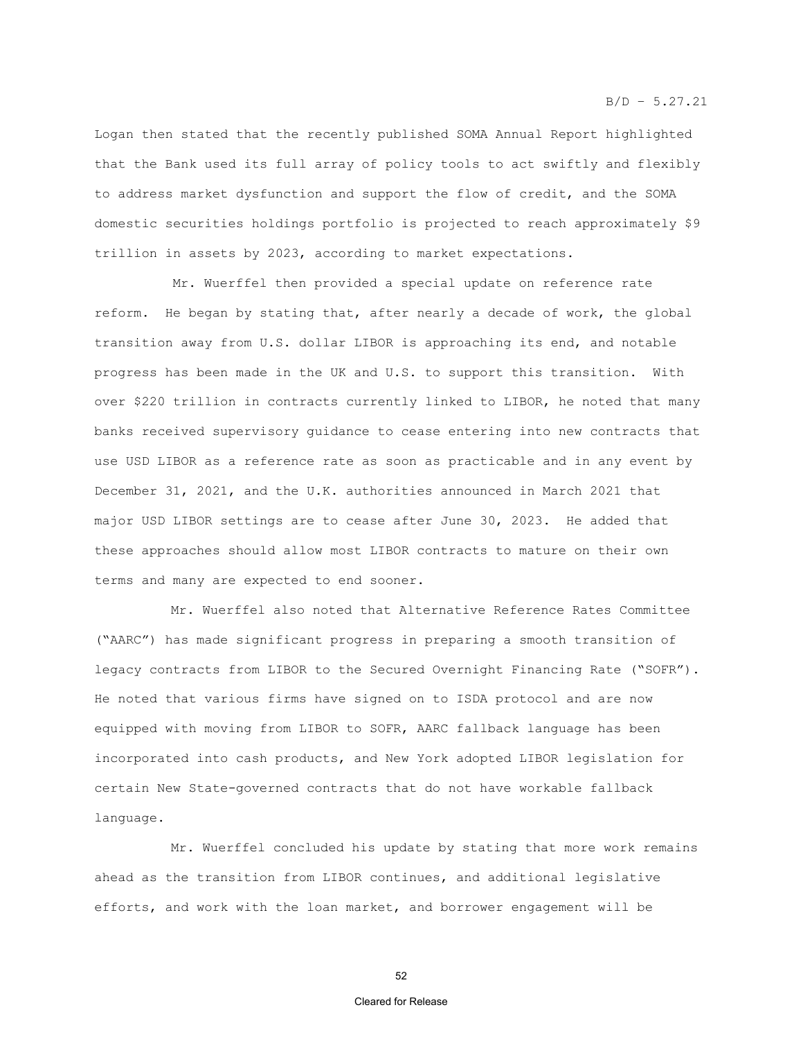Logan then stated that the recently published SOMA Annual Report highlighted that the Bank used its full array of policy tools to act swiftly and flexibly to address market dysfunction and support the flow of credit, and the SOMA domestic securities holdings portfolio is projected to reach approximately $9 trillion in assets by 2023, according to market expectations.

Mr. Wuerffel then provided a special update on reference rate reform. He began by stating that, after nearly a decade of work, the global transition away from U.S. dollar LIBOR is approaching its end, and notable progress has been made in the UK and U.S. to support this transition. With over $220 trillion in contracts currently linked to LIBOR, he noted that many banks received supervisory guidance to cease entering into new contracts that use USD LIBOR as a reference rate as soon as practicable and in any event by December 31, 2021, and the U.K. authorities announced in March 2021 that major USD LIBOR settings are to cease after June 30, 2023. He added that these approaches should allow most LIBOR contracts to mature on their own terms and many are expected to end sooner.

Mr. Wuerffel also noted that Alternative Reference Rates Committee ("AARC") has made significant progress in preparing a smooth transition of legacy contracts from LIBOR to the Secured Overnight Financing Rate ("SOFR"). He noted that various firms have signed on to ISDA protocol and are now equipped with moving from LIBOR to SOFR, AARC fallback language has been incorporated into cash products, and New York adopted LIBOR legislation for certain New State-governed contracts that do not have workable fallback language.

Mr. Wuerffel concluded his update by stating that more work remains ahead as the transition from LIBOR continues, and additional legislative efforts, and work with the loan market, and borrower engagement will be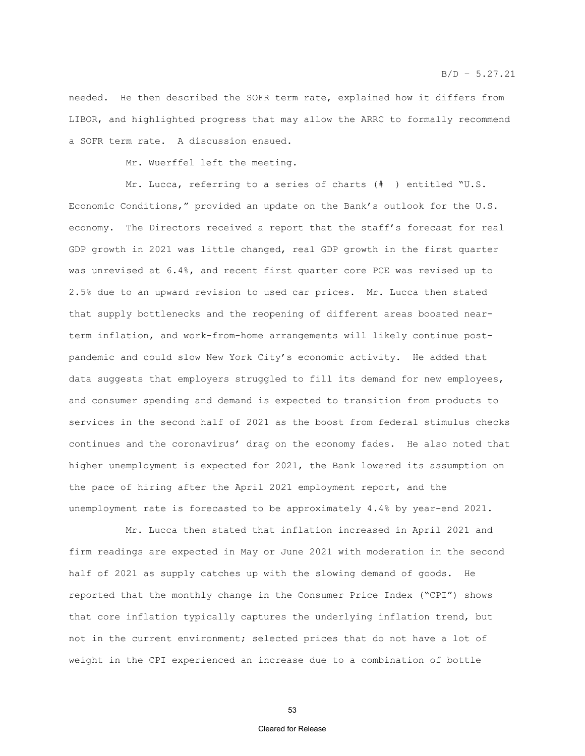needed. He then described the SOFR term rate, explained how it differs from LIBOR, and highlighted progress that may allow the ARRC to formally recommend a SOFR term rate. A discussion ensued.

Mr. Wuerffel left the meeting.

Mr. Lucca, referring to a series of charts (# ) entitled "U.S. Economic Conditions," provided an update on the Bank's outlook for the U.S. economy. The Directors received a report that the staff's forecast for real GDP growth in 2021 was little changed, real GDP growth in the first quarter was unrevised at 6.4%, and recent first quarter core PCE was revised up to 2.5% due to an upward revision to used car prices. Mr. Lucca then stated that supply bottlenecks and the reopening of different areas boosted near-term inflation, and work-from-home arrangements will likely continue post-pandemic and could slow New York City's economic activity. He added that data suggests that employers struggled to fill its demand for new employees, and consumer spending and demand is expected to transition from products to services in the second half of 2021 as the boost from federal stimulus checks continues and the coronavirus' drag on the economy fades. He also noted that higher unemployment is expected for 2021, the Bank lowered its assumption on the pace of hiring after the April 2021 employment report, and the unemployment rate is forecasted to be approximately 4.4% by year-end 2021.

Mr. Lucca then stated that inflation increased in April 2021 and firm readings are expected in May or June 2021 with moderation in the second half of 2021 as supply catches up with the slowing demand of goods. He reported that the monthly change in the Consumer Price Index ("CPI") shows that core inflation typically captures the underlying inflation trend, but not in the current environment; selected prices that do not have a lot of weight in the CPI experienced an increase due to a combination of bottle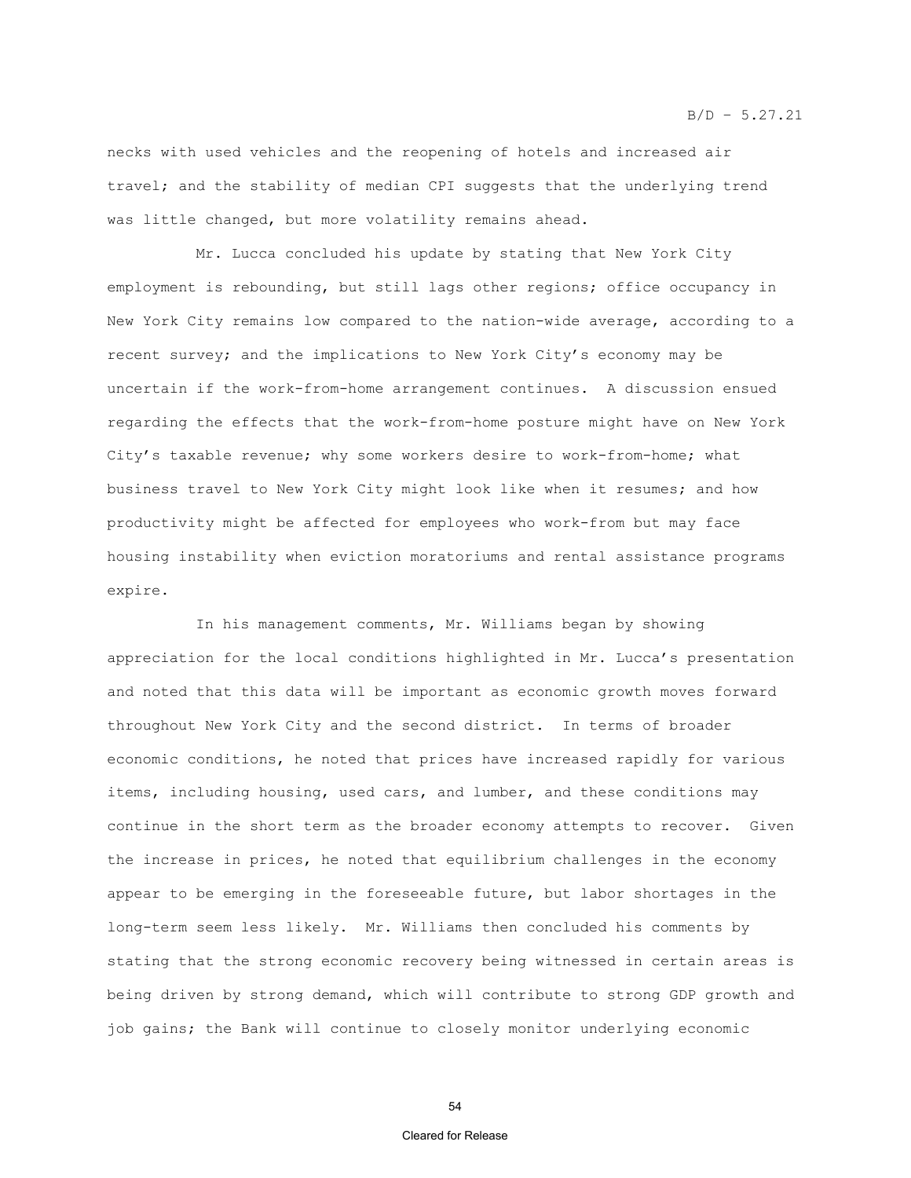necks with used vehicles and the reopening of hotels and increased air travel; and the stability of median CPI suggests that the underlying trend was little changed, but more volatility remains ahead.

Mr. Lucca concluded his update by stating that New York City employment is rebounding, but still lags other regions; office occupancy in New York City remains low compared to the nation-wide average, according to a recent survey; and the implications to New York City's economy may be uncertain if the work-from-home arrangement continues. A discussion ensued regarding the effects that the work-from-home posture might have on New York City's taxable revenue; why some workers desire to work-from-home; what business travel to New York City might look like when it resumes; and how productivity might be affected for employees who work-from but may face housing instability when eviction moratoriums and rental assistance programs expire.

In his management comments, Mr. Williams began by showing appreciation for the local conditions highlighted in Mr. Lucca's presentation and noted that this data will be important as economic growth moves forward throughout New York City and the second district. In terms of broader economic conditions, he noted that prices have increased rapidly for various items, including housing, used cars, and lumber, and these conditions may continue in the short term as the broader economy attempts to recover. Given the increase in prices, he noted that equilibrium challenges in the economy appear to be emerging in the foreseeable future, but labor shortages in the long-term seem less likely. Mr. Williams then concluded his comments by stating that the strong economic recovery being witnessed in certain areas is being driven by strong demand, which will contribute to strong GDP growth and job gains; the Bank will continue to closely monitor underlying economic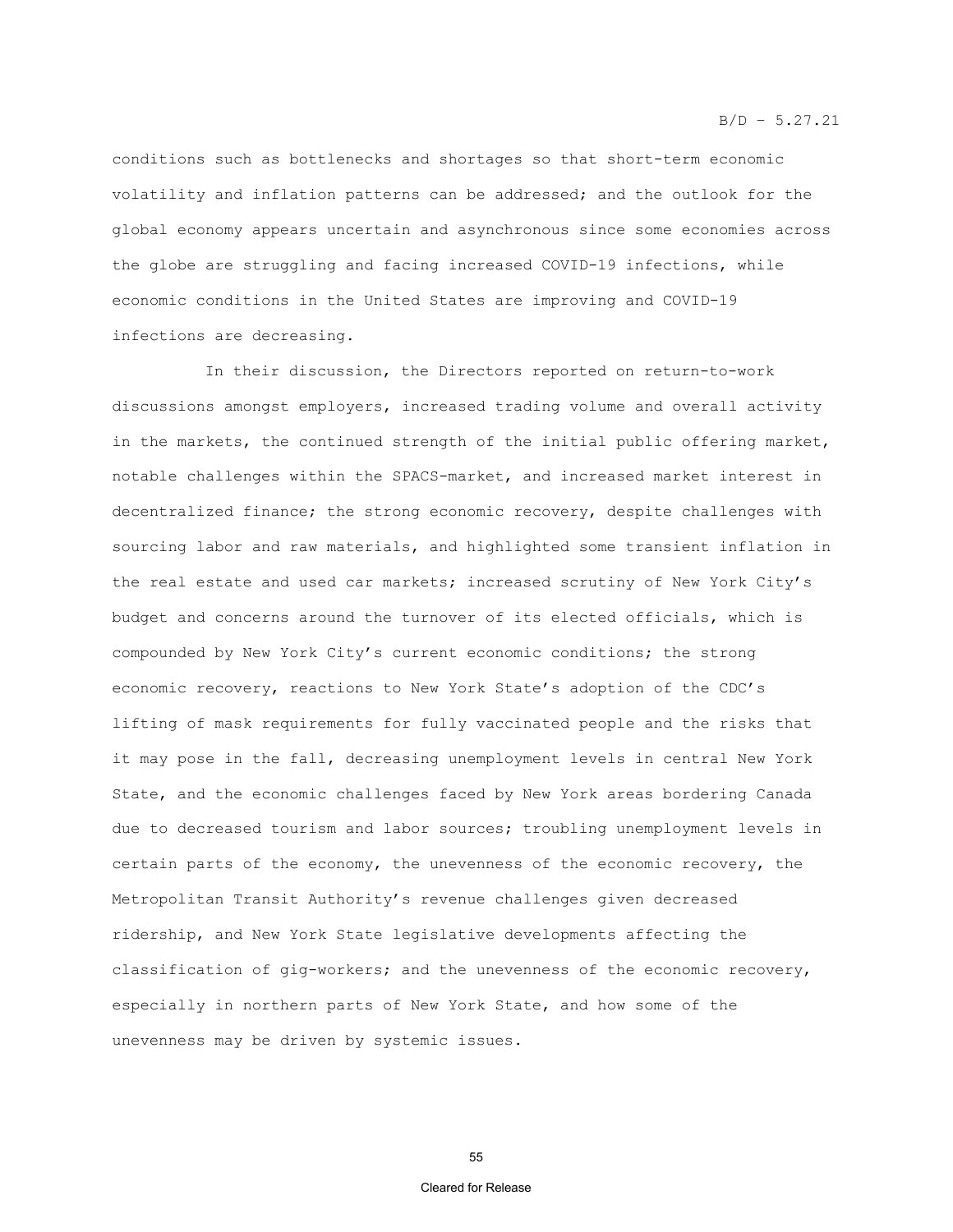conditions such as bottlenecks and shortages so that short-term economic volatility and inflation patterns can be addressed; and the outlook for the global economy appears uncertain and asynchronous since some economies across the globe are struggling and facing increased COVID-19 infections, while economic conditions in the United States are improving and COVID-19 infections are decreasing.

In their discussion, the Directors reported on return-to-work discussions amongst employers, increased trading volume and overall activity in the markets, the continued strength of the initial public offering market, notable challenges within the SPACS-market, and increased market interest in decentralized finance; the strong economic recovery, despite challenges with sourcing labor and raw materials, and highlighted some transient inflation in the real estate and used car markets; increased scrutiny of New York City's budget and concerns around the turnover of its elected officials, which is compounded by New York City's current economic conditions; the strong economic recovery, reactions to New York State's adoption of the CDC's lifting of mask requirements for fully vaccinated people and the risks that it may pose in the fall, decreasing unemployment levels in central New York State, and the economic challenges faced by New York areas bordering Canada due to decreased tourism and labor sources; troubling unemployment levels in certain parts of the economy, the unevenness of the economic recovery, the Metropolitan Transit Authority's revenue challenges given decreased ridership, and New York State legislative developments affecting the classification of gig-workers; and the unevenness of the economic recovery, especially in northern parts of New York State, and how some of the unevenness may be driven by systemic issues.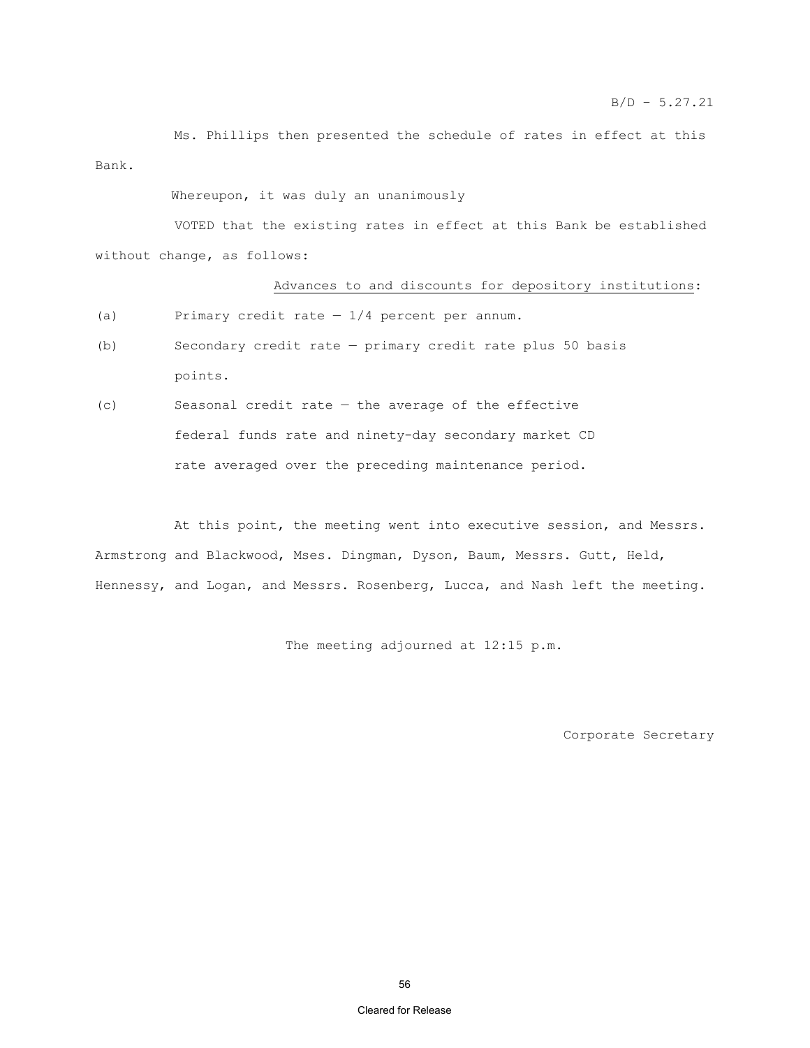Ms. Phillips then presented the schedule of rates in effect at this Bank.

Whereupon, it was duly an unanimously

VOTED that the existing rates in effect at this Bank be established without change, as follows:

Advances to and discounts for depository institutions:

(a) Primary credit rate — 1/4 percent per annum.

(b) Secondary credit rate — primary credit rate plus 50 basis points.

(c) Seasonal credit rate — the average of the effective federal funds rate and ninety-day secondary market CD rate averaged over the preceding maintenance period.

At this point, the meeting went into executive session, and Messrs. Armstrong and Blackwood, Mses. Dingman, Dyson, Baum, Messrs. Gutt, Held, Hennessy, and Logan, and Messrs. Rosenberg, Lucca, and Nash left the meeting.

The meeting adjourned at 12:15 p.m.

Corporate Secretary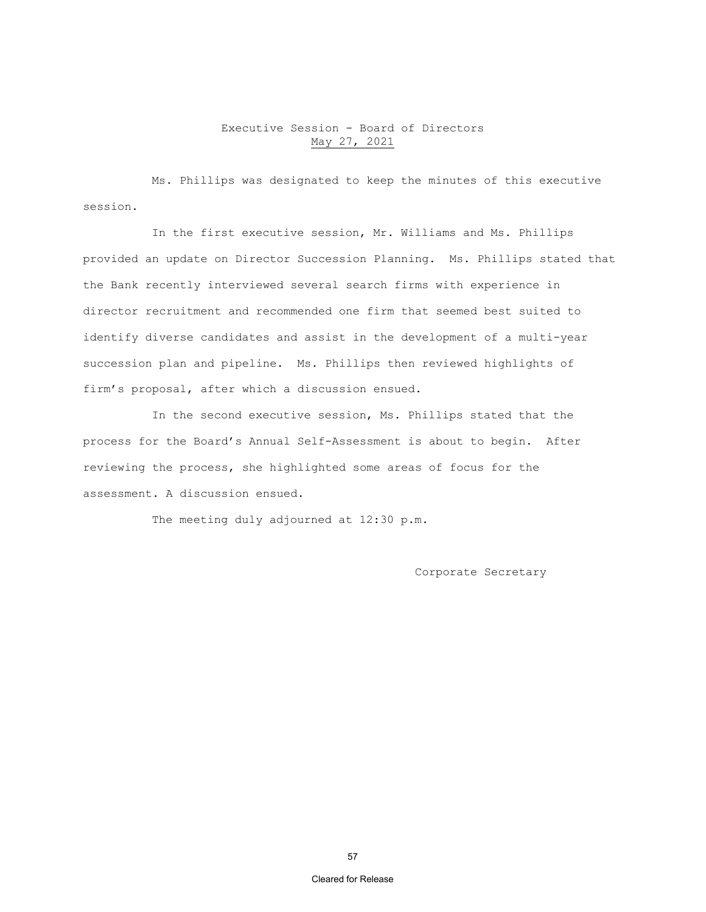# Executive Session - Board of Directors
## May 27, 2021

Ms. Phillips was designated to keep the minutes of this executive session.

In the first executive session, Mr. Williams and Ms. Phillips provided an update on Director Succession Planning. Ms. Phillips stated that the Bank recently interviewed several search firms with experience in director recruitment and recommended one firm that seemed best suited to identify diverse candidates and assist in the development of a multi-year succession plan and pipeline. Ms. Phillips then reviewed highlights of firm's proposal, after which a discussion ensued.

In the second executive session, Ms. Phillips stated that the process for the Board's Annual Self-Assessment is about to begin. After reviewing the process, she highlighted some areas of focus for the assessment. A discussion ensued.

The meeting duly adjourned at 12:30 p.m.

Corporate Secretary

Cleared for Release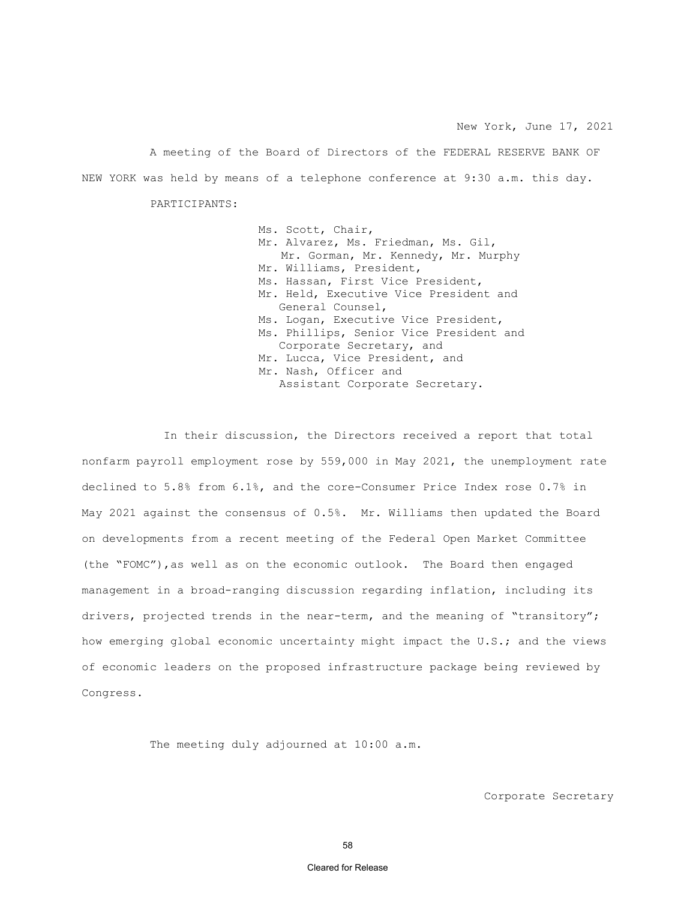New York, June 17, 2021

A meeting of the Board of Directors of the FEDERAL RESERVE BANK OF NEW YORK was held by means of a telephone conference at 9:30 a.m. this day.

PARTICIPANTS:

Ms. Scott, Chair,
Mr. Alvarez, Ms. Friedman, Ms. Gil,
Mr. Gorman, Mr. Kennedy, Mr. Murphy
Mr. Williams, President,
Ms. Hassan, First Vice President,
Mr. Held, Executive Vice President and
General Counsel,
Ms. Logan, Executive Vice President,
Ms. Phillips, Senior Vice President and
Corporate Secretary, and
Mr. Lucca, Vice President, and
Mr. Nash, Officer and
Assistant Corporate Secretary.

In their discussion, the Directors received a report that total nonfarm payroll employment rose by 559,000 in May 2021, the unemployment rate declined to 5.8% from 6.1%, and the core-Consumer Price Index rose 0.7% in May 2021 against the consensus of 0.5%. Mr. Williams then updated the Board on developments from a recent meeting of the Federal Open Market Committee (the "FOMC"),as well as on the economic outlook. The Board then engaged management in a broad-ranging discussion regarding inflation, including its drivers, projected trends in the near-term, and the meaning of "transitory"; how emerging global economic uncertainty might impact the U.S.; and the views of economic leaders on the proposed infrastructure package being reviewed by Congress.

The meeting duly adjourned at 10:00 a.m.

Corporate Secretary

Cleared for Release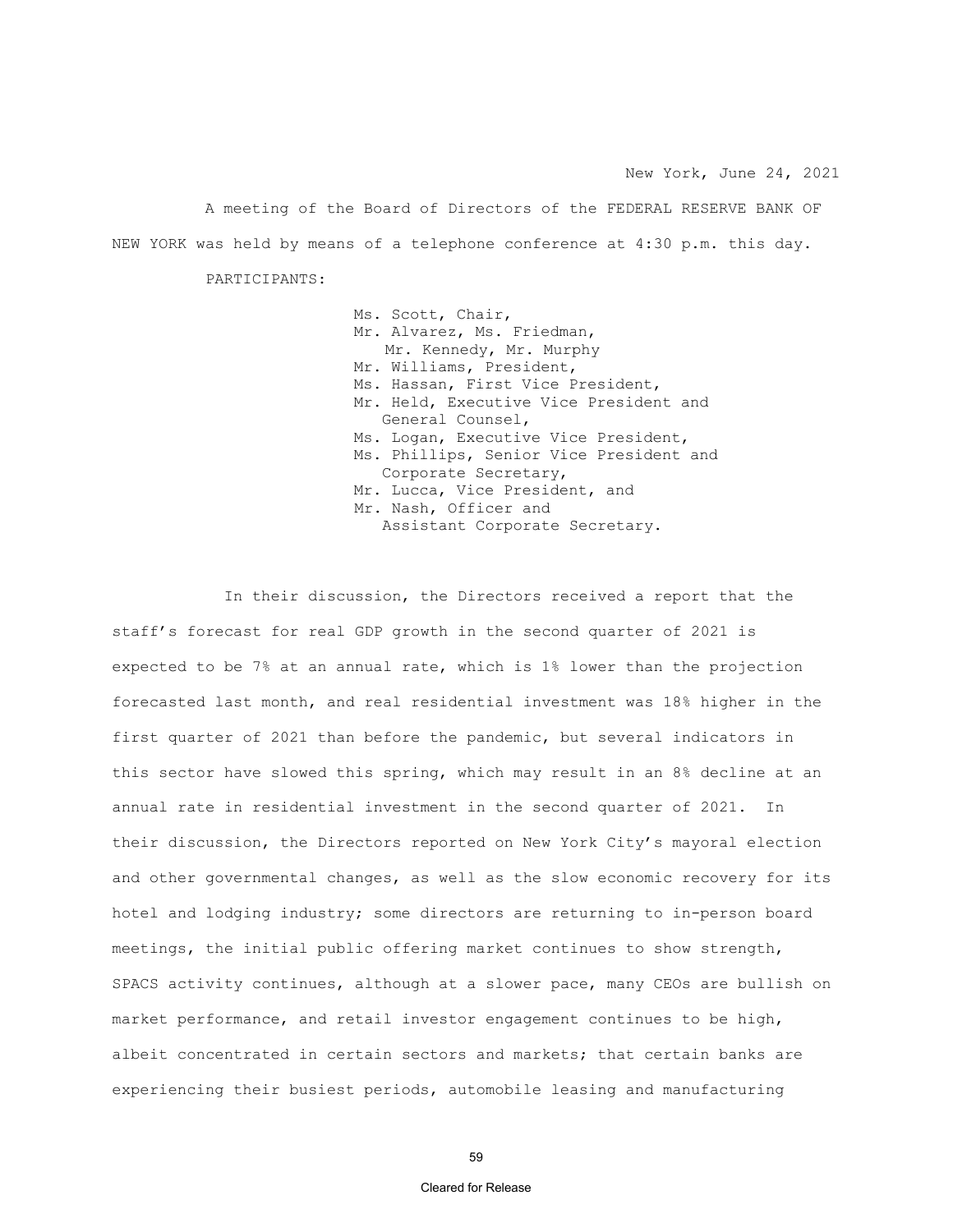New York, June 24, 2021

A meeting of the Board of Directors of the FEDERAL RESERVE BANK OF NEW YORK was held by means of a telephone conference at 4:30 p.m. this day.

PARTICIPANTS:

Ms. Scott, Chair,
Mr. Alvarez, Ms. Friedman,
Mr. Kennedy, Mr. Murphy
Mr. Williams, President,
Ms. Hassan, First Vice President,
Mr. Held, Executive Vice President and General Counsel,
Ms. Logan, Executive Vice President,
Ms. Phillips, Senior Vice President and Corporate Secretary,
Mr. Lucca, Vice President, and
Mr. Nash, Officer and Assistant Corporate Secretary.

In their discussion, the Directors received a report that the staff's forecast for real GDP growth in the second quarter of 2021 is expected to be 7% at an annual rate, which is 1% lower than the projection forecasted last month, and real residential investment was 18% higher in the first quarter of 2021 than before the pandemic, but several indicators in this sector have slowed this spring, which may result in an 8% decline at an annual rate in residential investment in the second quarter of 2021. In their discussion, the Directors reported on New York City's mayoral election and other governmental changes, as well as the slow economic recovery for its hotel and lodging industry; some directors are returning to in-person board meetings, the initial public offering market continues to show strength, SPACS activity continues, although at a slower pace, many CEOs are bullish on market performance, and retail investor engagement continues to be high, albeit concentrated in certain sectors and markets; that certain banks are experiencing their busiest periods, automobile leasing and manufacturing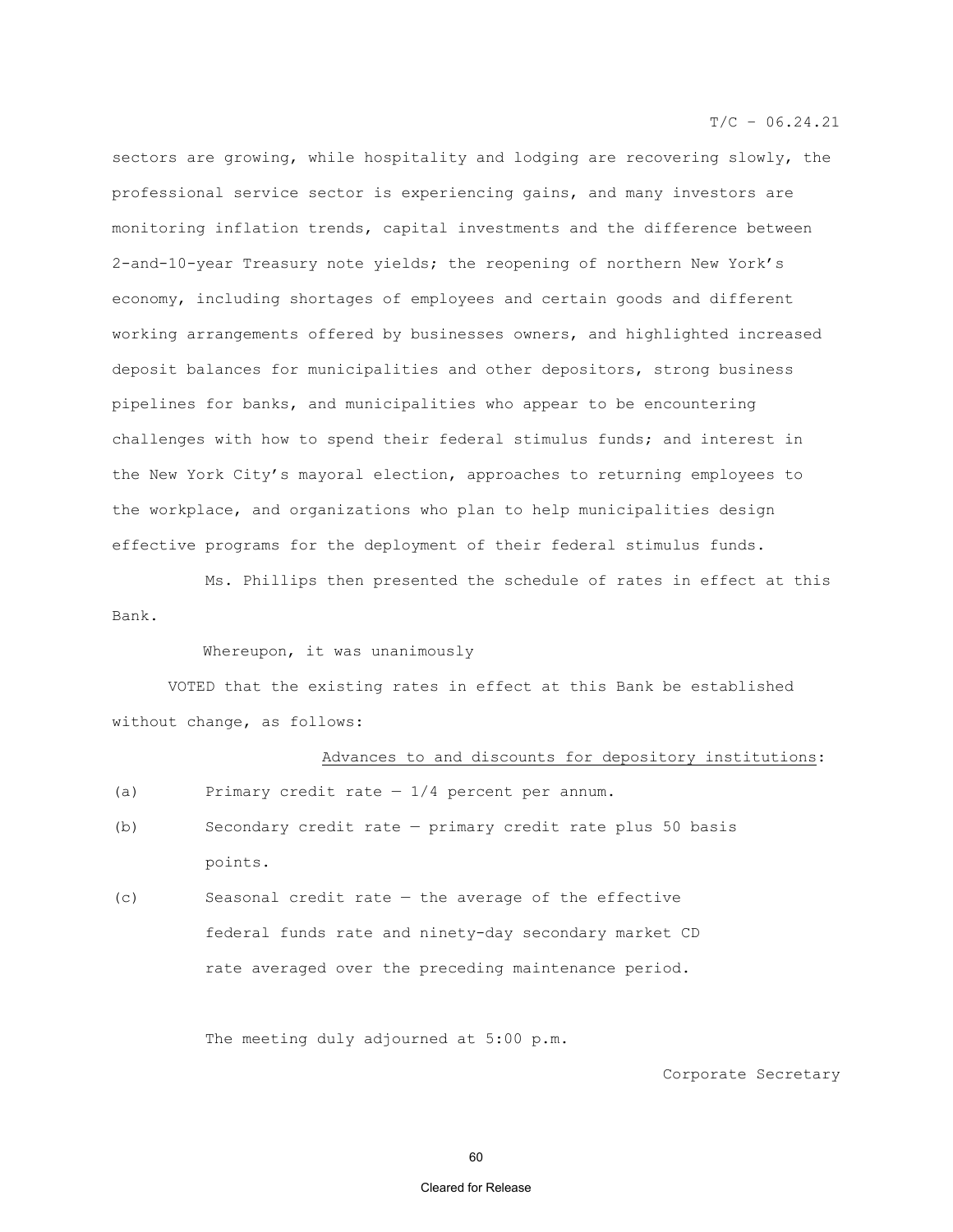sectors are growing, while hospitality and lodging are recovering slowly, the professional service sector is experiencing gains, and many investors are monitoring inflation trends, capital investments and the difference between 2-and-10-year Treasury note yields; the reopening of northern New York's economy, including shortages of employees and certain goods and different working arrangements offered by businesses owners, and highlighted increased deposit balances for municipalities and other depositors, strong business pipelines for banks, and municipalities who appear to be encountering challenges with how to spend their federal stimulus funds; and interest in the New York City's mayoral election, approaches to returning employees to the workplace, and organizations who plan to help municipalities design effective programs for the deployment of their federal stimulus funds.

Ms. Phillips then presented the schedule of rates in effect at this Bank.

Whereupon, it was unanimously

VOTED that the existing rates in effect at this Bank be established without change, as follows:

<u>Advances to and discounts for depository institutions</u>:

(a) Primary credit rate — 1/4 percent per annum.

(b) Secondary credit rate — primary credit rate plus 50 basis points.

(c) Seasonal credit rate — the average of the effective federal funds rate and ninety-day secondary market CD rate averaged over the preceding maintenance period.

The meeting duly adjourned at 5:00 p.m.

Corporate Secretary

Cleared for Release